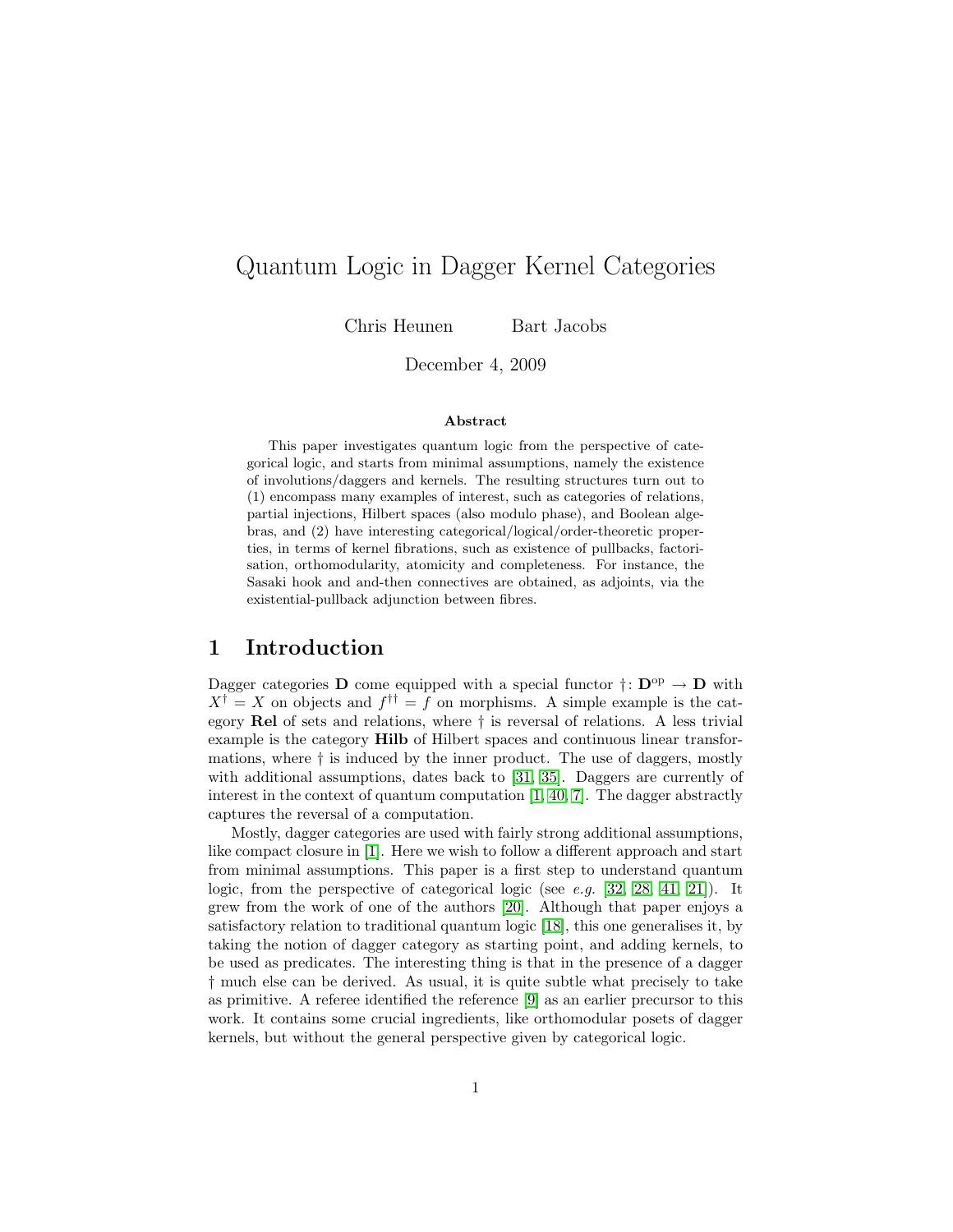// Quantum Logic in Dagger Kernel Categories

Chris Heunen  Bart Jacobs

December 4, 2009

**Abstract**

This paper investigates quantum logic from the perspective of categorical logic, and starts from minimal assumptions, namely the existence of involutions/daggers and kernels. The resulting structures turn out to (1) encompass many examples of interest, such as categories of relations, partial injections, Hilbert spaces (also modulo phase), and Boolean algebras, and (2) have interesting categorical/logical/order-theoretic properties, in terms of kernel fibrations, such as existence of pullbacks, factorisation, orthomodularity, atomicity and completeness. For instance, the Sasaki hook and and-then connectives are obtained, as adjoints, via the existential-pullback adjunction between fibres.

## 1 Introduction

Dagger categories $\mathbf{D}$ come equipped with a special functor $\dagger\colon \mathbf{D}^{\mathrm{op}} \to \mathbf{D}$ with $X^\dagger = X$ on objects and $f^{\dagger\dagger} = f$ on morphisms. A simple example is the category **Rel** of sets and relations, where $\dagger$ is reversal of relations. A less trivial example is the category **Hilb** of Hilbert spaces and continuous linear transformations, where $\dagger$ is induced by the inner product. The use of daggers, mostly with additional assumptions, dates back to [31, 35]. Daggers are currently of interest in the context of quantum computation [1, 40, 7]. The dagger abstractly captures the reversal of a computation.

Mostly, dagger categories are used with fairly strong additional assumptions, like compact closure in [1]. Here we wish to follow a different approach and start from minimal assumptions. This paper is a first step to understand quantum logic, from the perspective of categorical logic (see *e.g.* [32, 28, 41, 21]). It grew from the work of one of the authors [20]. Although that paper enjoys a satisfactory relation to traditional quantum logic [18], this one generalises it, by taking the notion of dagger category as starting point, and adding kernels, to be used as predicates. The interesting thing is that in the presence of a dagger $\dagger$ much else can be derived. As usual, it is quite subtle what precisely to take as primitive. A referee identified the reference [9] as an earlier precursor to this work. It contains some crucial ingredients, like orthomodular posets of dagger kernels, but without the general perspective given by categorical logic.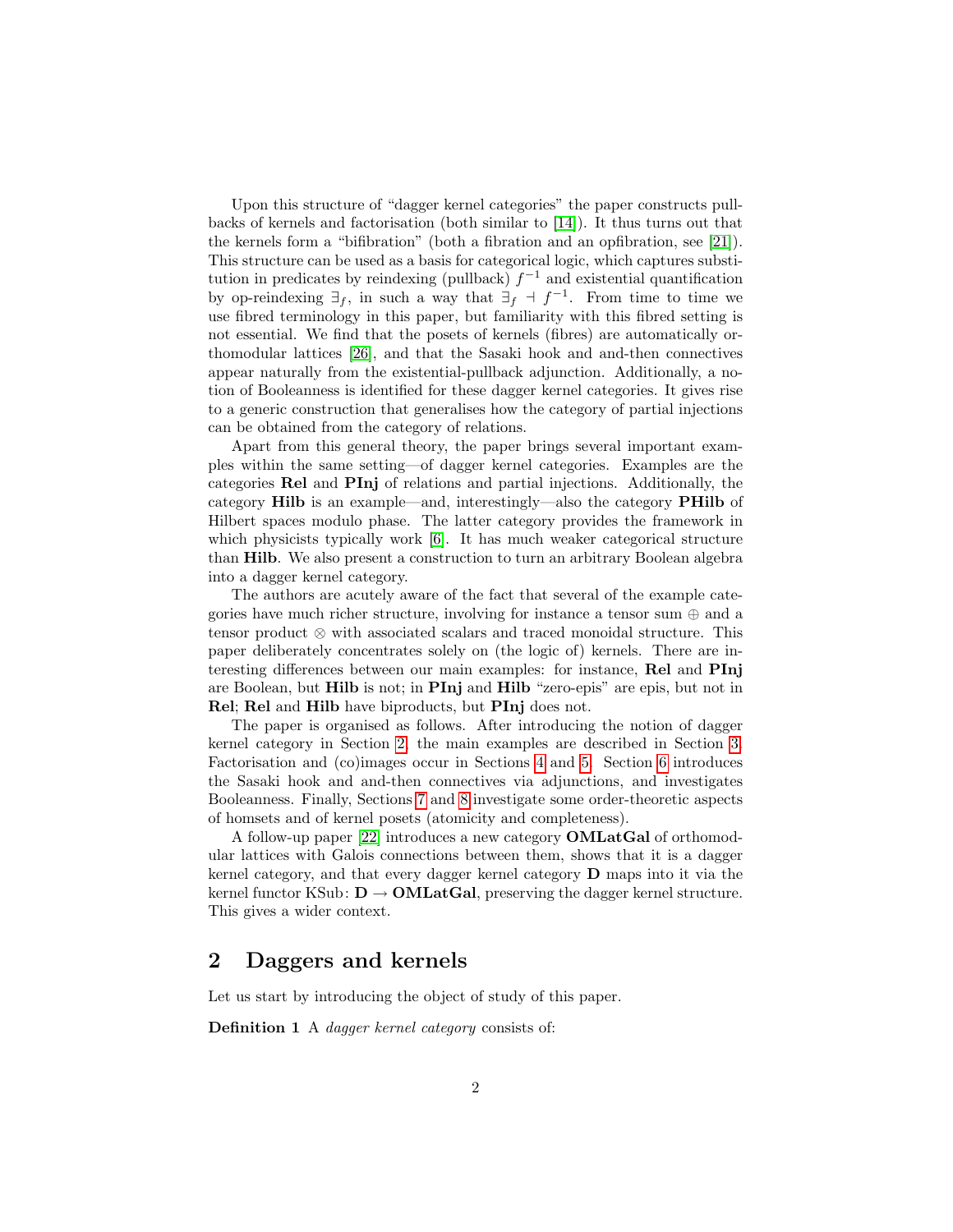Upon this structure of "dagger kernel categories" the paper constructs pullbacks of kernels and factorisation (both similar to [14]). It thus turns out that the kernels form a "bifibration" (both a fibration and an opfibration, see [21]). This structure can be used as a basis for categorical logic, which captures substitution in predicates by reindexing (pullback) $f^{-1}$ and existential quantification by op-reindexing $\exists_f$, in such a way that $\exists_f \dashv f^{-1}$. From time to time we use fibred terminology in this paper, but familiarity with this fibred setting is not essential. We find that the posets of kernels (fibres) are automatically orthomodular lattices [26], and that the Sasaki hook and and-then connectives appear naturally from the existential-pullback adjunction. Additionally, a notion of Booleanness is identified for these dagger kernel categories. It gives rise to a generic construction that generalises how the category of partial injections can be obtained from the category of relations.

Apart from this general theory, the paper brings several important examples within the same setting—of dagger kernel categories. Examples are the categories **Rel** and **PInj** of relations and partial injections. Additionally, the category **Hilb** is an example—and, interestingly—also the category **PHilb** of Hilbert spaces modulo phase. The latter category provides the framework in which physicists typically work [6]. It has much weaker categorical structure than **Hilb**. We also present a construction to turn an arbitrary Boolean algebra into a dagger kernel category.

The authors are acutely aware of the fact that several of the example categories have much richer structure, involving for instance a tensor sum $\oplus$ and a tensor product $\otimes$ with associated scalars and traced monoidal structure. This paper deliberately concentrates solely on (the logic of) kernels. There are interesting differences between our main examples: for instance, **Rel** and **PInj** are Boolean, but **Hilb** is not; in **PInj** and **Hilb** "zero-epis" are epis, but not in **Rel**; **Rel** and **Hilb** have biproducts, but **PInj** does not.

The paper is organised as follows. After introducing the notion of dagger kernel category in Section 2, the main examples are described in Section 3. Factorisation and (co)images occur in Sections 4 and 5. Section 6 introduces the Sasaki hook and and-then connectives via adjunctions, and investigates Booleanness. Finally, Sections 7 and 8 investigate some order-theoretic aspects of homsets and of kernel posets (atomicity and completeness).

A follow-up paper [22] introduces a new category **OMLatGal** of orthomodular lattices with Galois connections between them, shows that it is a dagger kernel category, and that every dagger kernel category $\mathbf{D}$ maps into it via the kernel functor $\mathrm{KSub}\colon \mathbf{D} \to \mathbf{OMLatGal}$, preserving the dagger kernel structure. This gives a wider context.

## 2 Daggers and kernels

Let us start by introducing the object of study of this paper.

**Definition 1** A *dagger kernel category* consists of: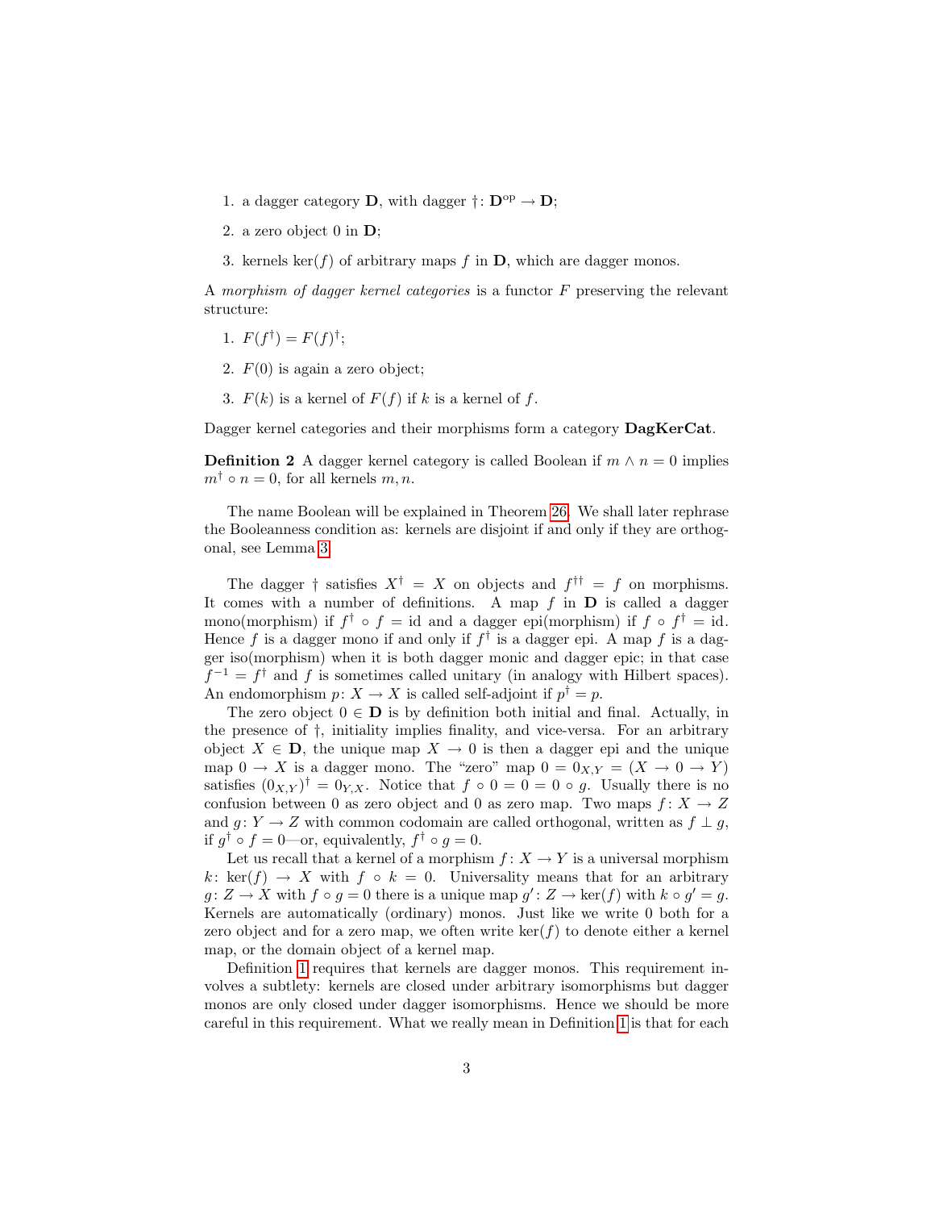1. a dagger category $\mathbf{D}$, with dagger $\dagger\colon \mathbf{D}^{\mathrm{op}} \to \mathbf{D}$;
2. a zero object $0$ in $\mathbf{D}$;
3. kernels $\ker(f)$ of arbitrary maps $f$ in $\mathbf{D}$, which are dagger monos.

A *morphism of dagger kernel categories* is a functor $F$ preserving the relevant structure:

1. $F(f^\dagger) = F(f)^\dagger$;
2. $F(0)$ is again a zero object;
3. $F(k)$ is a kernel of $F(f)$ if $k$ is a kernel of $f$.

Dagger kernel categories and their morphisms form a category **DagKerCat**.

**Definition 2** A dagger kernel category is called Boolean if $m \wedge n = 0$ implies $m^\dagger \circ n = 0$, for all kernels $m, n$.

The name Boolean will be explained in Theorem 26. We shall later rephrase the Booleanness condition as: kernels are disjoint if and only if they are orthogonal, see Lemma 3.

The dagger $\dagger$ satisfies $X^\dagger = X$ on objects and $f^{\dagger\dagger} = f$ on morphisms. It comes with a number of definitions. A map $f$ in $\mathbf{D}$ is called a dagger mono(morphism) if $f^\dagger \circ f = \mathrm{id}$ and a dagger epi(morphism) if $f \circ f^\dagger = \mathrm{id}$. Hence $f$ is a dagger mono if and only if $f^\dagger$ is a dagger epi. A map $f$ is a dagger iso(morphism) when it is both dagger monic and dagger epic; in that case $f^{-1} = f^\dagger$ and $f$ is sometimes called unitary (in analogy with Hilbert spaces). An endomorphism $p\colon X \to X$ is called self-adjoint if $p^\dagger = p$.

The zero object $0 \in \mathbf{D}$ is by definition both initial and final. Actually, in the presence of $\dagger$, initiality implies finality, and vice-versa. For an arbitrary object $X \in \mathbf{D}$, the unique map $X \to 0$ is then a dagger epi and the unique map $0 \to X$ is a dagger mono. The "zero" map $0 = 0_{X,Y} = (X \to 0 \to Y)$ satisfies $(0_{X,Y})^\dagger = 0_{Y,X}$. Notice that $f \circ 0 = 0 = 0 \circ g$. Usually there is no confusion between $0$ as zero object and $0$ as zero map. Two maps $f\colon X \to Z$ and $g\colon Y \to Z$ with common codomain are called orthogonal, written as $f \perp g$, if $g^\dagger \circ f = 0$—or, equivalently, $f^\dagger \circ g = 0$.

Let us recall that a kernel of a morphism $f\colon X \to Y$ is a universal morphism $k\colon \ker(f) \to X$ with $f \circ k = 0$. Universality means that for an arbitrary $g\colon Z \to X$ with $f \circ g = 0$ there is a unique map $g'\colon Z \to \ker(f)$ with $k \circ g' = g$. Kernels are automatically (ordinary) monos. Just like we write $0$ both for a zero object and for a zero map, we often write $\ker(f)$ to denote either a kernel map, or the domain object of a kernel map.

Definition 1 requires that kernels are dagger monos. This requirement involves a subtlety: kernels are closed under arbitrary isomorphisms but dagger monos are only closed under dagger isomorphisms. Hence we should be more careful in this requirement. What we really mean in Definition 1 is that for each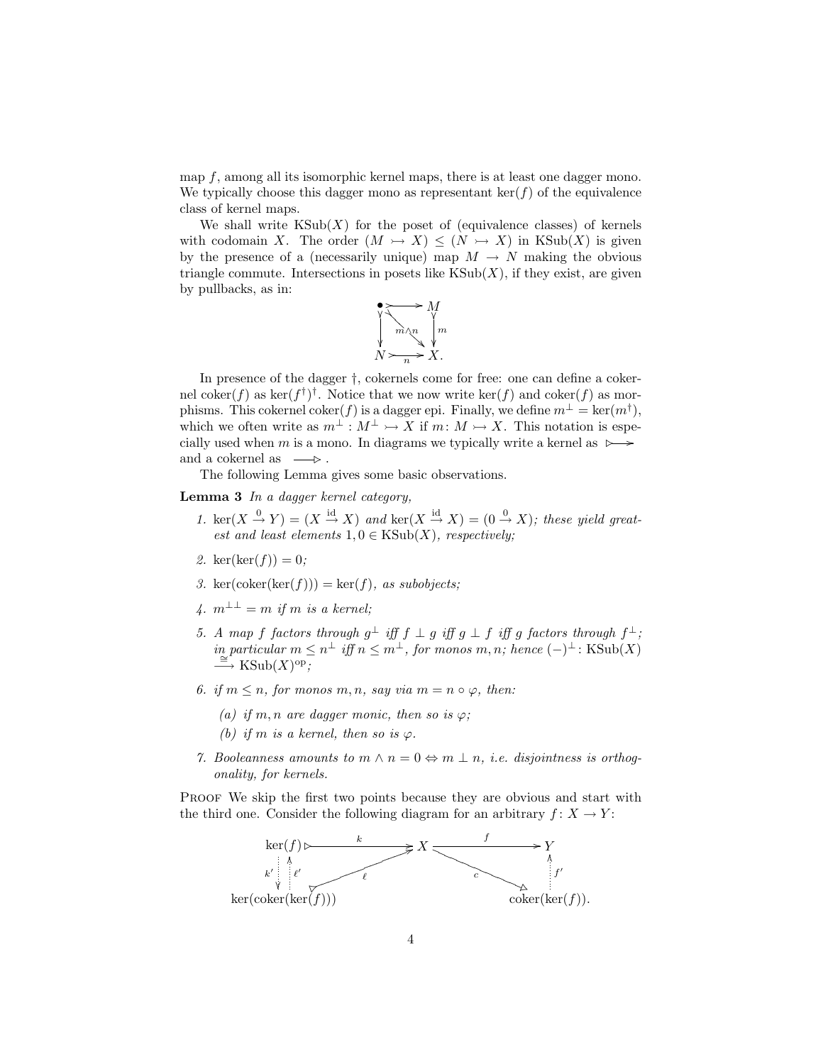map $f$, among all its isomorphic kernel maps, there is at least one dagger mono. We typically choose this dagger mono as representant $\ker(f)$ of the equivalence class of kernel maps.

We shall write $\mathrm{KSub}(X)$ for the poset of (equivalence classes) of kernels with codomain $X$. The order $(M \rightarrowtail X) \leq (N \rightarrowtail X)$ in $\mathrm{KSub}(X)$ is given by the presence of a (necessarily unique) map $M \to N$ making the obvious triangle commute. Intersections in posets like $\mathrm{KSub}(X)$, if they exist, are given by pullbacks, as in:

$$\begin{array}{ccc} \bullet & \rightarrowtail & M \\ \downarrow & \searrow^{m \wedge n} & \downarrow m \\ N & \underset{n}{\rightarrowtail} & X. \end{array}$$

In presence of the dagger $\dagger$, cokernels come for free: one can define a cokernel $\mathrm{coker}(f)$ as $\ker(f^\dagger)^\dagger$. Notice that we now write $\ker(f)$ and $\mathrm{coker}(f)$ as morphisms. This cokernel $\mathrm{coker}(f)$ is a dagger epi. Finally, we define $m^\perp = \ker(m^\dagger)$, which we often write as $m^\perp : M^\perp \rightarrowtail X$ if $m \colon M \rightarrowtail X$. This notation is especially used when $m$ is a mono. In diagrams we typically write a kernel as $\triangleright\!\!\longrightarrow$ and a cokernel as $\longrightarrow\!\!\triangleright$.

The following Lemma gives some basic observations.

**Lemma 3** *In a dagger kernel category,*

1. $\ker(X \xrightarrow{0} Y) = (X \xrightarrow{\mathrm{id}} X)$ *and* $\ker(X \xrightarrow{\mathrm{id}} X) = (0 \xrightarrow{0} X)$*; these yield greatest and least elements* $1, 0 \in \mathrm{KSub}(X)$*, respectively;*
2. $\ker(\ker(f)) = 0$*;*
3. $\ker(\mathrm{coker}(\ker(f))) = \ker(f)$*, as subobjects;*
4. $m^{\perp\perp} = m$ *if* $m$ *is a kernel;*
5. *A map* $f$ *factors through* $g^\perp$ *iff* $f \perp g$ *iff* $g \perp f$ *iff* $g$ *factors through* $f^\perp$*; in particular* $m \leq n^\perp$ *iff* $n \leq m^\perp$*, for monos* $m, n$*; hence* $(-)^\perp \colon \mathrm{KSub}(X) \xrightarrow{\cong} \mathrm{KSub}(X)^{\mathrm{op}}$*;*
6. *if* $m \leq n$*, for monos* $m, n$*, say via* $m = n \circ \varphi$*, then:*
   (a) *if* $m, n$ *are dagger monic, then so is* $\varphi$*;*
   (b) *if* $m$ *is a kernel, then so is* $\varphi$*.*
7. *Booleanness amounts to* $m \wedge n = 0 \Leftrightarrow m \perp n$*, i.e. disjointness is orthogonality, for kernels.*

Proof We skip the first two points because they are obvious and start with the third one. Consider the following diagram for an arbitrary $f \colon X \to Y$:

$$\begin{array}{ccccc} \ker(f) & \xrightarrow{\;k\;} & X & \xrightarrow{\;f\;} & Y \\ k' \downarrow \uparrow \ell' & \nearrow_{\ell} & & \searrow^{c} & \uparrow f' \\ \ker(\mathrm{coker}(\ker(f))) & & & & \mathrm{coker}(\ker(f)). \end{array}$$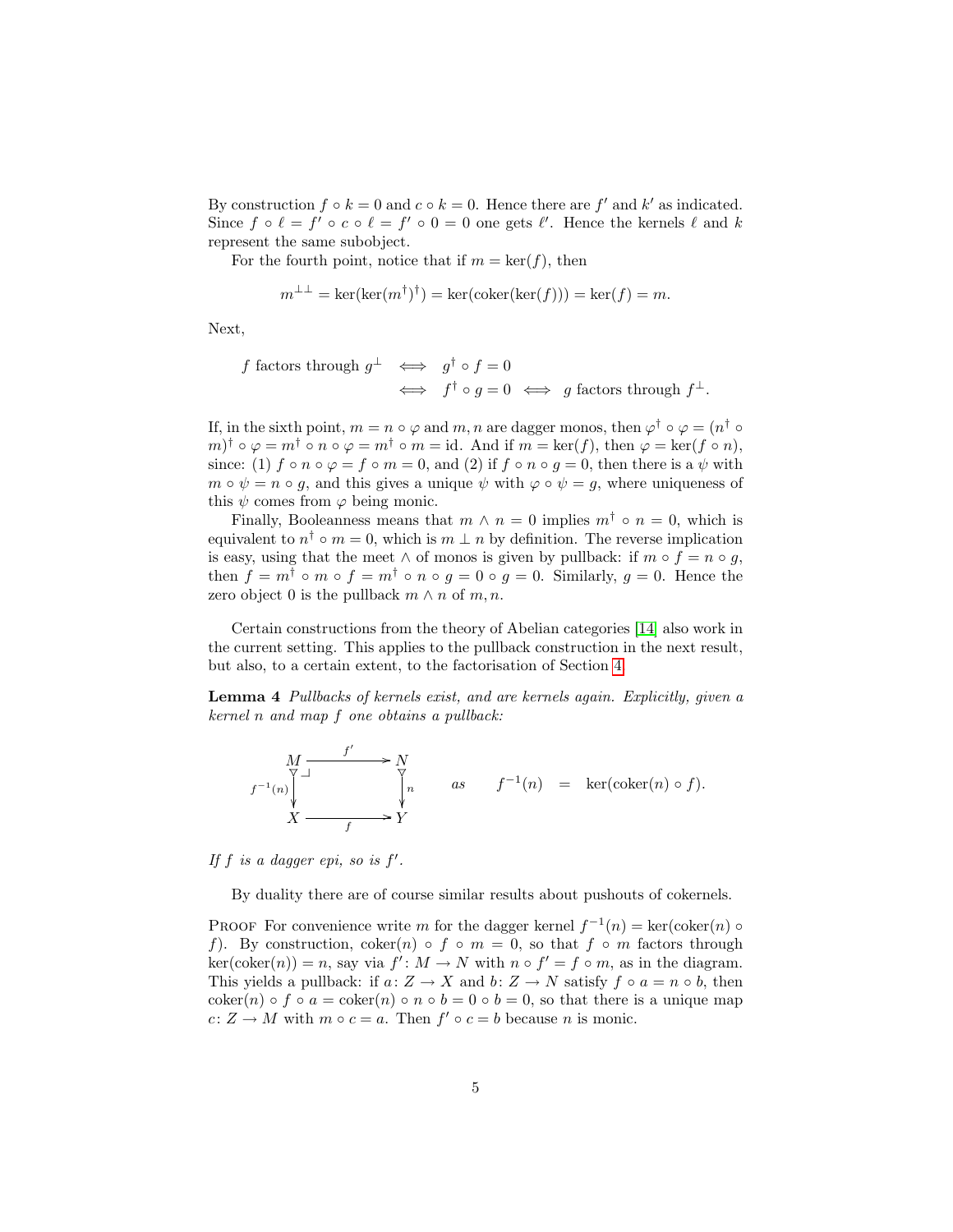By construction $f \circ k = 0$ and $c \circ k = 0$. Hence there are $f'$ and $k'$ as indicated. Since $f \circ \ell = f' \circ c \circ \ell = f' \circ 0 = 0$ one gets $\ell'$. Hence the kernels $\ell$ and $k$ represent the same subobject.

For the fourth point, notice that if $m = \ker(f)$, then

$$m^{\perp\perp} = \ker(\ker(m^\dagger)^\dagger) = \ker(\mathrm{coker}(\ker(f))) = \ker(f) = m.$$

Next,

$$\begin{aligned}
f \text{ factors through } g^\perp \quad &\iff \quad g^\dagger \circ f = 0 \\
&\iff \quad f^\dagger \circ g = 0 \quad \iff \quad g \text{ factors through } f^\perp.
\end{aligned}$$

If, in the sixth point, $m = n \circ \varphi$ and $m, n$ are dagger monos, then $\varphi^\dagger \circ \varphi = (n^\dagger \circ m)^\dagger \circ \varphi = m^\dagger \circ n \circ \varphi = m^\dagger \circ m = \mathrm{id}$. And if $m = \ker(f)$, then $\varphi = \ker(f \circ n)$, since: (1) $f \circ n \circ \varphi = f \circ m = 0$, and (2) if $f \circ n \circ g = 0$, then there is a $\psi$ with $m \circ \psi = n \circ g$, and this gives a unique $\psi$ with $\varphi \circ \psi = g$, where uniqueness of this $\psi$ comes from $\varphi$ being monic.

Finally, Booleanness means that $m \wedge n = 0$ implies $m^\dagger \circ n = 0$, which is equivalent to $n^\dagger \circ m = 0$, which is $m \perp n$ by definition. The reverse implication is easy, using that the meet $\wedge$ of monos is given by pullback: if $m \circ f = n \circ g$, then $f = m^\dagger \circ m \circ f = m^\dagger \circ n \circ g = 0 \circ g = 0$. Similarly, $g = 0$. Hence the zero object 0 is the pullback $m \wedge n$ of $m, n$.

Certain constructions from the theory of Abelian categories [14] also work in the current setting. This applies to the pullback construction in the next result, but also, to a certain extent, to the factorisation of Section 4.

**Lemma 4** *Pullbacks of kernels exist, and are kernels again. Explicitly, given a kernel $n$ and map $f$ one obtains a pullback:*

$$\begin{array}{ccc}
M & \xrightarrow{\;f'\;} & N \\
{\scriptstyle f^{-1}(n)}\big\downarrow & \lrcorner & \big\downarrow{\scriptstyle n} \\
X & \xrightarrow[\;f\;]{} & Y
\end{array}
\qquad \text{as} \qquad f^{-1}(n) \;=\; \ker(\mathrm{coker}(n) \circ f).$$

*If $f$ is a dagger epi, so is $f'$.*

By duality there are of course similar results about pushouts of cokernels.

Proof For convenience write $m$ for the dagger kernel $f^{-1}(n) = \ker(\mathrm{coker}(n) \circ f)$. By construction, $\mathrm{coker}(n) \circ f \circ m = 0$, so that $f \circ m$ factors through $\ker(\mathrm{coker}(n)) = n$, say via $f' \colon M \to N$ with $n \circ f' = f \circ m$, as in the diagram. This yields a pullback: if $a \colon Z \to X$ and $b \colon Z \to N$ satisfy $f \circ a = n \circ b$, then $\mathrm{coker}(n) \circ f \circ a = \mathrm{coker}(n) \circ n \circ b = 0 \circ b = 0$, so that there is a unique map $c \colon Z \to M$ with $m \circ c = a$. Then $f' \circ c = b$ because $n$ is monic.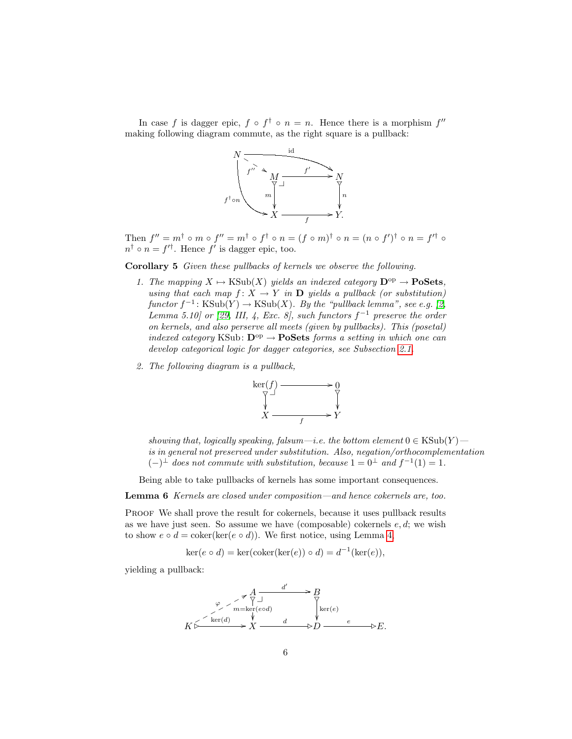In case $f$ is dagger epic, $f \circ f^\dagger \circ n = n$. Hence there is a morphism $f''$ making following diagram commute, as the right square is a pullback:

$$\begin{array}{ccccc}
N & & \xrightarrow{\quad \text{id} \quad} & & N \\
& \overset{f''}{\searrow} & & & \\
& & M & \xrightarrow{f'} & N \\
& {\scriptstyle f^\dagger \circ n} & \downarrow{\scriptstyle m} & & \downarrow{\scriptstyle n} \\
& & X & \xrightarrow{f} & Y.
\end{array}$$

Then $f'' = m^\dagger \circ m \circ f'' = m^\dagger \circ f^\dagger \circ n = (f \circ m)^\dagger \circ n = (n \circ f')^\dagger \circ n = f'^\dagger \circ n^\dagger \circ n = f'^\dagger$. Hence $f'$ is dagger epic, too.

**Corollary 5** *Given these pullbacks of kernels we observe the following.*

1. *The mapping $X \mapsto \text{KSub}(X)$ yields an indexed category $\mathbf{D}^{\text{op}} \to \mathbf{PoSets}$, using that each map $f \colon X \to Y$ in $\mathbf{D}$ yields a pullback (or substitution) functor $f^{-1} \colon \text{KSub}(Y) \to \text{KSub}(X)$. By the "pullback lemma", see e.g. [2, Lemma 5.10] or [29, III, 4, Exc. 8], such functors $f^{-1}$ preserve the order on kernels, and also perserve all meets (given by pullbacks). This (posetal) indexed category $\text{KSub} \colon \mathbf{D}^{\text{op}} \to \mathbf{PoSets}$ forms a setting in which one can develop categorical logic for dagger categories, see Subsection 2.1.*

2. *The following diagram is a pullback,*

$$\begin{array}{ccc}
\ker(f) & \longrightarrow & 0 \\
\downarrow & & \downarrow \\
X & \xrightarrow{f} & Y
\end{array}$$

*showing that, logically speaking, falsum—i.e. the bottom element $0 \in \text{KSub}(Y)$— is in general not preserved under substitution. Also, negation/orthocomplementation $(-)^\perp$ does not commute with substitution, because $1 = 0^\perp$ and $f^{-1}(1) = 1$.*

Being able to take pullbacks of kernels has some important consequences.

**Lemma 6** *Kernels are closed under composition—and hence cokernels are, too.*

Proof We shall prove the result for cokernels, because it uses pullback results as we have just seen. So assume we have (composable) cokernels $e, d$; we wish to show $e \circ d = \text{coker}(\ker(e \circ d))$. We first notice, using Lemma 4,

$$\ker(e \circ d) = \ker(\text{coker}(\ker(e)) \circ d) = d^{-1}(\ker(e)),$$

yielding a pullback:

$$\begin{array}{ccccccc}
 & & A & \xrightarrow{d'} & B & & \\
 & \overset{\varphi}{\nearrow} & \downarrow{\scriptstyle m = \ker(e \circ d)} & & \downarrow{\scriptstyle \ker(e)} & & \\
K & \xrightarrow{\ker(d)} & X & \xrightarrow{d} & D & \xrightarrow{e} & E.
\end{array}$$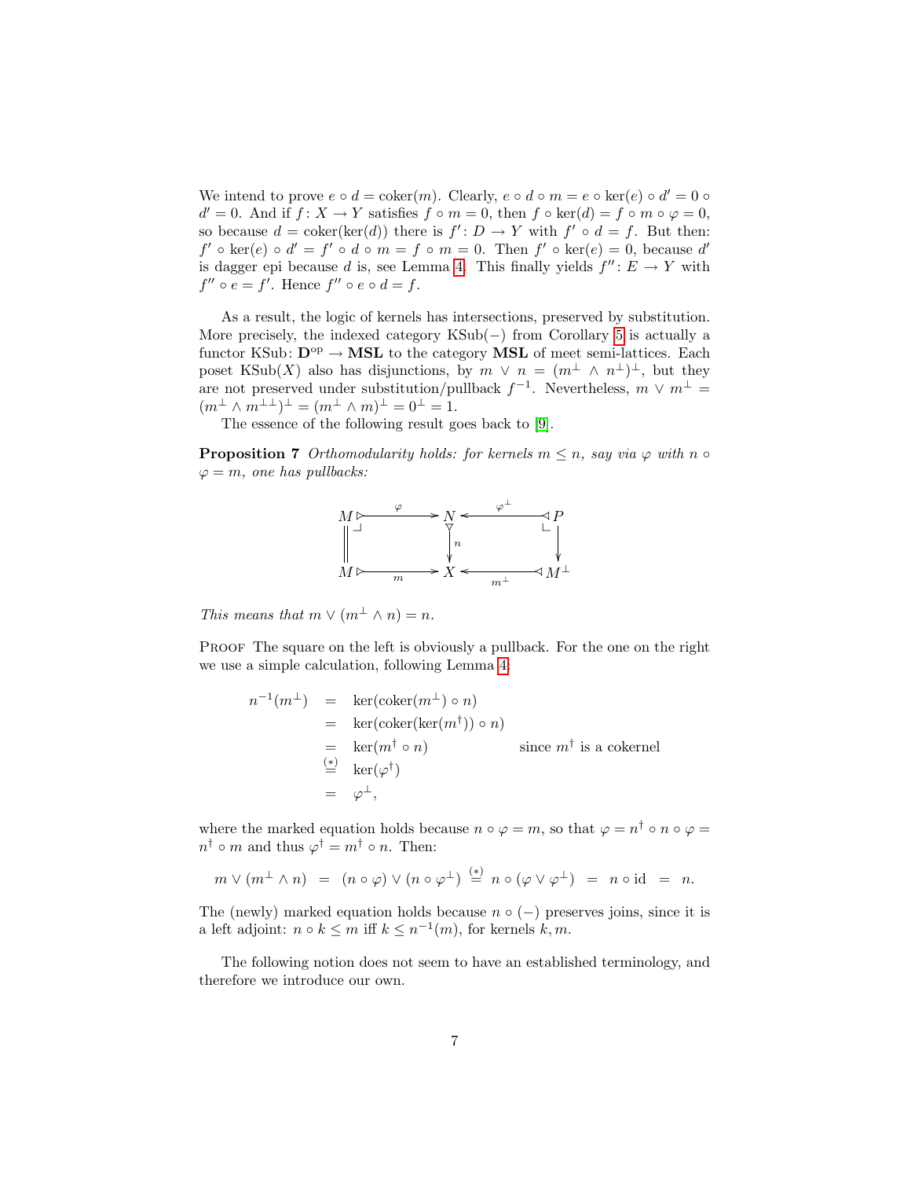We intend to prove $e \circ d = \mathrm{coker}(m)$. Clearly, $e \circ d \circ m = e \circ \ker(e) \circ d' = 0 \circ d' = 0$. And if $f\colon X \to Y$ satisfies $f \circ m = 0$, then $f \circ \ker(d) = f \circ m \circ \varphi = 0$, so because $d = \mathrm{coker}(\ker(d))$ there is $f'\colon D \to Y$ with $f' \circ d = f$. But then: $f' \circ \ker(e) \circ d' = f' \circ d \circ m = f \circ m = 0$. Then $f' \circ \ker(e) = 0$, because $d'$ is dagger epi because $d$ is, see Lemma 4. This finally yields $f''\colon E \to Y$ with $f'' \circ e = f'$. Hence $f'' \circ e \circ d = f$.

As a result, the logic of kernels has intersections, preserved by substitution. More precisely, the indexed category $\mathrm{KSub}(-)$ from Corollary 5 is actually a functor $\mathrm{KSub}\colon \mathbf{D}^{\mathrm{op}} \to \mathbf{MSL}$ to the category $\mathbf{MSL}$ of meet semi-lattices. Each poset $\mathrm{KSub}(X)$ also has disjunctions, by $m \vee n = (m^{\perp} \wedge n^{\perp})^{\perp}$, but they are not preserved under substitution/pullback $f^{-1}$. Nevertheless, $m \vee m^{\perp} = (m^{\perp} \wedge m^{\perp\perp})^{\perp} = (m^{\perp} \wedge m)^{\perp} = 0^{\perp} = 1$.

The essence of the following result goes back to [9].

**Proposition 7** *Orthomodularity holds: for kernels $m \leq n$, say via $\varphi$ with $n \circ \varphi = m$, one has pullbacks:*

$$
\begin{array}{ccccc}
M & \xrightarrow{\;\varphi\;} & N & \xleftarrow{\;\varphi^{\perp}\;} & P \\
\| & & \downarrow{\scriptstyle n} & & \downarrow \\
M & \xrightarrow[\;m\;]{} & X & \xleftarrow[\;m^{\perp}\;]{} & M^{\perp}
\end{array}
$$

*This means that $m \vee (m^{\perp} \wedge n) = n$.*

Proof The square on the left is obviously a pullback. For the one on the right we use a simple calculation, following Lemma 4:

$$
\begin{array}{rcll}
n^{-1}(m^{\perp}) & = & \ker(\mathrm{coker}(m^{\perp}) \circ n) & \\
& = & \ker(\mathrm{coker}(\ker(m^{\dagger})) \circ n) & \\
& = & \ker(m^{\dagger} \circ n) & \text{since } m^{\dagger} \text{ is a cokernel} \\
& \overset{(*)}{=} & \ker(\varphi^{\dagger}) & \\
& = & \varphi^{\perp}, &
\end{array}
$$

where the marked equation holds because $n \circ \varphi = m$, so that $\varphi = n^{\dagger} \circ n \circ \varphi = n^{\dagger} \circ m$ and thus $\varphi^{\dagger} = m^{\dagger} \circ n$. Then:

$$
m \vee (m^{\perp} \wedge n) \;=\; (n \circ \varphi) \vee (n \circ \varphi^{\perp}) \;\overset{(*)}{=}\; n \circ (\varphi \vee \varphi^{\perp}) \;=\; n \circ \mathrm{id} \;=\; n.
$$

The (newly) marked equation holds because $n \circ (-)$ preserves joins, since it is a left adjoint: $n \circ k \leq m$ iff $k \leq n^{-1}(m)$, for kernels $k, m$.

The following notion does not seem to have an established terminology, and therefore we introduce our own.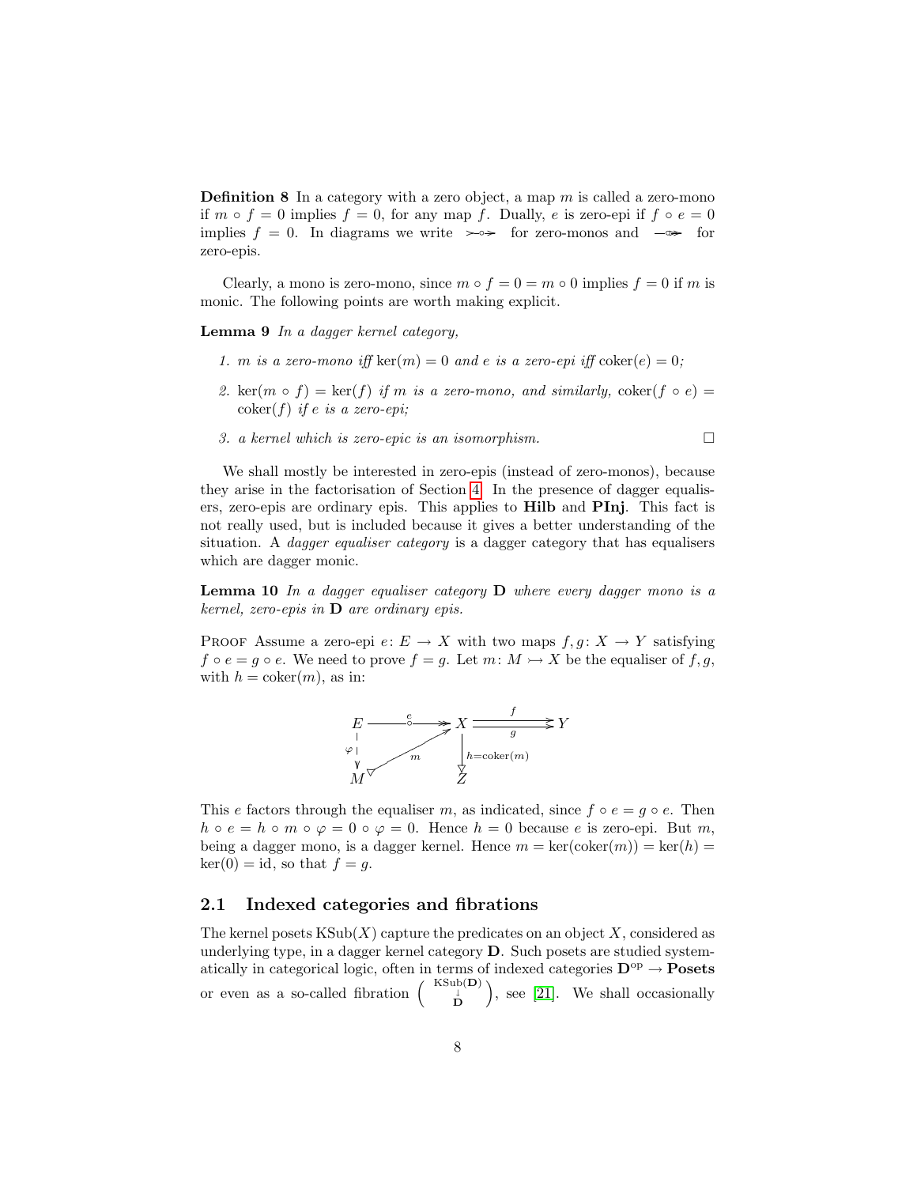**Definition 8** In a category with a zero object, a map $m$ is called a zero-mono if $m \circ f = 0$ implies $f = 0$, for any map $f$. Dually, $e$ is zero-epi if $f \circ e = 0$ implies $f = 0$. In diagrams we write $\rightarrowtail\!\circ\!\!\rightarrow$ for zero-monos and $-\!\circ\!\!\twoheadrightarrow$ for zero-epis.

Clearly, a mono is zero-mono, since $m \circ f = 0 = m \circ 0$ implies $f = 0$ if $m$ is monic. The following points are worth making explicit.

**Lemma 9** *In a dagger kernel category,*

1. *$m$ is a zero-mono iff* $\ker(m) = 0$ *and $e$ is a zero-epi iff* $\mathrm{coker}(e) = 0$*;*
2. $\ker(m \circ f) = \ker(f)$ *if $m$ is a zero-mono, and similarly,* $\mathrm{coker}(f \circ e) = \mathrm{coker}(f)$ *if $e$ is a zero-epi;*
3. *a kernel which is zero-epic is an isomorphism.* □

We shall mostly be interested in zero-epis (instead of zero-monos), because they arise in the factorisation of Section 4. In the presence of dagger equalisers, zero-epis are ordinary epis. This applies to **Hilb** and **PInj**. This fact is not really used, but is included because it gives a better understanding of the situation. A *dagger equaliser category* is a dagger category that has equalisers which are dagger monic.

**Lemma 10** *In a dagger equaliser category* **D** *where every dagger mono is a kernel, zero-epis in* **D** *are ordinary epis.*

Proof Assume a zero-epi $e\colon E \to X$ with two maps $f, g\colon X \to Y$ satisfying $f \circ e = g \circ e$. We need to prove $f = g$. Let $m\colon M \rightarrowtail X$ be the equaliser of $f, g$, with $h = \mathrm{coker}(m)$, as in:

$$\begin{array}{ccccc} E & \xrightarrow{\;e\;} & X & \overset{f}{\underset{g}{\rightrightarrows}} & Y \\ {\scriptstyle\varphi}\downarrow & \nearrow_{m} & \downarrow{\scriptstyle h=\mathrm{coker}(m)} & & \\ M & & Z & & \end{array}$$

This $e$ factors through the equaliser $m$, as indicated, since $f \circ e = g \circ e$. Then $h \circ e = h \circ m \circ \varphi = 0 \circ \varphi = 0$. Hence $h = 0$ because $e$ is zero-epi. But $m$, being a dagger mono, is a dagger kernel. Hence $m = \ker(\mathrm{coker}(m)) = \ker(h) = \ker(0) = \mathrm{id}$, so that $f = g$.

## 2.1 Indexed categories and fibrations

The kernel posets $\mathrm{KSub}(X)$ capture the predicates on an object $X$, considered as underlying type, in a dagger kernel category **D**. Such posets are studied systematically in categorical logic, often in terms of indexed categories $\mathbf{D}^{\mathrm{op}} \to \mathbf{Posets}$ or even as a so-called fibration $\left(\begin{smallmatrix} \mathrm{KSub}(\mathbf{D}) \\ \downarrow \\ \mathbf{D} \end{smallmatrix}\right)$, see [21]. We shall occasionally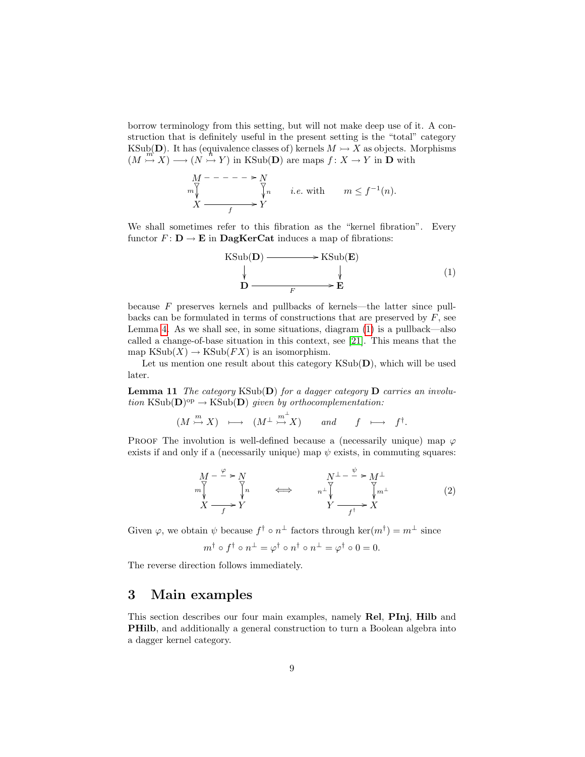borrow terminology from this setting, but will not make deep use of it. A construction that is definitely useful in the present setting is the "total" category $\mathrm{KSub}(\mathbf{D})$. It has (equivalence classes of) kernels $M \rightarrowtail X$ as objects. Morphisms $(M \overset{m}{\rightarrowtail} X) \longrightarrow (N \overset{n}{\rightarrowtail} Y)$ in $\mathrm{KSub}(\mathbf{D})$ are maps $f \colon X \to Y$ in $\mathbf{D}$ with

$$\begin{array}{ccc} M & \dashrightarrow & N \\ {\scriptstyle m}\downarrow & & \downarrow{\scriptstyle n} \\ X & \xrightarrow[f]{} & Y \end{array} \qquad \textit{i.e.} \text{ with} \qquad m \leq f^{-1}(n).$$

We shall sometimes refer to this fibration as the "kernel fibration". Every functor $F \colon \mathbf{D} \to \mathbf{E}$ in **DagKerCat** induces a map of fibrations:

$$\begin{array}{ccc} \mathrm{KSub}(\mathbf{D}) & \longrightarrow & \mathrm{KSub}(\mathbf{E}) \\ \downarrow & & \downarrow \\ \mathbf{D} & \xrightarrow[F]{} & \mathbf{E} \end{array} \tag{1}$$

because $F$ preserves kernels and pullbacks of kernels—the latter since pullbacks can be formulated in terms of constructions that are preserved by $F$, see Lemma 4. As we shall see, in some situations, diagram (1) is a pullback—also called a change-of-base situation in this context, see [21]. This means that the map $\mathrm{KSub}(X) \to \mathrm{KSub}(FX)$ is an isomorphism.

Let us mention one result about this category $\mathrm{KSub}(\mathbf{D})$, which will be used later.

**Lemma 11** *The category $\mathrm{KSub}(\mathbf{D})$ for a dagger category $\mathbf{D}$ carries an involution $\mathrm{KSub}(\mathbf{D})^{\mathrm{op}} \to \mathrm{KSub}(\mathbf{D})$ given by orthocomplementation:*

$$(M \overset{m}{\rightarrowtail} X) \quad \longmapsto \quad (M^{\perp} \overset{m^{\perp}}{\rightarrowtail} X) \qquad \textit{and} \qquad f \quad \longmapsto \quad f^{\dagger}.$$

Proof The involution is well-defined because a (necessarily unique) map $\varphi$ exists if and only if a (necessarily unique) map $\psi$ exists, in commuting squares:

$$\begin{array}{ccc} M & \overset{\varphi}{\dashrightarrow} & N \\ {\scriptstyle m}\downarrow & & \downarrow{\scriptstyle n} \\ X & \xrightarrow[f]{} & Y \end{array} \qquad \Longleftrightarrow \qquad \begin{array}{ccc} N^{\perp} & \overset{\psi}{\dashrightarrow} & M^{\perp} \\ {\scriptstyle n^{\perp}}\downarrow & & \downarrow{\scriptstyle m^{\perp}} \\ Y & \xrightarrow[f^{\dagger}]{} & X \end{array} \tag{2}$$

Given $\varphi$, we obtain $\psi$ because $f^{\dagger} \circ n^{\perp}$ factors through $\ker(m^{\dagger}) = m^{\perp}$ since

$$m^{\dagger} \circ f^{\dagger} \circ n^{\perp} = \varphi^{\dagger} \circ n^{\dagger} \circ n^{\perp} = \varphi^{\dagger} \circ 0 = 0.$$

The reverse direction follows immediately.

## 3 Main examples

This section describes our four main examples, namely **Rel**, **PInj**, **Hilb** and **PHilb**, and additionally a general construction to turn a Boolean algebra into a dagger kernel category.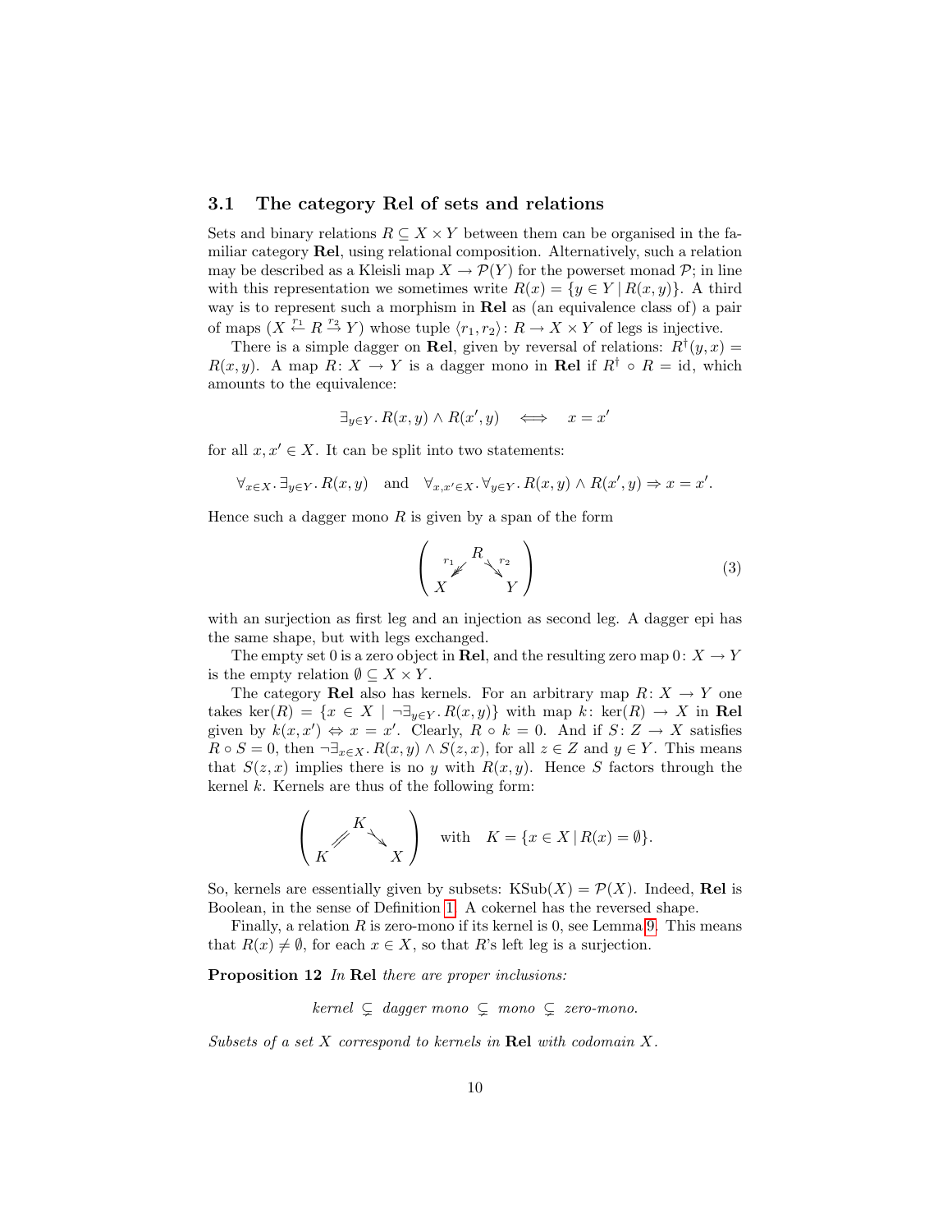### 3.1 The category Rel of sets and relations

Sets and binary relations $R \subseteq X \times Y$ between them can be organised in the familiar category **Rel**, using relational composition. Alternatively, such a relation may be described as a Kleisli map $X \to \mathcal{P}(Y)$ for the powerset monad $\mathcal{P}$; in line with this representation we sometimes write $R(x) = \{y \in Y \mid R(x,y)\}$. A third way is to represent such a morphism in **Rel** as (an equivalence class of) a pair of maps $(X \xleftarrow{r_1} R \xrightarrow{r_2} Y)$ whose tuple $\langle r_1, r_2\rangle \colon R \to X \times Y$ of legs is injective.

There is a simple dagger on **Rel**, given by reversal of relations: $R^\dagger(y,x) = R(x,y)$. A map $R\colon X \to Y$ is a dagger mono in **Rel** if $R^\dagger \circ R = \mathrm{id}$, which amounts to the equivalence:

$$\exists_{y \in Y}.\, R(x,y) \wedge R(x',y) \quad \Longleftrightarrow \quad x = x'$$

for all $x, x' \in X$. It can be split into two statements:

$$\forall_{x \in X}.\, \exists_{y \in Y}.\, R(x,y) \quad \text{and} \quad \forall_{x,x' \in X}.\, \forall_{y \in Y}.\, R(x,y) \wedge R(x',y) \Rightarrow x = x'.$$

Hence such a dagger mono $R$ is given by a span of the form

$$\left( \begin{array}{ccc} & R & \\ {\scriptstyle r_1} \swarrow\!\!\swarrow & & \searrow {\scriptstyle r_2} \\ X & & Y \end{array} \right) \tag{3}$$

with an surjection as first leg and an injection as second leg. A dagger epi has the same shape, but with legs exchanged.

The empty set 0 is a zero object in **Rel**, and the resulting zero map $0\colon X \to Y$ is the empty relation $\emptyset \subseteq X \times Y$.

The category **Rel** also has kernels. For an arbitrary map $R\colon X \to Y$ one takes $\ker(R) = \{x \in X \mid \neg\exists_{y \in Y}.\, R(x,y)\}$ with map $k\colon \ker(R) \to X$ in **Rel** given by $k(x,x') \Leftrightarrow x = x'$. Clearly, $R \circ k = 0$. And if $S\colon Z \to X$ satisfies $R \circ S = 0$, then $\neg\exists_{x \in X}.\, R(x,y) \wedge S(z,x)$, for all $z \in Z$ and $y \in Y$. This means that $S(z,x)$ implies there is no $y$ with $R(x,y)$. Hence $S$ factors through the kernel $k$. Kernels are thus of the following form:

$$\left( \begin{array}{ccc} & K & \\ /\!\!/ & & \searrow \\ K & & X \end{array} \right) \quad \text{with} \quad K = \{x \in X \mid R(x) = \emptyset\}.$$

So, kernels are essentially given by subsets: $\mathrm{KSub}(X) = \mathcal{P}(X)$. Indeed, **Rel** is Boolean, in the sense of Definition 1. A cokernel has the reversed shape.

Finally, a relation $R$ is zero-mono if its kernel is 0, see Lemma 9. This means that $R(x) \neq \emptyset$, for each $x \in X$, so that $R$'s left leg is a surjection.

**Proposition 12** *In* **Rel** *there are proper inclusions:*

$$\textit{kernel} \subsetneq \textit{dagger mono} \subsetneq \textit{mono} \subsetneq \textit{zero-mono}.$$

*Subsets of a set $X$ correspond to kernels in* **Rel** *with codomain $X$.*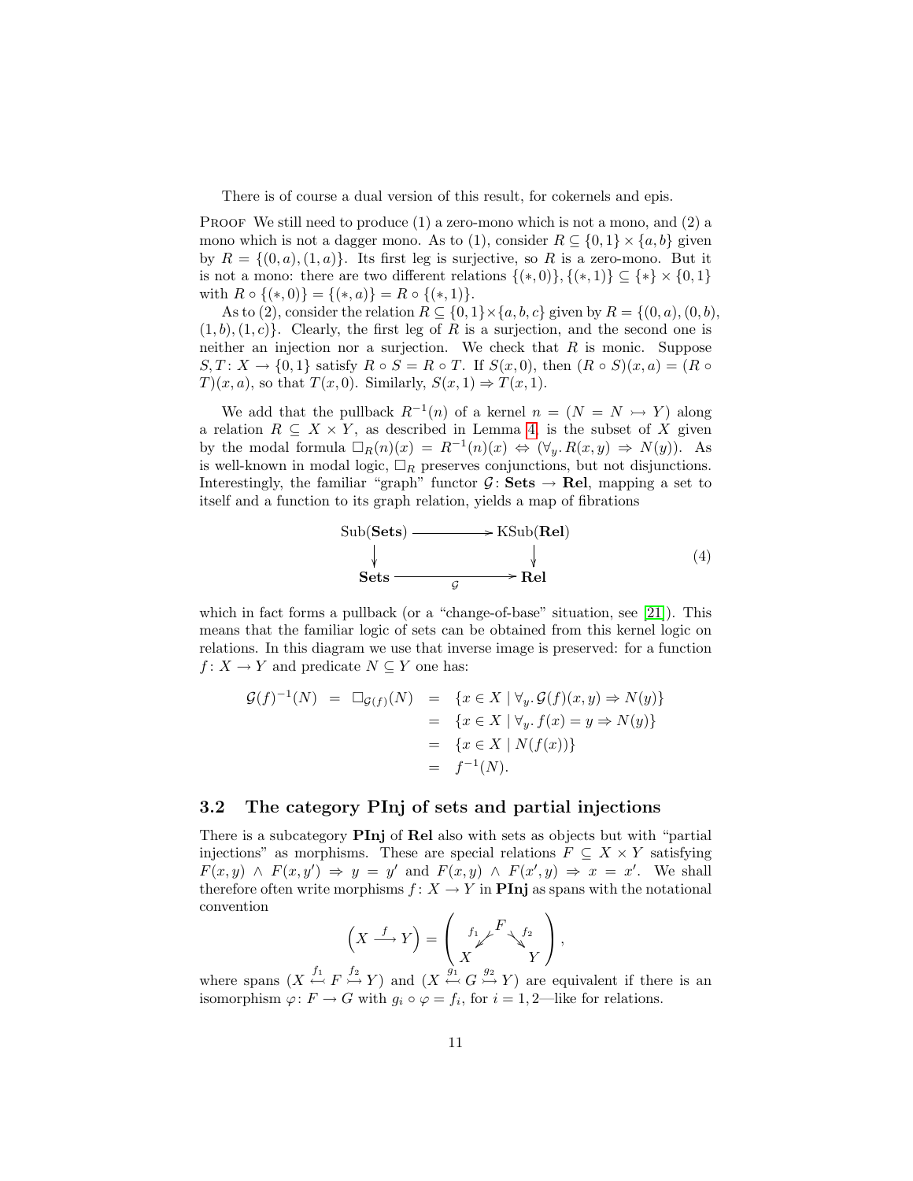There is of course a dual version of this result, for cokernels and epis.

**Proof** We still need to produce (1) a zero-mono which is not a mono, and (2) a mono which is not a dagger mono. As to (1), consider $R \subseteq \{0,1\} \times \{a,b\}$ given by $R = \{(0,a),(1,a)\}$. Its first leg is surjective, so $R$ is a zero-mono. But it is not a mono: there are two different relations $\{(*,0)\}, \{(*,1)\} \subseteq \{*\} \times \{0,1\}$ with $R \circ \{(*,0)\} = \{(*,a)\} = R \circ \{(*,1)\}$.

As to (2), consider the relation $R \subseteq \{0,1\} \times \{a,b,c\}$ given by $R = \{(0,a),(0,b),(1,b),(1,c)\}$. Clearly, the first leg of $R$ is a surjection, and the second one is neither an injection nor a surjection. We check that $R$ is monic. Suppose $S, T \colon X \to \{0,1\}$ satisfy $R \circ S = R \circ T$. If $S(x,0)$, then $(R \circ S)(x,a) = (R \circ T)(x,a)$, so that $T(x,0)$. Similarly, $S(x,1) \Rightarrow T(x,1)$.

We add that the pullback $R^{-1}(n)$ of a kernel $n = (N = N \rightarrowtail Y)$ along a relation $R \subseteq X \times Y$, as described in Lemma 4, is the subset of $X$ given by the modal formula $\Box_R(n)(x) = R^{-1}(n)(x) \Leftrightarrow (\forall_y. R(x,y) \Rightarrow N(y))$. As is well-known in modal logic, $\Box_R$ preserves conjunctions, but not disjunctions. Interestingly, the familiar "graph" functor $\mathcal{G} \colon \mathbf{Sets} \to \mathbf{Rel}$, mapping a set to itself and a function to its graph relation, yields a map of fibrations

$$
\begin{array}{ccc}
\mathrm{Sub}(\mathbf{Sets}) & \longrightarrow & \mathrm{KSub}(\mathbf{Rel}) \\
\downarrow & & \downarrow \\
\mathbf{Sets} & \xrightarrow[\mathcal{G}]{} & \mathbf{Rel}
\end{array}
\qquad (4)
$$

which in fact forms a pullback (or a "change-of-base" situation, see [21]). This means that the familiar logic of sets can be obtained from this kernel logic on relations. In this diagram we use that inverse image is preserved: for a function $f \colon X \to Y$ and predicate $N \subseteq Y$ one has:

$$
\begin{array}{rcl}
\mathcal{G}(f)^{-1}(N) \;=\; \Box_{\mathcal{G}(f)}(N) & = & \{x \in X \mid \forall_y. \mathcal{G}(f)(x,y) \Rightarrow N(y)\} \\
& = & \{x \in X \mid \forall_y. f(x) = y \Rightarrow N(y)\} \\
& = & \{x \in X \mid N(f(x))\} \\
& = & f^{-1}(N).
\end{array}
$$

### 3.2 The category PInj of sets and partial injections

There is a subcategory **PInj** of **Rel** also with sets as objects but with "partial injections" as morphisms. These are special relations $F \subseteq X \times Y$ satisfying $F(x,y) \wedge F(x,y') \Rightarrow y = y'$ and $F(x,y) \wedge F(x',y) \Rightarrow x = x'$. We shall therefore often write morphisms $f \colon X \to Y$ in **PInj** as spans with the notational convention

$$
\left(X \xrightarrow{f} Y\right) = \left( X \xleftarrow{f_1} F \xrightarrow{f_2} Y \right),
$$

where spans $(X \overset{f_1}{\hookleftarrow} F \overset{f_2}{\rightarrowtail} Y)$ and $(X \overset{g_1}{\hookleftarrow} G \overset{g_2}{\rightarrowtail} Y)$ are equivalent if there is an isomorphism $\varphi \colon F \to G$ with $g_i \circ \varphi = f_i$, for $i = 1, 2$—like for relations.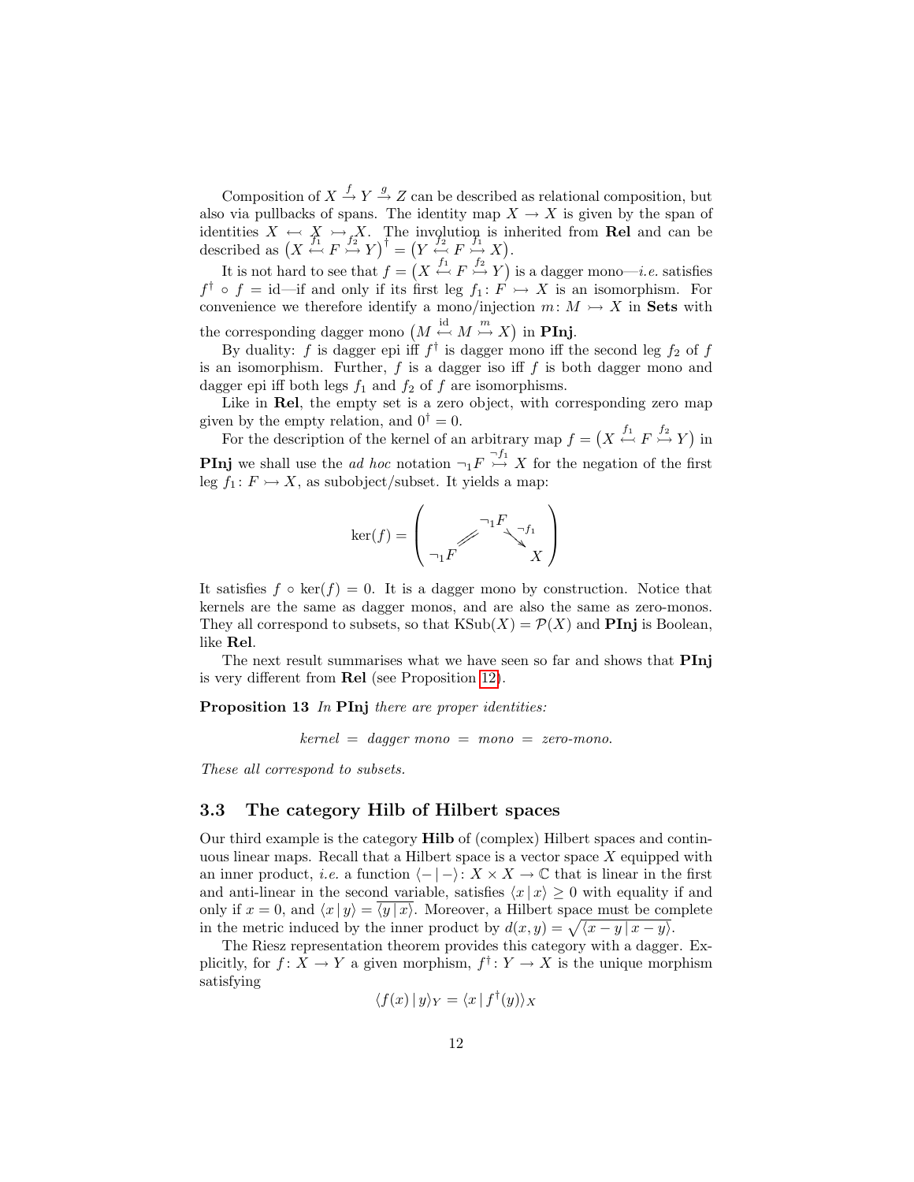Composition of $X \xrightarrow{f} Y \xrightarrow{g} Z$ can be described as relational composition, but also via pullbacks of spans. The identity map $X \to X$ is given by the span of identities $X \leftarrowtail X \rightarrowtail X$. The involution is inherited from **Rel** and can be described as $\big(X \overset{f_1}{\leftarrowtail} F \overset{f_2}{\rightarrowtail} Y\big)^\dagger = \big(Y \overset{f_2}{\leftarrowtail} F \overset{f_1}{\rightarrowtail} X\big)$.

It is not hard to see that $f = \big(X \overset{f_1}{\leftarrowtail} F \overset{f_2}{\rightarrowtail} Y\big)$ is a dagger mono—*i.e.* satisfies $f^\dagger \circ f = \mathrm{id}$—if and only if its first leg $f_1 \colon F \rightarrowtail X$ is an isomorphism. For convenience we therefore identify a mono/injection $m \colon M \rightarrowtail X$ in **Sets** with the corresponding dagger mono $\big(M \overset{\mathrm{id}}{\leftarrowtail} M \overset{m}{\rightarrowtail} X\big)$ in **PInj**.

By duality: $f$ is dagger epi iff $f^\dagger$ is dagger mono iff the second leg $f_2$ of $f$ is an isomorphism. Further, $f$ is a dagger iso iff $f$ is both dagger mono and dagger epi iff both legs $f_1$ and $f_2$ of $f$ are isomorphisms.

Like in **Rel**, the empty set is a zero object, with corresponding zero map given by the empty relation, and $0^\dagger = 0$.

For the description of the kernel of an arbitrary map $f = \big(X \overset{f_1}{\leftarrowtail} F \overset{f_2}{\rightarrowtail} Y\big)$ in **PInj** we shall use the *ad hoc* notation $\neg_1 F \overset{\neg f_1}{\rightarrowtail} X$ for the negation of the first leg $f_1 \colon F \rightarrowtail X$, as subobject/subset. It yields a map:

$$\ker(f) = \left( \neg_1 F \overset{=}{\longleftarrow} \neg_1 F \overset{\neg f_1}{\rightarrowtail} X \right)$$

It satisfies $f \circ \ker(f) = 0$. It is a dagger mono by construction. Notice that kernels are the same as dagger monos, and are also the same as zero-monos. They all correspond to subsets, so that $\mathrm{KSub}(X) = \mathcal{P}(X)$ and **PInj** is Boolean, like **Rel**.

The next result summarises what we have seen so far and shows that **PInj** is very different from **Rel** (see Proposition 12).

**Proposition 13** *In* **PInj** *there are proper identities:*

$$\textit{kernel} = \textit{dagger mono} = \textit{mono} = \textit{zero-mono}.$$

*These all correspond to subsets.*

### 3.3 The category Hilb of Hilbert spaces

Our third example is the category **Hilb** of (complex) Hilbert spaces and continuous linear maps. Recall that a Hilbert space is a vector space $X$ equipped with an inner product, *i.e.* a function $\langle - \,|\, - \rangle \colon X \times X \to \mathbb{C}$ that is linear in the first and anti-linear in the second variable, satisfies $\langle x \,|\, x \rangle \geq 0$ with equality if and only if $x = 0$, and $\langle x \,|\, y \rangle = \overline{\langle y \,|\, x \rangle}$. Moreover, a Hilbert space must be complete in the metric induced by the inner product by $d(x, y) = \sqrt{\langle x - y \,|\, x - y \rangle}$.

The Riesz representation theorem provides this category with a dagger. Explicitly, for $f \colon X \to Y$ a given morphism, $f^\dagger \colon Y \to X$ is the unique morphism satisfying

$$\langle f(x) \,|\, y \rangle_Y = \langle x \,|\, f^\dagger(y) \rangle_X$$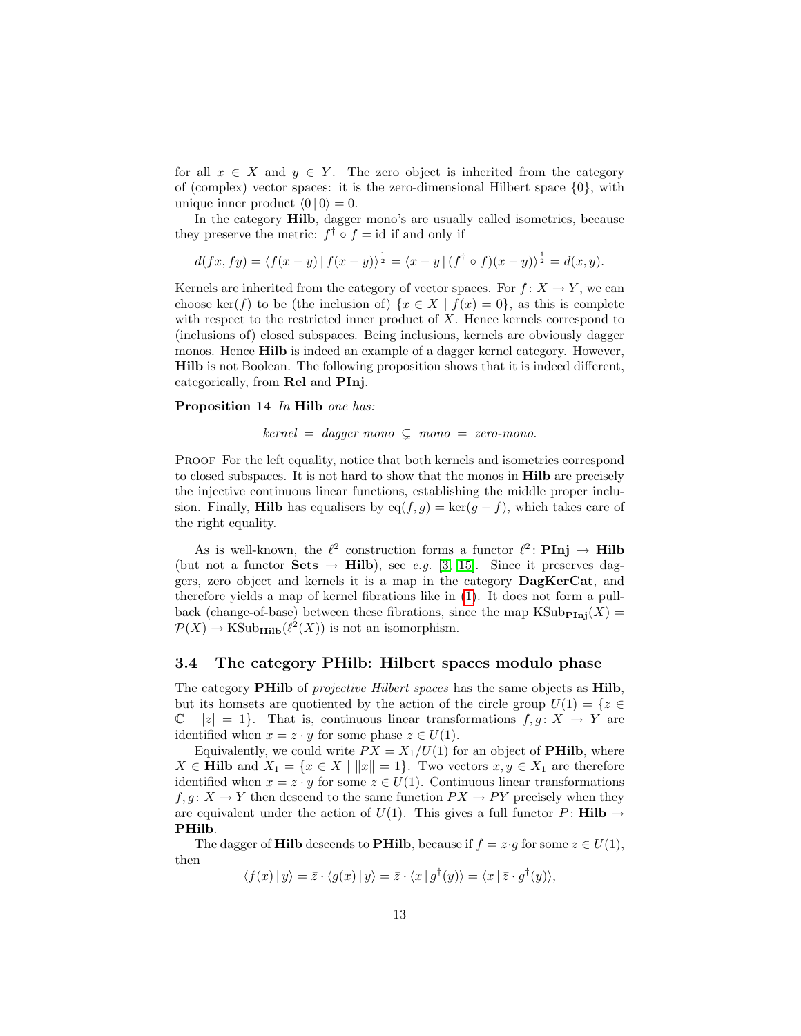for all $x \in X$ and $y \in Y$. The zero object is inherited from the category of (complex) vector spaces: it is the zero-dimensional Hilbert space $\{0\}$, with unique inner product $\langle 0 \,|\, 0 \rangle = 0$.

In the category **Hilb**, dagger mono's are usually called isometries, because they preserve the metric: $f^\dagger \circ f = \mathrm{id}$ if and only if

$$d(fx, fy) = \langle f(x-y) \,|\, f(x-y) \rangle^{\frac{1}{2}} = \langle x - y \,|\, (f^\dagger \circ f)(x-y) \rangle^{\frac{1}{2}} = d(x,y).$$

Kernels are inherited from the category of vector spaces. For $f \colon X \to Y$, we can choose $\ker(f)$ to be (the inclusion of) $\{x \in X \mid f(x) = 0\}$, as this is complete with respect to the restricted inner product of $X$. Hence kernels correspond to (inclusions of) closed subspaces. Being inclusions, kernels are obviously dagger monos. Hence **Hilb** is indeed an example of a dagger kernel category. However, **Hilb** is not Boolean. The following proposition shows that it is indeed different, categorically, from **Rel** and **PInj**.

**Proposition 14** *In* **Hilb** *one has:*

$$\textit{kernel} \;=\; \textit{dagger mono} \;\subsetneq\; \textit{mono} \;=\; \textit{zero-mono}.$$

Proof For the left equality, notice that both kernels and isometries correspond to closed subspaces. It is not hard to show that the monos in **Hilb** are precisely the injective continuous linear functions, establishing the middle proper inclusion. Finally, **Hilb** has equalisers by $\mathrm{eq}(f, g) = \ker(g - f)$, which takes care of the right equality.

As is well-known, the $\ell^2$ construction forms a functor $\ell^2 \colon \mathbf{PInj} \to \mathbf{Hilb}$ (but not a functor $\mathbf{Sets} \to \mathbf{Hilb}$), see *e.g.* [3, 15]. Since it preserves daggers, zero object and kernels it is a map in the category **DagKerCat**, and therefore yields a map of kernel fibrations like in (1). It does not form a pullback (change-of-base) between these fibrations, since the map $\mathrm{KSub}_{\mathbf{PInj}}(X) = \mathcal{P}(X) \to \mathrm{KSub}_{\mathbf{Hilb}}(\ell^2(X))$ is not an isomorphism.

### 3.4 The category PHilb: Hilbert spaces modulo phase

The category **PHilb** of *projective Hilbert spaces* has the same objects as **Hilb**, but its homsets are quotiented by the action of the circle group $U(1) = \{z \in \mathbb{C} \mid |z| = 1\}$. That is, continuous linear transformations $f, g \colon X \to Y$ are identified when $x = z \cdot y$ for some phase $z \in U(1)$.

Equivalently, we could write $PX = X_1/U(1)$ for an object of **PHilb**, where $X \in \mathbf{Hilb}$ and $X_1 = \{x \in X \mid \|x\| = 1\}$. Two vectors $x, y \in X_1$ are therefore identified when $x = z \cdot y$ for some $z \in U(1)$. Continuous linear transformations $f, g \colon X \to Y$ then descend to the same function $PX \to PY$ precisely when they are equivalent under the action of $U(1)$. This gives a full functor $P \colon \mathbf{Hilb} \to \mathbf{PHilb}$.

The dagger of **Hilb** descends to **PHilb**, because if $f = z \cdot g$ for some $z \in U(1)$, then

$$\langle f(x) \,|\, y \rangle = \bar{z} \cdot \langle g(x) \,|\, y \rangle = \bar{z} \cdot \langle x \,|\, g^\dagger(y) \rangle = \langle x \,|\, \bar{z} \cdot g^\dagger(y) \rangle,$$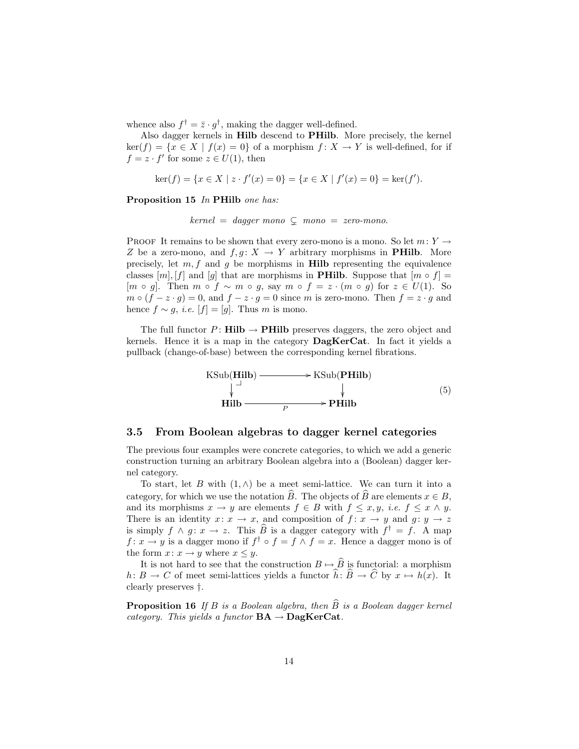whence also $f^\dagger = \bar{z} \cdot g^\dagger$, making the dagger well-defined.

Also dagger kernels in **Hilb** descend to **PHilb**. More precisely, the kernel $\ker(f) = \{x \in X \mid f(x) = 0\}$ of a morphism $f: X \to Y$ is well-defined, for if $f = z \cdot f'$ for some $z \in U(1)$, then

$$\ker(f) = \{x \in X \mid z \cdot f'(x) = 0\} = \{x \in X \mid f'(x) = 0\} = \ker(f').$$

**Proposition 15** *In* **PHilb** *one has:*

$$\textit{kernel} \;=\; \textit{dagger mono} \;\subsetneq\; \textit{mono} \;=\; \textit{zero-mono}.$$

Proof It remains to be shown that every zero-mono is a mono. So let $m: Y \to Z$ be a zero-mono, and $f, g: X \to Y$ arbitrary morphisms in **PHilb**. More precisely, let $m, f$ and $g$ be morphisms in **Hilb** representing the equivalence classes $[m], [f]$ and $[g]$ that are morphisms in **PHilb**. Suppose that $[m \circ f] = [m \circ g]$. Then $m \circ f \sim m \circ g$, say $m \circ f = z \cdot (m \circ g)$ for $z \in U(1)$. So $m \circ (f - z \cdot g) = 0$, and $f - z \cdot g = 0$ since $m$ is zero-mono. Then $f = z \cdot g$ and hence $f \sim g$, *i.e.* $[f] = [g]$. Thus $m$ is mono.

The full functor $P: \mathbf{Hilb} \to \mathbf{PHilb}$ preserves daggers, the zero object and kernels. Hence it is a map in the category **DagKerCat**. In fact it yields a pullback (change-of-base) between the corresponding kernel fibrations.

$$\begin{array}{ccc}
\mathrm{KSub}(\mathbf{Hilb}) & \longrightarrow & \mathrm{KSub}(\mathbf{PHilb}) \\
\big\downarrow \lrcorner & & \big\downarrow \\
\mathbf{Hilb} & \xrightarrow[P]{} & \mathbf{PHilb}
\end{array} \qquad (5)$$

### 3.5 From Boolean algebras to dagger kernel categories

The previous four examples were concrete categories, to which we add a generic construction turning an arbitrary Boolean algebra into a (Boolean) dagger kernel category.

To start, let $B$ with $(1, \wedge)$ be a meet semi-lattice. We can turn it into a category, for which we use the notation $\widehat{B}$. The objects of $\widehat{B}$ are elements $x \in B$, and its morphisms $x \to y$ are elements $f \in B$ with $f \leq x, y$, *i.e.* $f \leq x \wedge y$. There is an identity $x: x \to x$, and composition of $f: x \to y$ and $g: y \to z$ is simply $f \wedge g: x \to z$. This $\widehat{B}$ is a dagger category with $f^\dagger = f$. A map $f: x \to y$ is a dagger mono if $f^\dagger \circ f = f \wedge f = x$. Hence a dagger mono is of the form $x: x \to y$ where $x \leq y$.

It is not hard to see that the construction $B \mapsto \widehat{B}$ is functorial: a morphism $h: B \to C$ of meet semi-lattices yields a functor $\widehat{h}: \widehat{B} \to \widehat{C}$ by $x \mapsto h(x)$. It clearly preserves $\dagger$.

**Proposition 16** *If $B$ is a Boolean algebra, then $\widehat{B}$ is a Boolean dagger kernel category. This yields a functor* $\mathbf{BA} \to \mathbf{DagKerCat}$.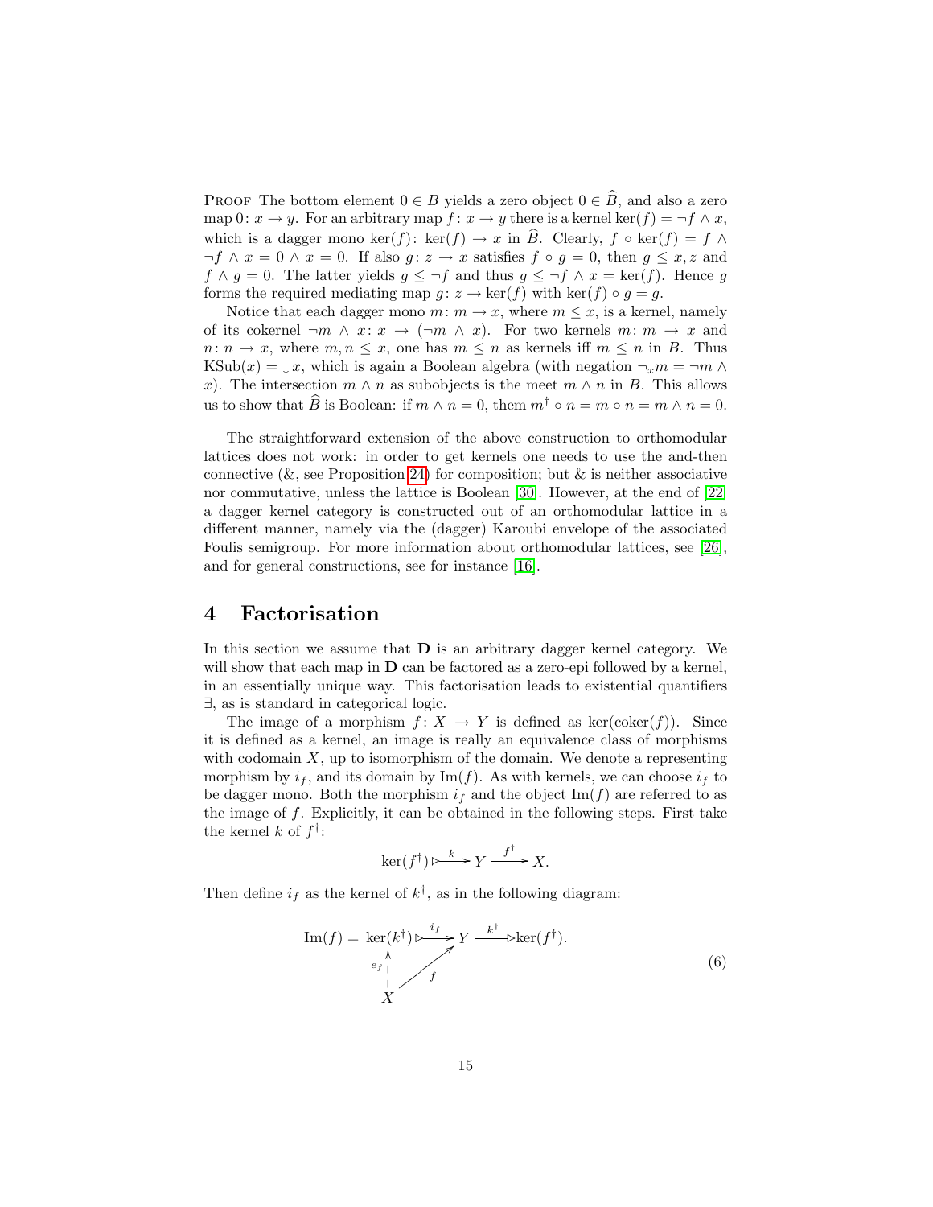PROOF The bottom element $0 \in B$ yields a zero object $0 \in \widehat{B}$, and also a zero map $0 \colon x \to y$. For an arbitrary map $f \colon x \to y$ there is a kernel $\ker(f) = \neg f \wedge x$, which is a dagger mono $\ker(f) \colon \ker(f) \to x$ in $\widehat{B}$. Clearly, $f \circ \ker(f) = f \wedge \neg f \wedge x = 0 \wedge x = 0$. If also $g \colon z \to x$ satisfies $f \circ g = 0$, then $g \leq x, z$ and $f \wedge g = 0$. The latter yields $g \leq \neg f$ and thus $g \leq \neg f \wedge x = \ker(f)$. Hence $g$ forms the required mediating map $g \colon z \to \ker(f)$ with $\ker(f) \circ g = g$.

Notice that each dagger mono $m \colon m \to x$, where $m \leq x$, is a kernel, namely of its cokernel $\neg m \wedge x \colon x \to (\neg m \wedge x)$. For two kernels $m \colon m \to x$ and $n \colon n \to x$, where $m, n \leq x$, one has $m \leq n$ as kernels iff $m \leq n$ in $B$. Thus $\mathrm{KSub}(x) = \downarrow x$, which is again a Boolean algebra (with negation $\neg_x m = \neg m \wedge x$). The intersection $m \wedge n$ as subobjects is the meet $m \wedge n$ in $B$. This allows us to show that $\widehat{B}$ is Boolean: if $m \wedge n = 0$, them $m^\dagger \circ n = m \circ n = m \wedge n = 0$.

The straightforward extension of the above construction to orthomodular lattices does not work: in order to get kernels one needs to use the and-then connective (&, see Proposition 24) for composition; but & is neither associative nor commutative, unless the lattice is Boolean [30]. However, at the end of [22] a dagger kernel category is constructed out of an orthomodular lattice in a different manner, namely via the (dagger) Karoubi envelope of the associated Foulis semigroup. For more information about orthomodular lattices, see [26], and for general constructions, see for instance [16].

# 4 Factorisation

In this section we assume that $\mathbf{D}$ is an arbitrary dagger kernel category. We will show that each map in $\mathbf{D}$ can be factored as a zero-epi followed by a kernel, in an essentially unique way. This factorisation leads to existential quantifiers $\exists$, as is standard in categorical logic.

The image of a morphism $f \colon X \to Y$ is defined as $\ker(\mathrm{coker}(f))$. Since it is defined as a kernel, an image is really an equivalence class of morphisms with codomain $X$, up to isomorphism of the domain. We denote a representing morphism by $i_f$, and its domain by $\mathrm{Im}(f)$. As with kernels, we can choose $i_f$ to be dagger mono. Both the morphism $i_f$ and the object $\mathrm{Im}(f)$ are referred to as the image of $f$. Explicitly, it can be obtained in the following steps. First take the kernel $k$ of $f^\dagger$:

$$\ker(f^\dagger) \overset{k}{\rightarrowtail} Y \xrightarrow{f^\dagger} X.$$

Then define $i_f$ as the kernel of $k^\dagger$, as in the following diagram:

$$\begin{array}{ccccc} \mathrm{Im}(f) = \ker(k^\dagger) & \overset{i_f}{\rightarrowtail} & Y & \xrightarrow{k^\dagger} & \ker(f^\dagger). \\ {\scriptstyle e_f}\uparrow & \nearrow_{f} & & & \\ X & & & & \end{array} \tag{6}$$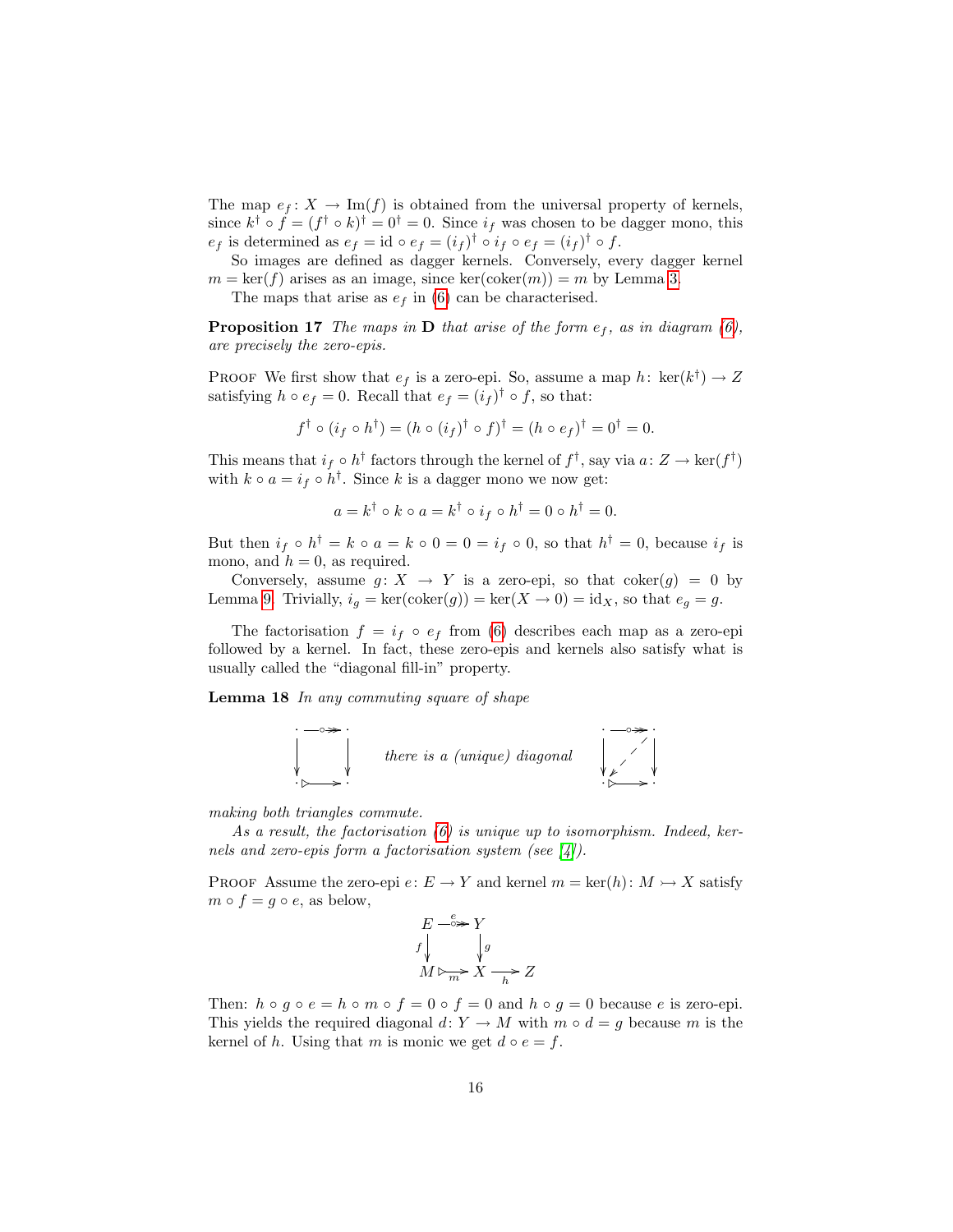The map $e_f : X \to \mathrm{Im}(f)$ is obtained from the universal property of kernels, since $k^\dagger \circ f = (f^\dagger \circ k)^\dagger = 0^\dagger = 0$. Since $i_f$ was chosen to be dagger mono, this $e_f$ is determined as $e_f = \mathrm{id} \circ e_f = (i_f)^\dagger \circ i_f \circ e_f = (i_f)^\dagger \circ f$.

So images are defined as dagger kernels. Conversely, every dagger kernel $m = \ker(f)$ arises as an image, since $\ker(\mathrm{coker}(m)) = m$ by Lemma 3.

The maps that arise as $e_f$ in (6) can be characterised.

**Proposition 17** *The maps in* $\mathbf{D}$ *that arise of the form* $e_f$*, as in diagram (6), are precisely the zero-epis.*

Proof We first show that $e_f$ is a zero-epi. So, assume a map $h : \ker(k^\dagger) \to Z$ satisfying $h \circ e_f = 0$. Recall that $e_f = (i_f)^\dagger \circ f$, so that:

$$f^\dagger \circ (i_f \circ h^\dagger) = (h \circ (i_f)^\dagger \circ f)^\dagger = (h \circ e_f)^\dagger = 0^\dagger = 0.$$

This means that $i_f \circ h^\dagger$ factors through the kernel of $f^\dagger$, say via $a : Z \to \ker(f^\dagger)$ with $k \circ a = i_f \circ h^\dagger$. Since $k$ is a dagger mono we now get:

$$a = k^\dagger \circ k \circ a = k^\dagger \circ i_f \circ h^\dagger = 0 \circ h^\dagger = 0.$$

But then $i_f \circ h^\dagger = k \circ a = k \circ 0 = 0 = i_f \circ 0$, so that $h^\dagger = 0$, because $i_f$ is mono, and $h = 0$, as required.

Conversely, assume $g : X \to Y$ is a zero-epi, so that $\mathrm{coker}(g) = 0$ by Lemma 9. Trivially, $i_g = \ker(\mathrm{coker}(g)) = \ker(X \to 0) = \mathrm{id}_X$, so that $e_g = g$.

The factorisation $f = i_f \circ e_f$ from (6) describes each map as a zero-epi followed by a kernel. In fact, these zero-epis and kernels also satisfy what is usually called the "diagonal fill-in" property.

**Lemma 18** *In any commuting square of shape*

$$\begin{array}{ccc} \cdot & \overset{\circ}{\twoheadrightarrow} & \cdot \\ \downarrow & & \downarrow \\ \cdot & \rightarrowtriangle & \cdot \end{array} \qquad \text{there is a (unique) diagonal} \qquad \begin{array}{ccc} \cdot & \overset{\circ}{\twoheadrightarrow} & \cdot \\ \downarrow & \swarrow & \downarrow \\ \cdot & \rightarrowtriangle & \cdot \end{array}$$

*making both triangles commute.*

*As a result, the factorisation (6) is unique up to isomorphism. Indeed, kernels and zero-epis form a factorisation system (see [4]).*

Proof Assume the zero-epi $e : E \to Y$ and kernel $m = \ker(h) : M \rightarrowtail X$ satisfy $m \circ f = g \circ e$, as below,

$$\begin{array}{ccccc} E & \overset{e}{\twoheadrightarrow} & Y & & \\ {\scriptstyle f}\downarrow & & \downarrow{\scriptstyle g} & & \\ M & \underset{m}{\rightarrowtriangle} & X & \underset{h}{\longrightarrow} & Z \end{array}$$

Then: $h \circ g \circ e = h \circ m \circ f = 0 \circ f = 0$ and $h \circ g = 0$ because $e$ is zero-epi. This yields the required diagonal $d : Y \to M$ with $m \circ d = g$ because $m$ is the kernel of $h$. Using that $m$ is monic we get $d \circ e = f$.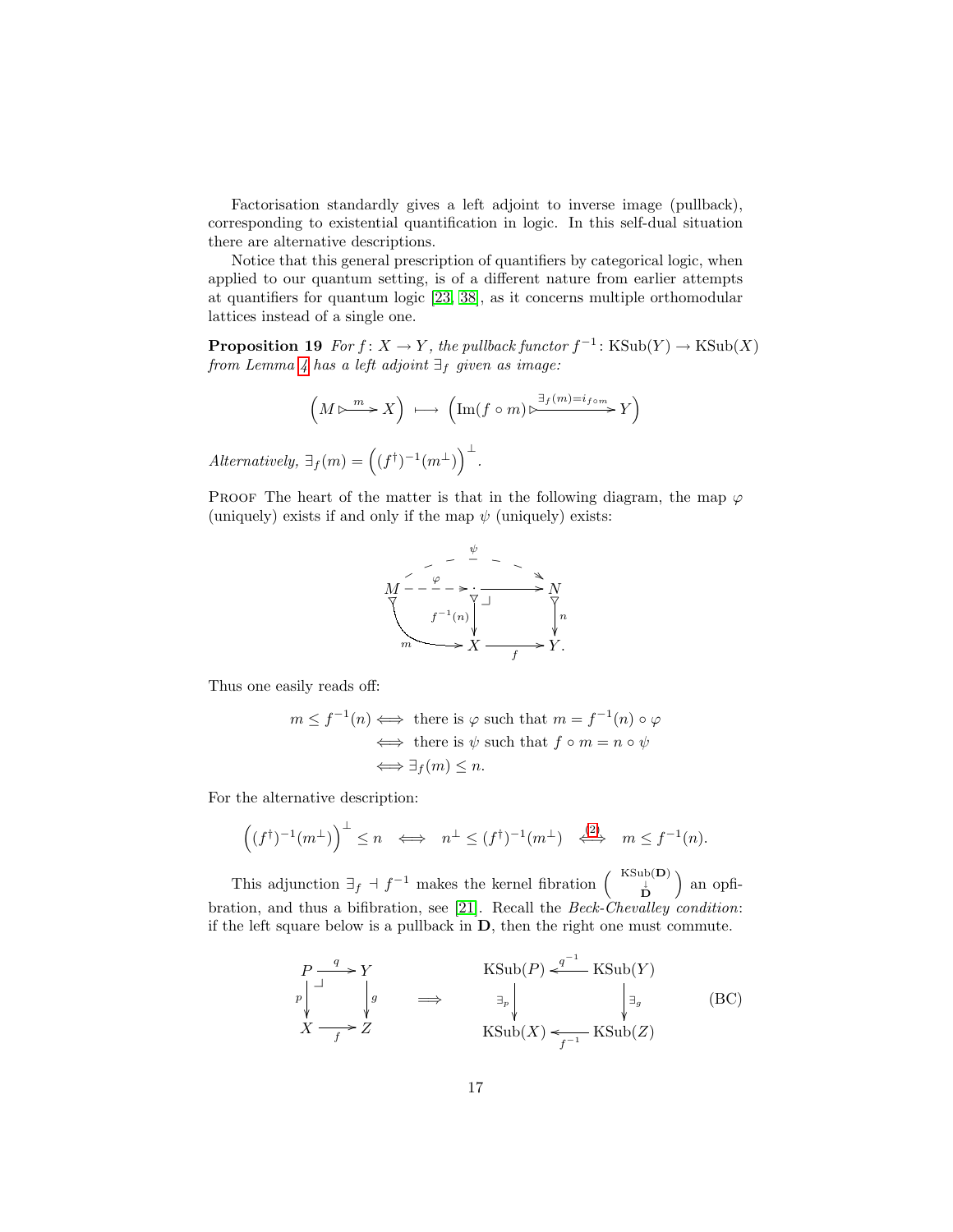Factorisation standardly gives a left adjoint to inverse image (pullback), corresponding to existential quantification in logic. In this self-dual situation there are alternative descriptions.

Notice that this general prescription of quantifiers by categorical logic, when applied to our quantum setting, is of a different nature from earlier attempts at quantifiers for quantum logic [23, 38], as it concerns multiple orthomodular lattices instead of a single one.

**Proposition 19** *For $f\colon X \to Y$, the pullback functor $f^{-1}\colon \mathrm{KSub}(Y) \to \mathrm{KSub}(X)$ from Lemma 4 has a left adjoint $\exists_f$ given as image:*

$$\Big(M \overset{m}{\rightarrowtriangle} X\Big) \;\longmapsto\; \Big(\mathrm{Im}(f\circ m) \overset{\exists_f(m) = i_{f\circ m}}{\rightarrowtriangle} Y\Big)$$

*Alternatively, $\exists_f(m) = \Big((f^\dagger)^{-1}(m^\perp)\Big)^\perp$.*

Proof The heart of the matter is that in the following diagram, the map $\varphi$ (uniquely) exists if and only if the map $\psi$ (uniquely) exists:

$$\begin{array}{ccccc}
 & & \overset{\psi}{\dashrightarrow} & & \\
M & \overset{\varphi}{\dashrightarrow} & \cdot & \longrightarrow & N \\
 & {\scriptstyle m}\searrow & \downarrow{\scriptstyle f^{-1}(n)} & & \downarrow{\scriptstyle n} \\
 & & X & \underset{f}{\longrightarrow} & Y.
\end{array}$$

Thus one easily reads off:

$$\begin{aligned}
m \leq f^{-1}(n) &\iff \text{there is } \varphi \text{ such that } m = f^{-1}(n)\circ\varphi \\
&\iff \text{there is } \psi \text{ such that } f\circ m = n\circ\psi \\
&\iff \exists_f(m) \leq n.
\end{aligned}$$

For the alternative description:

$$\Big((f^\dagger)^{-1}(m^\perp)\Big)^\perp \leq n \iff n^\perp \leq (f^\dagger)^{-1}(m^\perp) \overset{(2)}{\iff} m \leq f^{-1}(n).$$

This adjunction $\exists_f \dashv f^{-1}$ makes the kernel fibration $\left(\begin{smallmatrix}\mathrm{KSub}(\mathbf{D})\\ \downarrow \\ \mathbf{D}\end{smallmatrix}\right)$ an opfibration, and thus a bifibration, see [21]. Recall the *Beck-Chevalley condition*: if the left square below is a pullback in $\mathbf{D}$, then the right one must commute.

$$\begin{array}{ccc}
P & \overset{q}{\longrightarrow} & Y \\
{\scriptstyle p}\downarrow & \lrcorner & \downarrow{\scriptstyle g} \\
X & \underset{f}{\longrightarrow} & Z
\end{array}
\quad\Longrightarrow\quad
\begin{array}{ccc}
\mathrm{KSub}(P) & \overset{q^{-1}}{\longleftarrow} & \mathrm{KSub}(Y) \\
{\scriptstyle \exists_p}\downarrow & & \downarrow{\scriptstyle \exists_g} \\
\mathrm{KSub}(X) & \underset{f^{-1}}{\longleftarrow} & \mathrm{KSub}(Z)
\end{array}
\qquad \text{(BC)}$$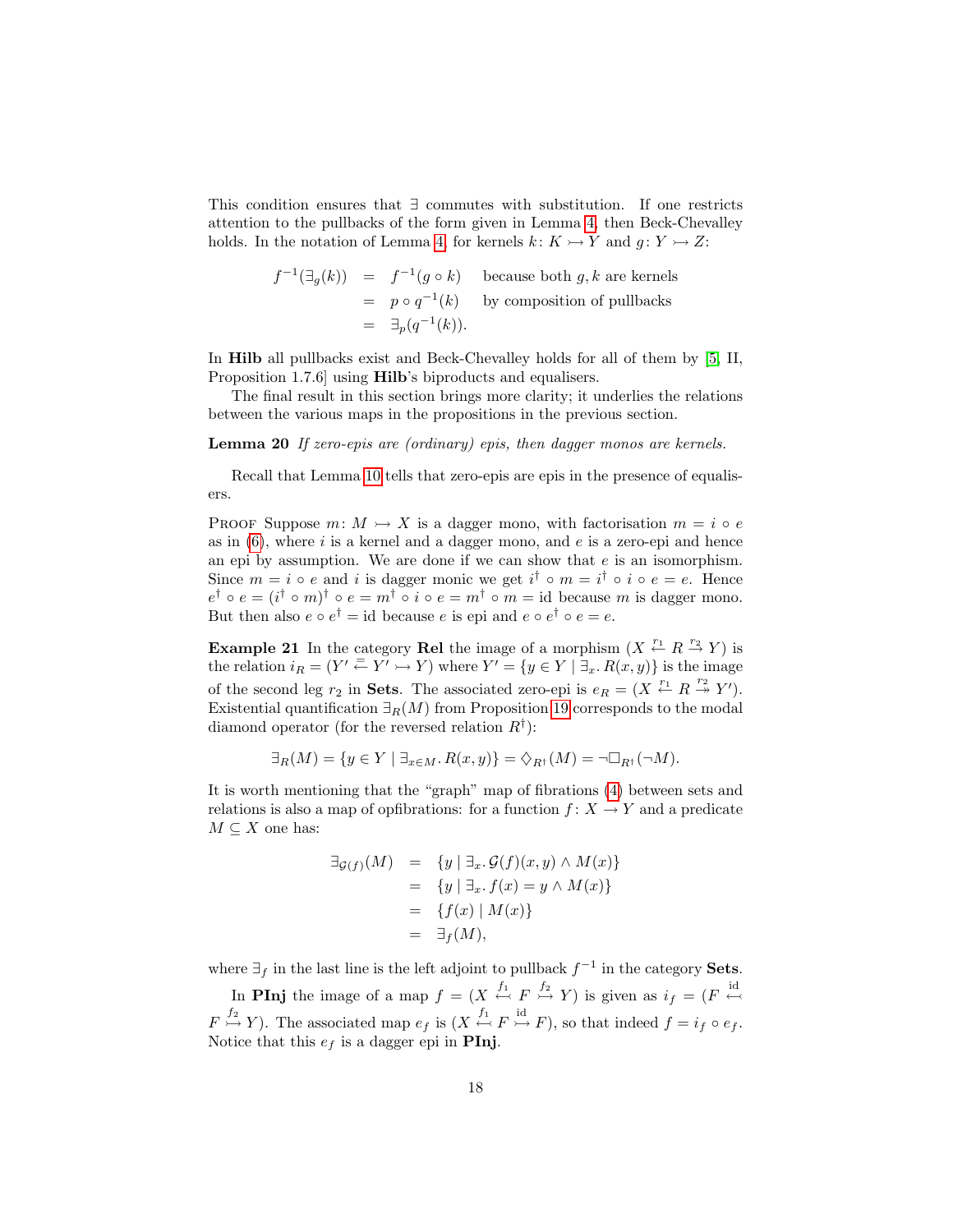This condition ensures that $\exists$ commutes with substitution. If one restricts attention to the pullbacks of the form given in Lemma 4, then Beck-Chevalley holds. In the notation of Lemma 4, for kernels $k\colon K \rightarrowtail Y$ and $g\colon Y \rightarrowtail Z$:

$$
\begin{array}{rcll}
f^{-1}(\exists_g(k)) & = & f^{-1}(g \circ k) & \text{because both } g, k \text{ are kernels} \\
& = & p \circ q^{-1}(k) & \text{by composition of pullbacks} \\
& = & \exists_p(q^{-1}(k)). &
\end{array}
$$

In **Hilb** all pullbacks exist and Beck-Chevalley holds for all of them by [5, II, Proposition 1.7.6] using **Hilb**'s biproducts and equalisers.

The final result in this section brings more clarity; it underlies the relations between the various maps in the propositions in the previous section.

**Lemma 20** *If zero-epis are (ordinary) epis, then dagger monos are kernels.*

Recall that Lemma 10 tells that zero-epis are epis in the presence of equalisers.

Proof Suppose $m\colon M \rightarrowtail X$ is a dagger mono, with factorisation $m = i \circ e$ as in (6), where $i$ is a kernel and a dagger mono, and $e$ is a zero-epi and hence an epi by assumption. We are done if we can show that $e$ is an isomorphism. Since $m = i \circ e$ and $i$ is dagger monic we get $i^\dagger \circ m = i^\dagger \circ i \circ e = e$. Hence $e^\dagger \circ e = (i^\dagger \circ m)^\dagger \circ e = m^\dagger \circ i \circ e = m^\dagger \circ m = \mathrm{id}$ because $m$ is dagger mono. But then also $e \circ e^\dagger = \mathrm{id}$ because $e$ is epi and $e \circ e^\dagger \circ e = e$.

**Example 21** In the category **Rel** the image of a morphism $(X \stackrel{r_1}{\leftarrow} R \stackrel{r_2}{\rightarrow} Y)$ is the relation $i_R = (Y' \stackrel{=}{\leftarrow} Y' \rightarrowtail Y)$ where $Y' = \{y \in Y \mid \exists_x.\, R(x,y)\}$ is the image of the second leg $r_2$ in **Sets**. The associated zero-epi is $e_R = (X \stackrel{r_1}{\leftarrow} R \stackrel{r_2}{\twoheadrightarrow} Y')$. Existential quantification $\exists_R(M)$ from Proposition 19 corresponds to the modal diamond operator (for the reversed relation $R^\dagger$):

$$
\exists_R(M) = \{y \in Y \mid \exists_{x \in M}.\, R(x,y)\} = \Diamond_{R^\dagger}(M) = \neg\Box_{R^\dagger}(\neg M).
$$

It is worth mentioning that the "graph" map of fibrations (4) between sets and relations is also a map of opfibrations: for a function $f\colon X \to Y$ and a predicate $M \subseteq X$ one has:

$$
\begin{array}{rcl}
\exists_{\mathcal{G}(f)}(M) & = & \{y \mid \exists_x.\, \mathcal{G}(f)(x,y) \wedge M(x)\} \\
& = & \{y \mid \exists_x.\, f(x) = y \wedge M(x)\} \\
& = & \{f(x) \mid M(x)\} \\
& = & \exists_f(M),
\end{array}
$$

where $\exists_f$ in the last line is the left adjoint to pullback $f^{-1}$ in the category **Sets**.

In **PInj** the image of a map $f = (X \stackrel{f_1}{\hookleftarrow} F \stackrel{f_2}{\rightarrowtail} Y)$ is given as $i_f = (F \stackrel{\mathrm{id}}{\hookleftarrow} F \stackrel{f_2}{\rightarrowtail} Y)$. The associated map $e_f$ is $(X \stackrel{f_1}{\hookleftarrow} F \stackrel{\mathrm{id}}{\rightarrowtail} F)$, so that indeed $f = i_f \circ e_f$. Notice that this $e_f$ is a dagger epi in **PInj**.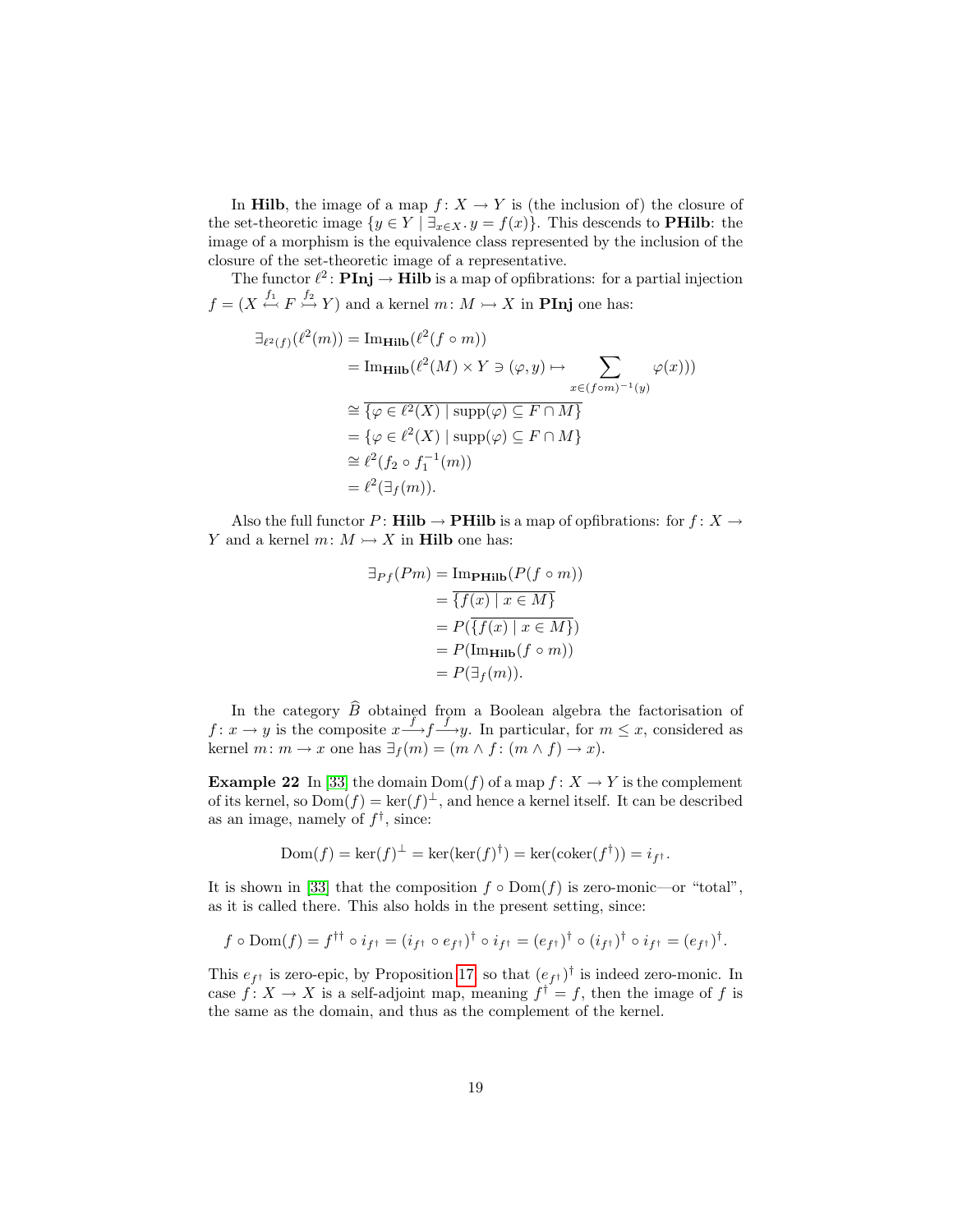In **Hilb**, the image of a map $f\colon X \to Y$ is (the inclusion of) the closure of the set-theoretic image $\{y \in Y \mid \exists_{x\in X}.\, y = f(x)\}$. This descends to **PHilb**: the image of a morphism is the equivalence class represented by the inclusion of the closure of the set-theoretic image of a representative.

The functor $\ell^2\colon \mathbf{PInj} \to \mathbf{Hilb}$ is a map of opfibrations: for a partial injection $f = (X \overset{f_1}{\hookleftarrow} F \overset{f_2}{\rightarrowtail} Y)$ and a kernel $m\colon M \rightarrowtail X$ in **PInj** one has:

$$\begin{aligned}
\exists_{\ell^2(f)}(\ell^2(m)) &= \mathrm{Im}_{\mathbf{Hilb}}(\ell^2(f \circ m)) \\
&= \mathrm{Im}_{\mathbf{Hilb}}(\ell^2(M) \times Y \ni (\varphi, y) \mapsto \sum_{x \in (f\circ m)^{-1}(y)} \varphi(x))) \\
&\cong \overline{\{\varphi \in \ell^2(X) \mid \mathrm{supp}(\varphi) \subseteq F \cap M\}} \\
&= \{\varphi \in \ell^2(X) \mid \mathrm{supp}(\varphi) \subseteq F \cap M\} \\
&\cong \ell^2(f_2 \circ f_1^{-1}(m)) \\
&= \ell^2(\exists_f(m)).
\end{aligned}$$

Also the full functor $P\colon \mathbf{Hilb} \to \mathbf{PHilb}$ is a map of opfibrations: for $f\colon X \to Y$ and a kernel $m\colon M \rightarrowtail X$ in **Hilb** one has:

$$\begin{aligned}
\exists_{Pf}(Pm) &= \mathrm{Im}_{\mathbf{PHilb}}(P(f \circ m)) \\
&= \overline{\{f(x) \mid x \in M\}} \\
&= P(\overline{\{f(x) \mid x \in M\}}) \\
&= P(\mathrm{Im}_{\mathbf{Hilb}}(f \circ m)) \\
&= P(\exists_f(m)).
\end{aligned}$$

In the category $\widehat{B}$ obtained from a Boolean algebra the factorisation of $f\colon x \to y$ is the composite $x \overset{f}{\longrightarrow} f \overset{f}{\longrightarrow} y$. In particular, for $m \leq x$, considered as kernel $m\colon m \to x$ one has $\exists_f(m) = (m \wedge f\colon (m \wedge f) \to x)$.

**Example 22** In [33] the domain $\mathrm{Dom}(f)$ of a map $f\colon X \to Y$ is the complement of its kernel, so $\mathrm{Dom}(f) = \ker(f)^{\perp}$, and hence a kernel itself. It can be described as an image, namely of $f^{\dagger}$, since:

$$\mathrm{Dom}(f) = \ker(f)^{\perp} = \ker(\ker(f)^{\dagger}) = \ker(\mathrm{coker}(f^{\dagger})) = i_{f^{\dagger}}.$$

It is shown in [33] that the composition $f \circ \mathrm{Dom}(f)$ is zero-monic—or "total", as it is called there. This also holds in the present setting, since:

$$f \circ \mathrm{Dom}(f) = f^{\dagger\dagger} \circ i_{f^{\dagger}} = (i_{f^{\dagger}} \circ e_{f^{\dagger}})^{\dagger} \circ i_{f^{\dagger}} = (e_{f^{\dagger}})^{\dagger} \circ (i_{f^{\dagger}})^{\dagger} \circ i_{f^{\dagger}} = (e_{f^{\dagger}})^{\dagger}.$$

This $e_{f^{\dagger}}$ is zero-epic, by Proposition 17, so that $(e_{f^{\dagger}})^{\dagger}$ is indeed zero-monic. In case $f\colon X \to X$ is a self-adjoint map, meaning $f^{\dagger} = f$, then the image of $f$ is the same as the domain, and thus as the complement of the kernel.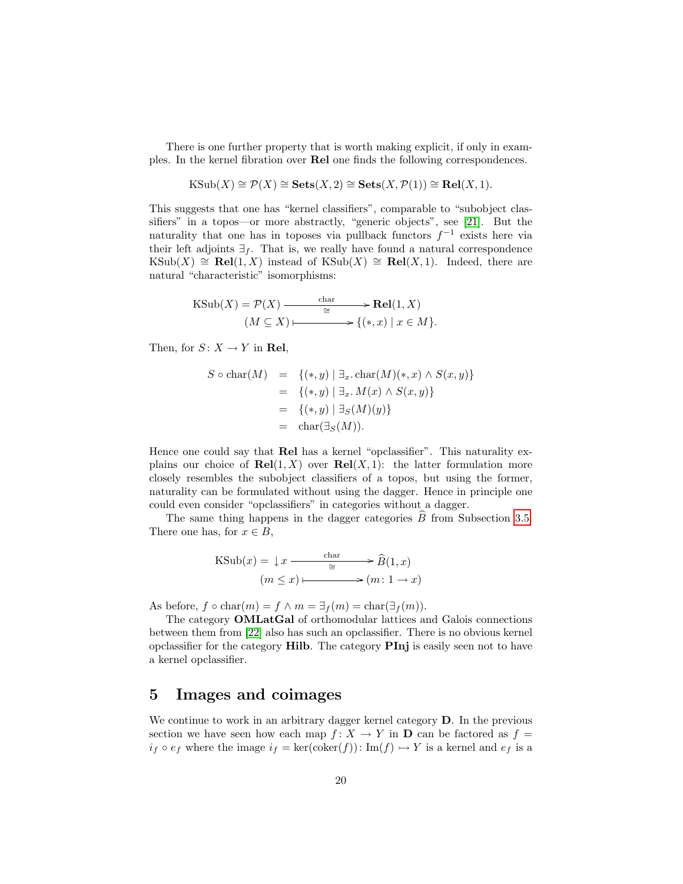There is one further property that is worth making explicit, if only in examples. In the kernel fibration over **Rel** one finds the following correspondences.

$$\mathrm{KSub}(X) \cong \mathcal{P}(X) \cong \mathbf{Sets}(X, 2) \cong \mathbf{Sets}(X, \mathcal{P}(1)) \cong \mathbf{Rel}(X, 1).$$

This suggests that one has "kernel classifiers", comparable to "subobject classifiers" in a topos—or more abstractly, "generic objects", see [21]. But the naturality that one has in toposes via pullback functors $f^{-1}$ exists here via their left adjoints $\exists_f$. That is, we really have found a natural correspondence $\mathrm{KSub}(X) \cong \mathbf{Rel}(1, X)$ instead of $\mathrm{KSub}(X) \cong \mathbf{Rel}(X, 1)$. Indeed, there are natural "characteristic" isomorphisms:

$$\begin{array}{rcl} \mathrm{KSub}(X) = \mathcal{P}(X) & \xrightarrow[\cong]{\text{char}} & \mathbf{Rel}(1, X) \\ (M \subseteq X) & \longmapsto & \{(*, x) \mid x \in M\}. \end{array}$$

Then, for $S \colon X \to Y$ in **Rel**,

$$\begin{array}{rcl} S \circ \mathrm{char}(M) & = & \{(*, y) \mid \exists_x.\, \mathrm{char}(M)(*, x) \wedge S(x, y)\} \\ & = & \{(*, y) \mid \exists_x.\, M(x) \wedge S(x, y)\} \\ & = & \{(*, y) \mid \exists_S(M)(y)\} \\ & = & \mathrm{char}(\exists_S(M)). \end{array}$$

Hence one could say that **Rel** has a kernel "opclassifier". This naturality explains our choice of $\mathbf{Rel}(1, X)$ over $\mathbf{Rel}(X, 1)$: the latter formulation more closely resembles the subobject classifiers of a topos, but using the former, naturality can be formulated without using the dagger. Hence in principle one could even consider "opclassifiers" in categories without a dagger.

The same thing happens in the dagger categories $\widehat{B}$ from Subsection 3.5. There one has, for $x \in B$,

$$\begin{array}{rcl} \mathrm{KSub}(x) = \downarrow x & \xrightarrow[\cong]{\text{char}} & \widehat{B}(1, x) \\ (m \leq x) & \longmapsto & (m \colon 1 \to x) \end{array}$$

As before, $f \circ \mathrm{char}(m) = f \wedge m = \exists_f(m) = \mathrm{char}(\exists_f(m))$.

The category **OMLatGal** of orthomodular lattices and Galois connections between them from [22] also has such an opclassifier. There is no obvious kernel opclassifier for the category **Hilb**. The category **PInj** is easily seen not to have a kernel opclassifier.

# 5 Images and coimages

We continue to work in an arbitrary dagger kernel category **D**. In the previous section we have seen how each map $f \colon X \to Y$ in **D** can be factored as $f = i_f \circ e_f$ where the image $i_f = \ker(\mathrm{coker}(f)) \colon \mathrm{Im}(f) \rightarrowtail Y$ is a kernel and $e_f$ is a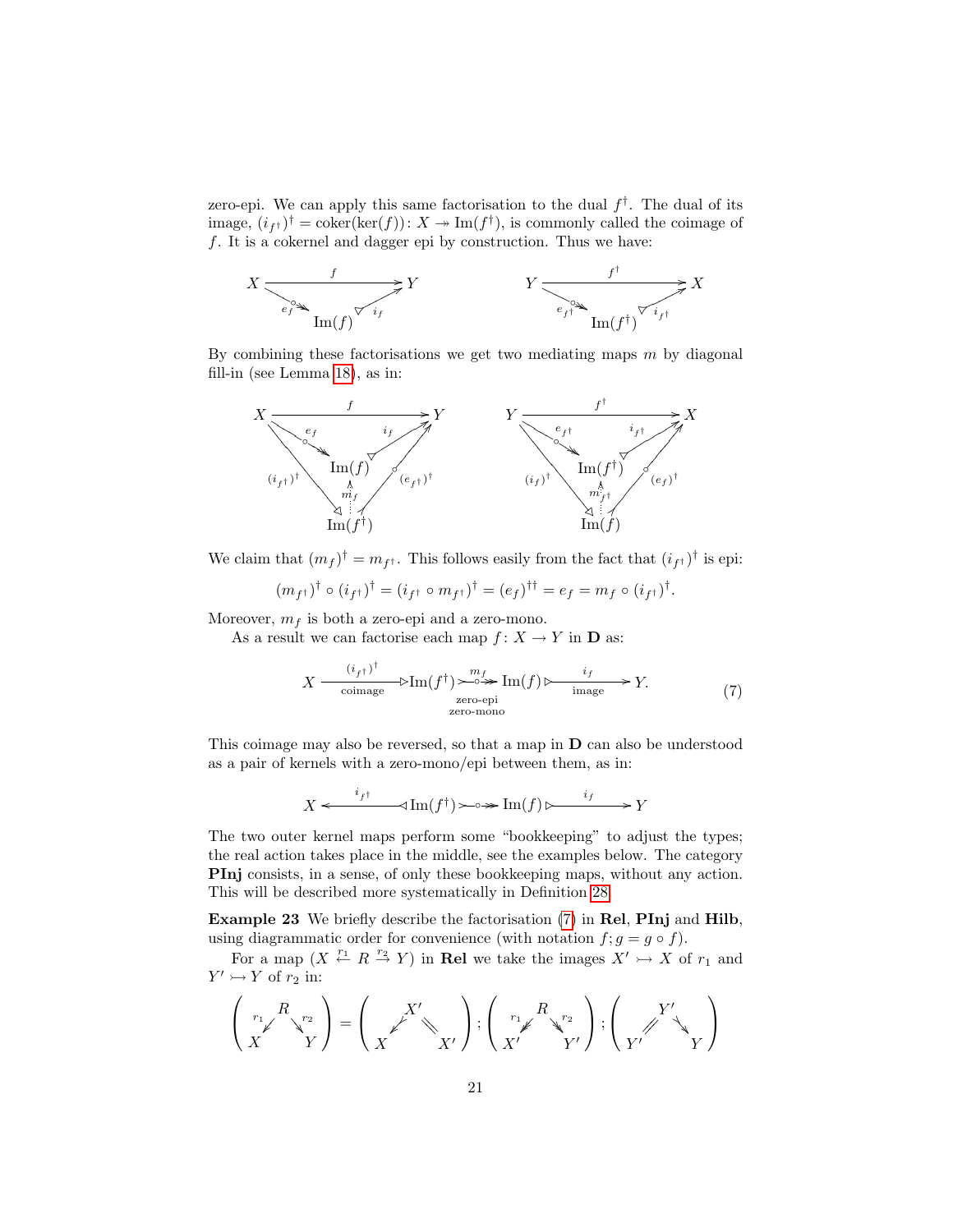zero-epi. We can apply this same factorisation to the dual $f^\dagger$. The dual of its image, $(i_{f^\dagger})^\dagger = \mathrm{coker}(\ker(f))\colon X \twoheadrightarrow \mathrm{Im}(f^\dagger)$, is commonly called the coimage of $f$. It is a cokernel and dagger epi by construction. Thus we have:

$$X \xrightarrow{f} Y = X \xrightarrow{e_f} \mathrm{Im}(f) \xrightarrow{i_f} Y \qquad\qquad Y \xrightarrow{f^\dagger} X = Y \xrightarrow{e_{f^\dagger}} \mathrm{Im}(f^\dagger) \xrightarrow{i_{f^\dagger}} X$$

By combining these factorisations we get two mediating maps $m$ by diagonal fill-in (see Lemma 18), as in:

$$m_f\colon \mathrm{Im}(f^\dagger) \to \mathrm{Im}(f) \text{ with } m_f \circ (i_{f^\dagger})^\dagger = e_f,\; i_f \circ m_f = (e_{f^\dagger})^\dagger \qquad m_{f^\dagger}\colon \mathrm{Im}(f) \to \mathrm{Im}(f^\dagger) \text{ with } m_{f^\dagger} \circ (i_f)^\dagger = e_{f^\dagger},\; i_{f^\dagger} \circ m_{f^\dagger} = (e_f)^\dagger$$

We claim that $(m_f)^\dagger = m_{f^\dagger}$. This follows easily from the fact that $(i_{f^\dagger})^\dagger$ is epi:

$$(m_{f^\dagger})^\dagger \circ (i_{f^\dagger})^\dagger = (i_{f^\dagger} \circ m_{f^\dagger})^\dagger = (e_f)^{\dagger\dagger} = e_f = m_f \circ (i_{f^\dagger})^\dagger.$$

Moreover, $m_f$ is both a zero-epi and a zero-mono.

As a result we can factorise each map $f\colon X \to Y$ in $\mathbf{D}$ as:

$$X \xrightarrow[\text{coimage}]{(i_{f^\dagger})^\dagger} \mathrm{Im}(f^\dagger) \xrightarrow[\substack{\text{zero-epi}\\ \text{zero-mono}}]{m_f} \mathrm{Im}(f) \xrightarrow[\text{image}]{i_f} Y. \tag{7}$$

This coimage may also be reversed, so that a map in $\mathbf{D}$ can also be understood as a pair of kernels with a zero-mono/epi between them, as in:

$$X \xleftarrow{i_{f^\dagger}} \mathrm{Im}(f^\dagger) \longrightarrow \mathrm{Im}(f) \xrightarrow{i_f} Y$$

The two outer kernel maps perform some "bookkeeping" to adjust the types; the real action takes place in the middle, see the examples below. The category **PInj** consists, in a sense, of only these bookkeeping maps, without any action. This will be described more systematically in Definition 28.

**Example 23** We briefly describe the factorisation (7) in **Rel**, **PInj** and **Hilb**, using diagrammatic order for convenience (with notation $f; g = g \circ f$).

For a map $(X \xleftarrow{r_1} R \xrightarrow{r_2} Y)$ in **Rel** we take the images $X' \rightarrowtail X$ of $r_1$ and $Y' \rightarrowtail Y$ of $r_2$ in:

$$\left( X \xleftarrow{r_1} R \xrightarrow{r_2} Y \right) = \left( X \leftarrow X' = X' \right); \left( X' \xleftarrow{r_1} R \xrightarrow{r_2} Y' \right); \left( Y' = Y' \rightarrow Y \right)$$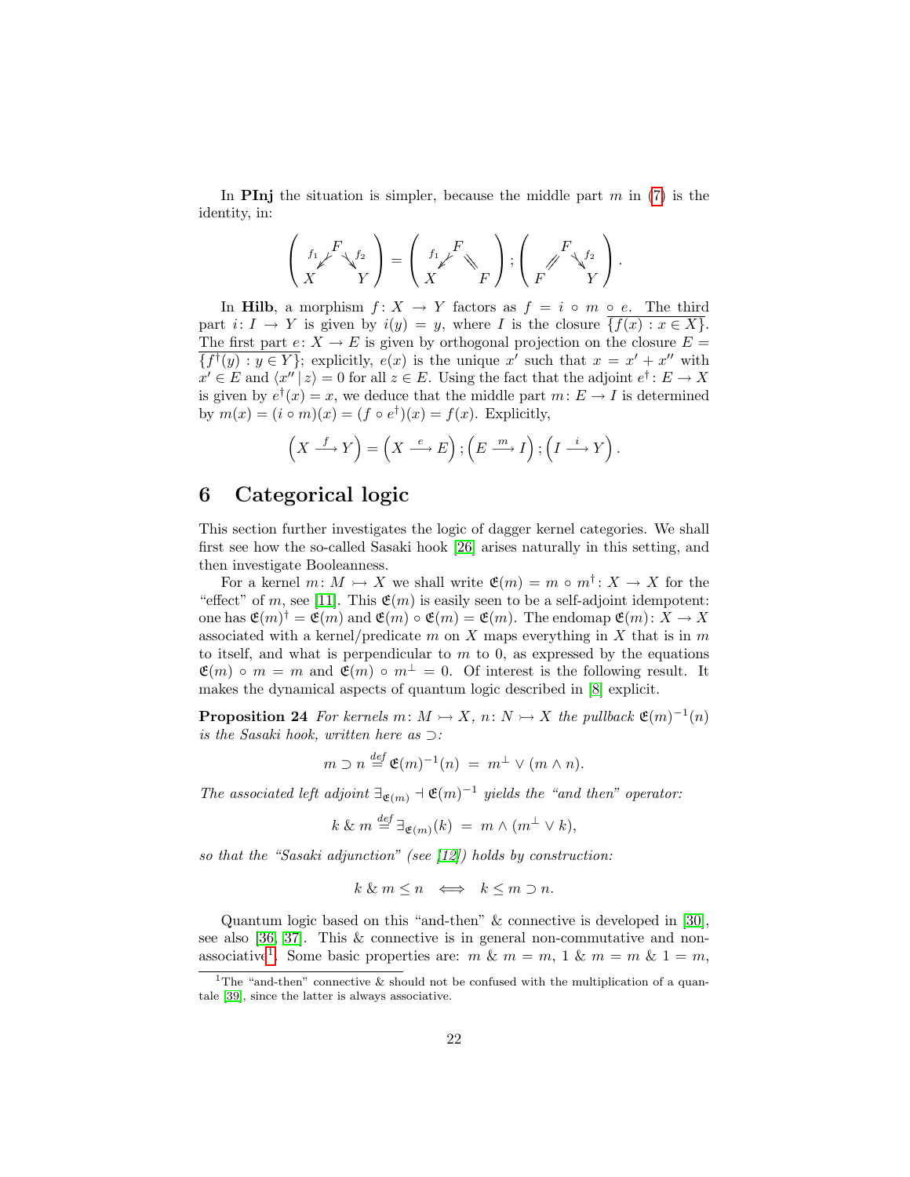In **PInj** the situation is simpler, because the middle part $m$ in (7) is the identity, in:

$$\left( \begin{array}{c} \phantom{f_1} F \phantom{f_2} \\ {}^{f_1}\swarrow \quad \searrow^{f_2} \\ X \qquad\quad Y \end{array} \right) = \left( \begin{array}{c} \phantom{f_1} F \phantom{f_2} \\ {}^{f_1}\swarrow \quad \diagdown\!\!\diagdown \\ X \qquad\quad F \end{array} \right) ; \left( \begin{array}{c} F \\ /\!\!/ \quad \searrow^{f_2} \\ F \qquad\quad Y \end{array} \right).$$

In **Hilb**, a morphism $f\colon X \to Y$ factors as $f = i \circ m \circ e$. The third part $i\colon I \to Y$ is given by $i(y) = y$, where $I$ is the closure $\overline{\{f(x) : x \in X\}}$. The first part $e\colon X \to E$ is given by orthogonal projection on the closure $E = \overline{\{f^\dagger(y) : y \in Y\}}$; explicitly, $e(x)$ is the unique $x'$ such that $x = x' + x''$ with $x' \in E$ and $\langle x'' \,|\, z \rangle = 0$ for all $z \in E$. Using the fact that the adjoint $e^\dagger\colon E \to X$ is given by $e^\dagger(x) = x$, we deduce that the middle part $m\colon E \to I$ is determined by $m(x) = (i \circ m)(x) = (f \circ e^\dagger)(x) = f(x)$. Explicitly,

$$\left(X \xrightarrow{f} Y\right) = \left(X \xrightarrow{e} E\right) ; \left(E \xrightarrow{m} I\right) ; \left(I \xrightarrow{i} Y\right).$$

## 6 Categorical logic

This section further investigates the logic of dagger kernel categories. We shall first see how the so-called Sasaki hook [26] arises naturally in this setting, and then investigate Booleanness.

For a kernel $m\colon M \rightarrowtail X$ we shall write $\mathfrak{E}(m) = m \circ m^\dagger \colon X \to X$ for the "effect" of $m$, see [11]. This $\mathfrak{E}(m)$ is easily seen to be a self-adjoint idempotent: one has $\mathfrak{E}(m)^\dagger = \mathfrak{E}(m)$ and $\mathfrak{E}(m) \circ \mathfrak{E}(m) = \mathfrak{E}(m)$. The endomap $\mathfrak{E}(m)\colon X \to X$ associated with a kernel/predicate $m$ on $X$ maps everything in $X$ that is in $m$ to itself, and what is perpendicular to $m$ to 0, as expressed by the equations $\mathfrak{E}(m) \circ m = m$ and $\mathfrak{E}(m) \circ m^\perp = 0$. Of interest is the following result. It makes the dynamical aspects of quantum logic described in [8] explicit.

**Proposition 24** *For kernels $m\colon M \rightarrowtail X$, $n\colon N \rightarrowtail X$ the pullback $\mathfrak{E}(m)^{-1}(n)$ is the Sasaki hook, written here as $\supset$:*

$$m \supset n \stackrel{def}{=} \mathfrak{E}(m)^{-1}(n) \;=\; m^\perp \vee (m \wedge n).$$

*The associated left adjoint $\exists_{\mathfrak{E}(m)} \dashv \mathfrak{E}(m)^{-1}$ yields the "and then" operator:*

$$k \mathbin{\&} m \stackrel{def}{=} \exists_{\mathfrak{E}(m)}(k) \;=\; m \wedge (m^\perp \vee k),$$

*so that the "Sasaki adjunction" (see [12]) holds by construction:*

$$k \mathbin{\&} m \leq n \iff k \leq m \supset n.$$

Quantum logic based on this "and-then" & connective is developed in [30], see also [36, 37]. This & connective is in general non-commutative and non-associative[1]. Some basic properties are: $m \mathbin{\&} m = m$, $1 \mathbin{\&} m = m \mathbin{\&} 1 = m$,

[1] The "and-then" connective & should not be confused with the multiplication of a quantale [39], since the latter is always associative.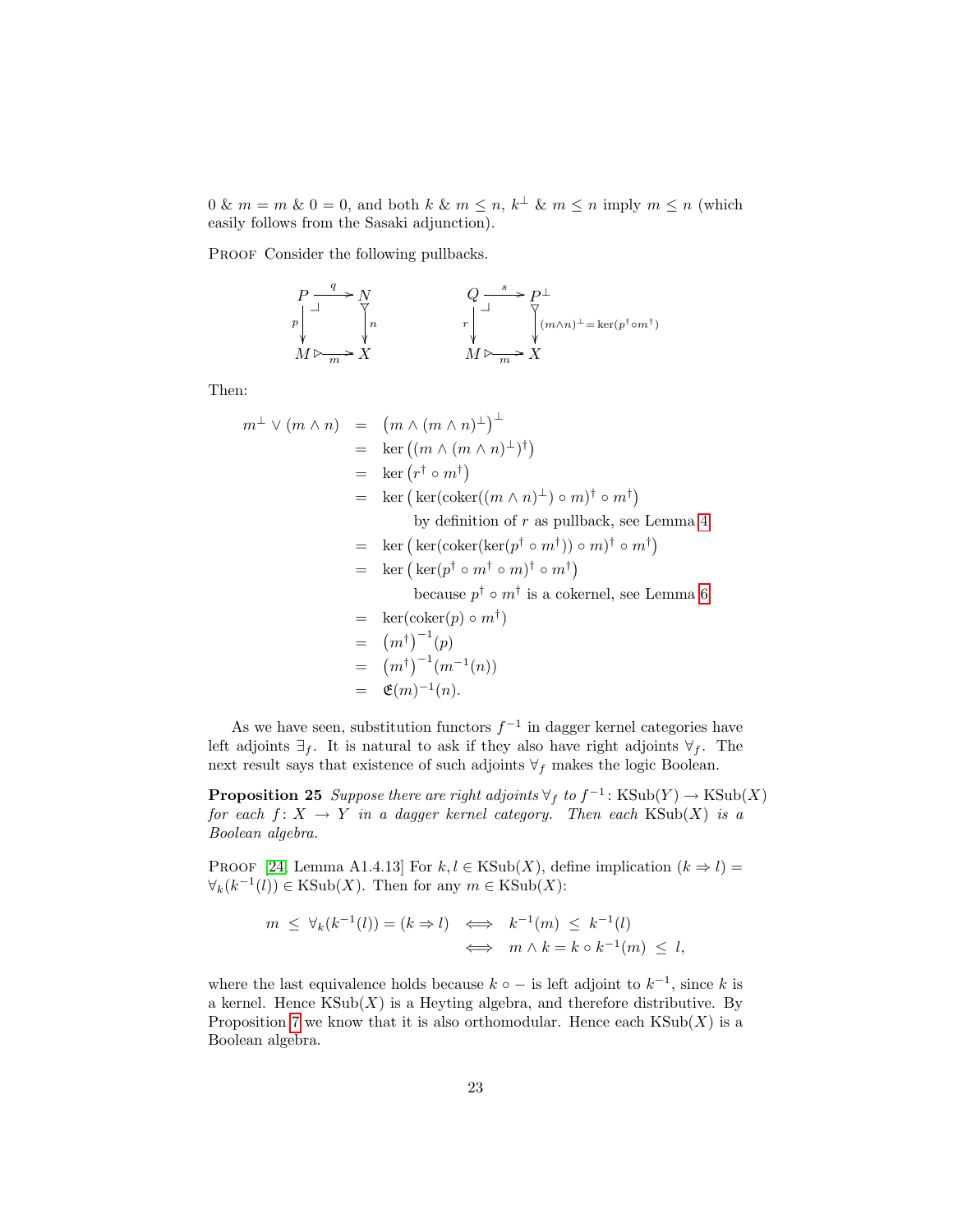$0 \mathbin{\&} m = m \mathbin{\&} 0 = 0$, and both $k \mathbin{\&} m \leq n$, $k^\perp \mathbin{\&} m \leq n$ imply $m \leq n$ (which easily follows from the Sasaki adjunction).

Proof Consider the following pullbacks.

$$
\begin{array}{ccc}
P & \xrightarrow{q} & N \\
{\scriptstyle p}\downarrow & \lrcorner & \downarrow{\scriptstyle n} \\
M & \xrightarrow[m]{} & X
\end{array}
\qquad\qquad
\begin{array}{ccc}
Q & \xrightarrow{s} & P^\perp \\
{\scriptstyle r}\downarrow & \lrcorner & \downarrow{\scriptstyle (m\wedge n)^\perp = \ker(p^\dagger \circ m^\dagger)} \\
M & \xrightarrow[m]{} & X
\end{array}
$$

Then:

$$
\begin{aligned}
m^\perp \vee (m \wedge n) &= \left(m \wedge (m \wedge n)^\perp\right)^\perp \\
&= \ker\left((m \wedge (m \wedge n)^\perp)^\dagger\right) \\
&= \ker\left(r^\dagger \circ m^\dagger\right) \\
&= \ker\left(\ker(\operatorname{coker}((m \wedge n)^\perp) \circ m)^\dagger \circ m^\dagger\right) \\
&\qquad\qquad \text{by definition of } r \text{ as pullback, see Lemma 4} \\
&= \ker\left(\ker(\operatorname{coker}(\ker(p^\dagger \circ m^\dagger)) \circ m)^\dagger \circ m^\dagger\right) \\
&= \ker\left(\ker(p^\dagger \circ m^\dagger \circ m)^\dagger \circ m^\dagger\right) \\
&\qquad\qquad \text{because } p^\dagger \circ m^\dagger \text{ is a cokernel, see Lemma 6} \\
&= \ker(\operatorname{coker}(p) \circ m^\dagger) \\
&= \left(m^\dagger\right)^{-1}(p) \\
&= \left(m^\dagger\right)^{-1}(m^{-1}(n)) \\
&= \mathfrak{E}(m)^{-1}(n).
\end{aligned}
$$

As we have seen, substitution functors $f^{-1}$ in dagger kernel categories have left adjoints $\exists_f$. It is natural to ask if they also have right adjoints $\forall_f$. The next result says that existence of such adjoints $\forall_f$ makes the logic Boolean.

**Proposition 25** *Suppose there are right adjoints $\forall_f$ to $f^{-1}\colon \mathrm{KSub}(Y) \to \mathrm{KSub}(X)$ for each $f\colon X \to Y$ in a dagger kernel category. Then each $\mathrm{KSub}(X)$ is a Boolean algebra.*

Proof [24, Lemma A1.4.13] For $k, l \in \mathrm{KSub}(X)$, define implication $(k \Rightarrow l) = \forall_k(k^{-1}(l)) \in \mathrm{KSub}(X)$. Then for any $m \in \mathrm{KSub}(X)$:

$$
\begin{aligned}
m \;\leq\; \forall_k(k^{-1}(l)) = (k \Rightarrow l) \quad &\Longleftrightarrow \quad k^{-1}(m) \;\leq\; k^{-1}(l) \\
&\Longleftrightarrow \quad m \wedge k = k \circ k^{-1}(m) \;\leq\; l,
\end{aligned}
$$

where the last equivalence holds because $k \circ -$ is left adjoint to $k^{-1}$, since $k$ is a kernel. Hence $\mathrm{KSub}(X)$ is a Heyting algebra, and therefore distributive. By Proposition 7 we know that it is also orthomodular. Hence each $\mathrm{KSub}(X)$ is a Boolean algebra.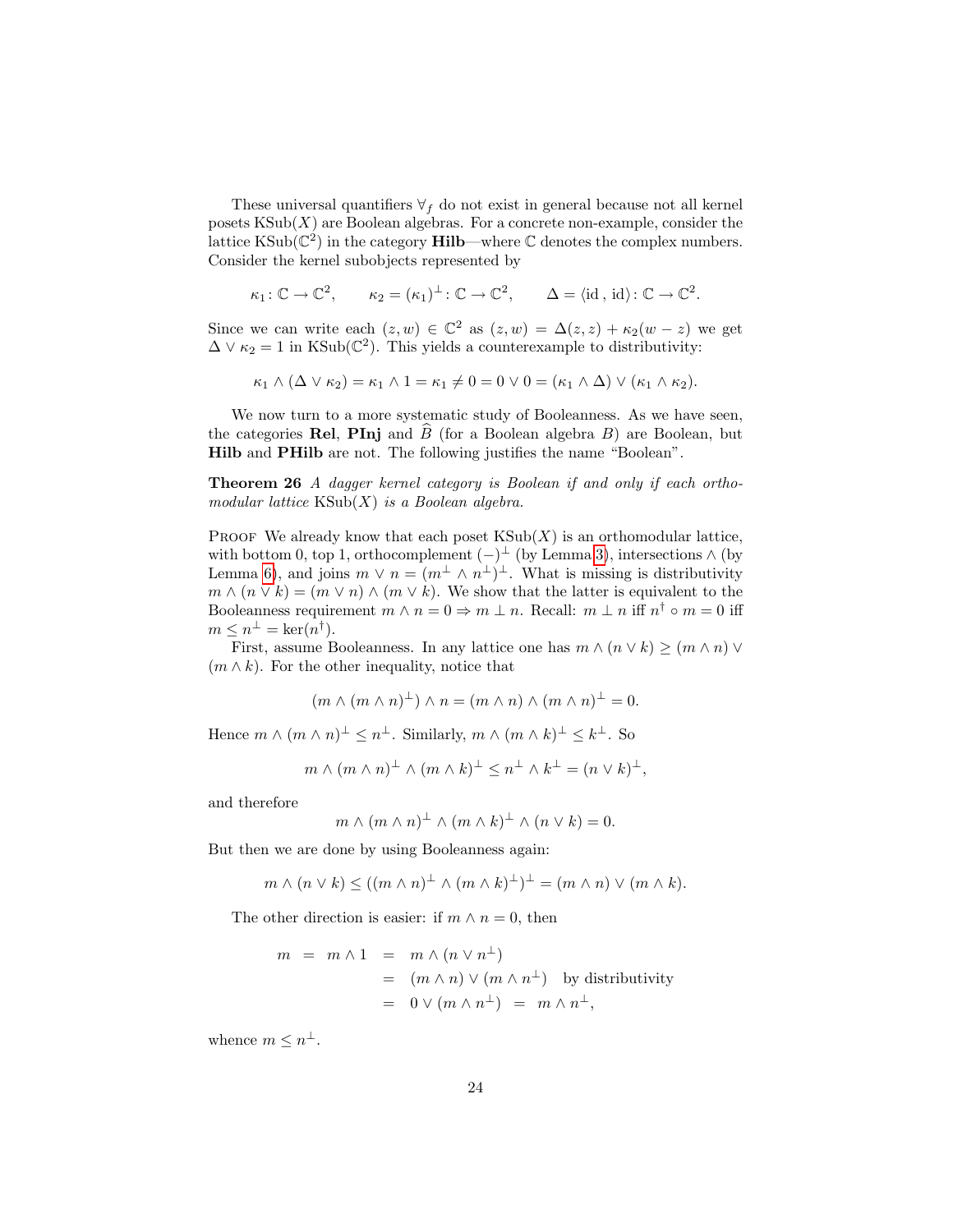These universal quantifiers $\forall_f$ do not exist in general because not all kernel posets $\mathrm{KSub}(X)$ are Boolean algebras. For a concrete non-example, consider the lattice $\mathrm{KSub}(\mathbb{C}^2)$ in the category **Hilb**—where $\mathbb{C}$ denotes the complex numbers. Consider the kernel subobjects represented by

$$\kappa_1 : \mathbb{C} \to \mathbb{C}^2, \qquad \kappa_2 = (\kappa_1)^\perp : \mathbb{C} \to \mathbb{C}^2, \qquad \Delta = \langle \mathrm{id}\,,\, \mathrm{id} \rangle : \mathbb{C} \to \mathbb{C}^2.$$

Since we can write each $(z, w) \in \mathbb{C}^2$ as $(z, w) = \Delta(z, z) + \kappa_2(w - z)$ we get $\Delta \vee \kappa_2 = 1$ in $\mathrm{KSub}(\mathbb{C}^2)$. This yields a counterexample to distributivity:

$$\kappa_1 \wedge (\Delta \vee \kappa_2) = \kappa_1 \wedge 1 = \kappa_1 \neq 0 = 0 \vee 0 = (\kappa_1 \wedge \Delta) \vee (\kappa_1 \wedge \kappa_2).$$

We now turn to a more systematic study of Booleanness. As we have seen, the categories **Rel**, **PInj** and $\widehat{B}$ (for a Boolean algebra $B$) are Boolean, but **Hilb** and **PHilb** are not. The following justifies the name "Boolean".

**Theorem 26** *A dagger kernel category is Boolean if and only if each orthomodular lattice $\mathrm{KSub}(X)$ is a Boolean algebra.*

Proof We already know that each poset $\mathrm{KSub}(X)$ is an orthomodular lattice, with bottom 0, top 1, orthocomplement $(-)^\perp$ (by Lemma 3), intersections $\wedge$ (by Lemma 6), and joins $m \vee n = (m^\perp \wedge n^\perp)^\perp$. What is missing is distributivity $m \wedge (n \vee k) = (m \vee n) \wedge (m \vee k)$. We show that the latter is equivalent to the Booleanness requirement $m \wedge n = 0 \Rightarrow m \perp n$. Recall: $m \perp n$ iff $n^\dagger \circ m = 0$ iff $m \leq n^\perp = \ker(n^\dagger)$.

First, assume Booleanness. In any lattice one has $m \wedge (n \vee k) \geq (m \wedge n) \vee (m \wedge k)$. For the other inequality, notice that

$$(m \wedge (m \wedge n)^\perp) \wedge n = (m \wedge n) \wedge (m \wedge n)^\perp = 0.$$

Hence $m \wedge (m \wedge n)^\perp \leq n^\perp$. Similarly, $m \wedge (m \wedge k)^\perp \leq k^\perp$. So

$$m \wedge (m \wedge n)^\perp \wedge (m \wedge k)^\perp \leq n^\perp \wedge k^\perp = (n \vee k)^\perp,$$

and therefore

$$m \wedge (m \wedge n)^\perp \wedge (m \wedge k)^\perp \wedge (n \vee k) = 0.$$

But then we are done by using Booleanness again:

$$m \wedge (n \vee k) \leq ((m \wedge n)^\perp \wedge (m \wedge k)^\perp)^\perp = (m \wedge n) \vee (m \wedge k).$$

The other direction is easier: if $m \wedge n = 0$, then

$$\begin{aligned} m \;=\; m \wedge 1 \;&=\; m \wedge (n \vee n^\perp) \\ &=\; (m \wedge n) \vee (m \wedge n^\perp) \quad \text{by distributivity} \\ &=\; 0 \vee (m \wedge n^\perp) \;=\; m \wedge n^\perp, \end{aligned}$$

whence $m \leq n^\perp$.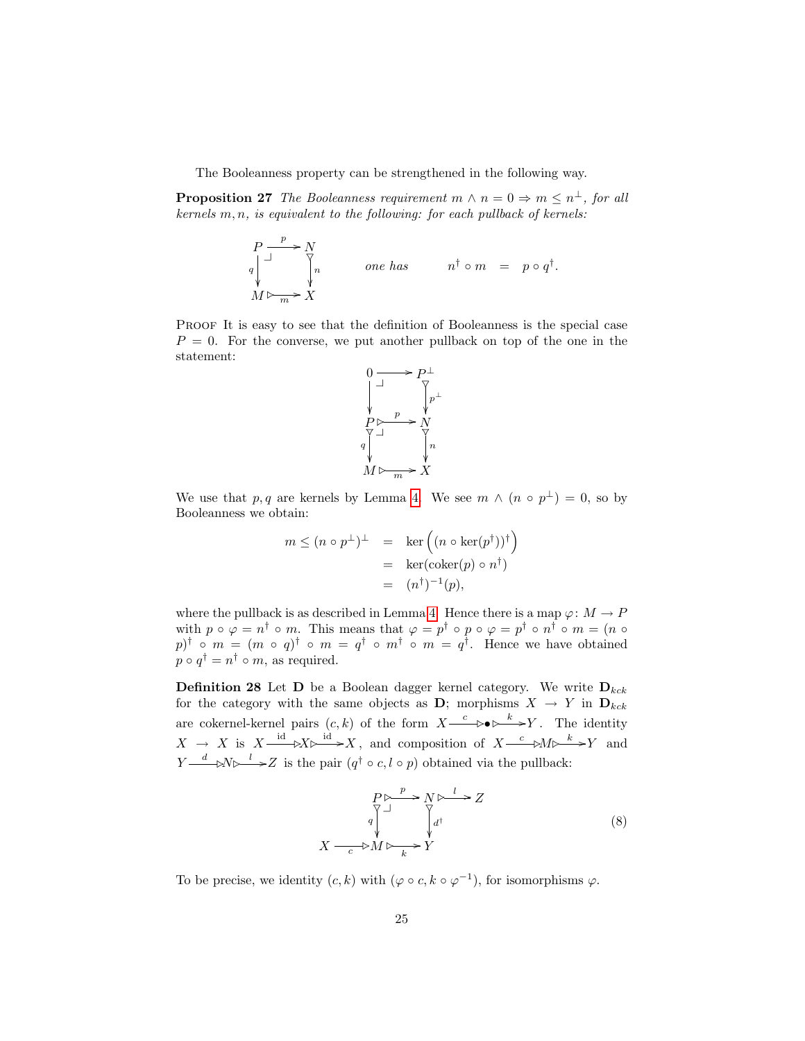The Booleanness property can be strengthened in the following way.

**Proposition 27** *The Booleanness requirement $m \wedge n = 0 \Rightarrow m \leq n^\perp$, for all kernels $m, n$, is equivalent to the following: for each pullback of kernels:*

$$\begin{array}{ccc} P & \xrightarrow{p} & N \\ {\scriptstyle q}\downarrow & \lrcorner & \downarrow{\scriptstyle n} \\ M & \xrightarrow[m]{} & X \end{array} \qquad \text{one has} \qquad n^\dagger \circ m \;=\; p \circ q^\dagger.$$

Proof It is easy to see that the definition of Booleanness is the special case $P = 0$. For the converse, we put another pullback on top of the one in the statement:

$$\begin{array}{ccc} 0 & \longrightarrow & P^\perp \\ \downarrow & \lrcorner & \downarrow{\scriptstyle p^\perp} \\ P & \xrightarrow{p} & N \\ {\scriptstyle q}\downarrow & \lrcorner & \downarrow{\scriptstyle n} \\ M & \xrightarrow[m]{} & X \end{array}$$

We use that $p, q$ are kernels by Lemma 4. We see $m \wedge (n \circ p^\perp) = 0$, so by Booleanness we obtain:

$$\begin{aligned} m \leq (n \circ p^\perp)^\perp &= \ker\left((n \circ \ker(p^\dagger))^\dagger\right) \\ &= \ker(\mathrm{coker}(p) \circ n^\dagger) \\ &= (n^\dagger)^{-1}(p), \end{aligned}$$

where the pullback is as described in Lemma 4. Hence there is a map $\varphi \colon M \to P$ with $p \circ \varphi = n^\dagger \circ m$. This means that $\varphi = p^\dagger \circ p \circ \varphi = p^\dagger \circ n^\dagger \circ m = (n \circ p)^\dagger \circ m = (m \circ q)^\dagger \circ m = q^\dagger \circ m^\dagger \circ m = q^\dagger$. Hence we have obtained $p \circ q^\dagger = n^\dagger \circ m$, as required.

**Definition 28** Let $\mathbf{D}$ be a Boolean dagger kernel category. We write $\mathbf{D}_{kck}$ for the category with the same objects as $\mathbf{D}$; morphisms $X \to Y$ in $\mathbf{D}_{kck}$ are cokernel-kernel pairs $(c, k)$ of the form $X \xrightarrow{c} \bullet \xrightarrow{k} Y$. The identity $X \to X$ is $X \xrightarrow{\mathrm{id}} X \xrightarrow{\mathrm{id}} X$, and composition of $X \xrightarrow{c} M \xrightarrow{k} Y$ and $Y \xrightarrow{d} N \xrightarrow{l} Z$ is the pair $(q^\dagger \circ c, l \circ p)$ obtained via the pullback:

$$\begin{array}{ccccc} & & P & \xrightarrow{p} & N & \xrightarrow{l} & Z \\ & & {\scriptstyle q}\downarrow & \lrcorner & \downarrow{\scriptstyle d^\dagger} & & \\ X & \xrightarrow[c]{} & M & \xrightarrow[k]{} & Y & & \end{array} \tag{8}$$

To be precise, we identity $(c, k)$ with $(\varphi \circ c, k \circ \varphi^{-1})$, for isomorphisms $\varphi$.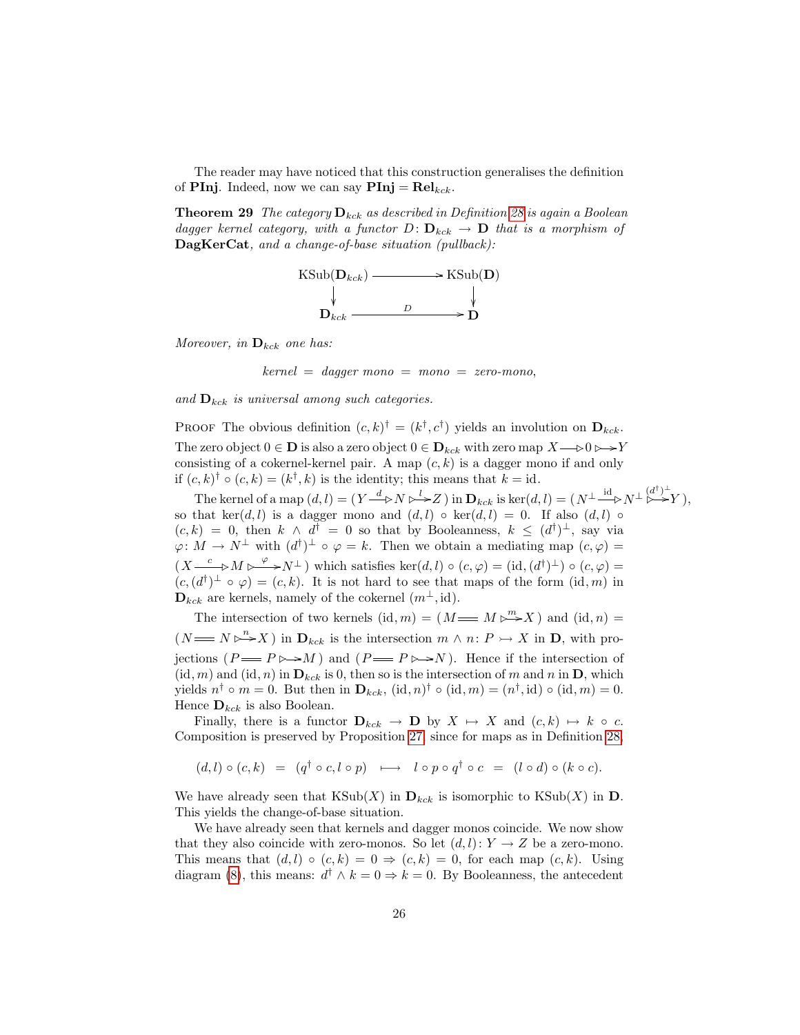The reader may have noticed that this construction generalises the definition of **PInj**. Indeed, now we can say $\mathbf{PInj} = \mathbf{Rel}_{kck}$.

**Theorem 29** *The category $\mathbf{D}_{kck}$ as described in Definition 28 is again a Boolean dagger kernel category, with a functor $D\colon \mathbf{D}_{kck} \to \mathbf{D}$ that is a morphism of* **DagKerCat***, and a change-of-base situation (pullback):*

$$\begin{array}{ccc}
\mathrm{KSub}(\mathbf{D}_{kck}) & \longrightarrow & \mathrm{KSub}(\mathbf{D}) \\
\downarrow & & \downarrow \\
\mathbf{D}_{kck} & \xrightarrow{\quad D \quad} & \mathbf{D}
\end{array}$$

*Moreover, in $\mathbf{D}_{kck}$ one has:*

$$\textit{kernel} \;=\; \textit{dagger mono} \;=\; \textit{mono} \;=\; \textit{zero-mono},$$

*and $\mathbf{D}_{kck}$ is universal among such categories.*

Proof The obvious definition $(c, k)^\dagger = (k^\dagger, c^\dagger)$ yields an involution on $\mathbf{D}_{kck}$. The zero object $0 \in \mathbf{D}$ is also a zero object $0 \in \mathbf{D}_{kck}$ with zero map $X \twoheadrightarrow 0 \rightarrowtail Y$ consisting of a cokernel-kernel pair. A map $(c, k)$ is a dagger mono if and only if $(c, k)^\dagger \circ (c, k) = (k^\dagger, k)$ is the identity; this means that $k = \mathrm{id}$.

The kernel of a map $(d, l) = (Y \xrightarrow{d} N \xrightarrow{l} Z)$ in $\mathbf{D}_{kck}$ is $\ker(d, l) = (N^\perp \xrightarrow{\mathrm{id}} N^\perp \xrightarrow{(d^\dagger)^\perp} Y)$, so that $\ker(d, l)$ is a dagger mono and $(d, l) \circ \ker(d, l) = 0$. If also $(d, l) \circ (c, k) = 0$, then $k \wedge d^\dagger = 0$ so that by Booleanness, $k \leq (d^\dagger)^\perp$, say via $\varphi\colon M \to N^\perp$ with $(d^\dagger)^\perp \circ \varphi = k$. Then we obtain a mediating map $(c, \varphi) = (X \xrightarrow{c} M \xrightarrow{\varphi} N^\perp)$ which satisfies $\ker(d, l) \circ (c, \varphi) = (\mathrm{id}, (d^\dagger)^\perp) \circ (c, \varphi) = (c, (d^\dagger)^\perp \circ \varphi) = (c, k)$. It is not hard to see that maps of the form $(\mathrm{id}, m)$ in $\mathbf{D}_{kck}$ are kernels, namely of the cokernel $(m^\perp, \mathrm{id})$.

The intersection of two kernels $(\mathrm{id}, m) = (M \mathrel{=\!=} M \xrightarrow{m} X)$ and $(\mathrm{id}, n) = (N \mathrel{=\!=} N \xrightarrow{n} X)$ in $\mathbf{D}_{kck}$ is the intersection $m \wedge n\colon P \rightarrowtail X$ in $\mathbf{D}$, with projections $(P \mathrel{=\!=} P \rightarrowtail M)$ and $(P \mathrel{=\!=} P \rightarrowtail N)$. Hence if the intersection of $(\mathrm{id}, m)$ and $(\mathrm{id}, n)$ in $\mathbf{D}_{kck}$ is 0, then so is the intersection of $m$ and $n$ in $\mathbf{D}$, which yields $n^\dagger \circ m = 0$. But then in $\mathbf{D}_{kck}$, $(\mathrm{id}, n)^\dagger \circ (\mathrm{id}, m) = (n^\dagger, \mathrm{id}) \circ (\mathrm{id}, m) = 0$. Hence $\mathbf{D}_{kck}$ is also Boolean.

Finally, there is a functor $\mathbf{D}_{kck} \to \mathbf{D}$ by $X \mapsto X$ and $(c, k) \mapsto k \circ c$. Composition is preserved by Proposition 27, since for maps as in Definition 28,

$$(d, l) \circ (c, k) \;=\; (q^\dagger \circ c, l \circ p) \;\longmapsto\; l \circ p \circ q^\dagger \circ c \;=\; (l \circ d) \circ (k \circ c).$$

We have already seen that $\mathrm{KSub}(X)$ in $\mathbf{D}_{kck}$ is isomorphic to $\mathrm{KSub}(X)$ in $\mathbf{D}$. This yields the change-of-base situation.

We have already seen that kernels and dagger monos coincide. We now show that they also coincide with zero-monos. So let $(d, l)\colon Y \to Z$ be a zero-mono. This means that $(d, l) \circ (c, k) = 0 \Rightarrow (c, k) = 0$, for each map $(c, k)$. Using diagram (8), this means: $d^\dagger \wedge k = 0 \Rightarrow k = 0$. By Booleanness, the antecedent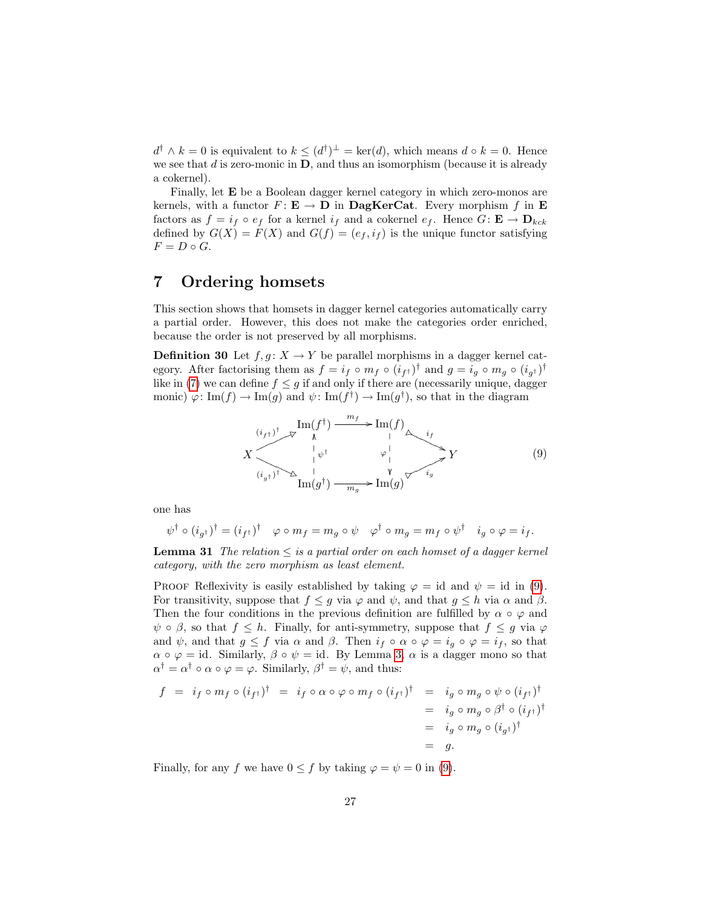$d^\dagger \wedge k = 0$ is equivalent to $k \leq (d^\dagger)^\perp = \ker(d)$, which means $d \circ k = 0$. Hence we see that $d$ is zero-monic in $\mathbf{D}$, and thus an isomorphism (because it is already a cokernel).

Finally, let $\mathbf{E}$ be a Boolean dagger kernel category in which zero-monos are kernels, with a functor $F\colon \mathbf{E} \to \mathbf{D}$ in $\mathbf{DagKerCat}$. Every morphism $f$ in $\mathbf{E}$ factors as $f = i_f \circ e_f$ for a kernel $i_f$ and a cokernel $e_f$. Hence $G\colon \mathbf{E} \to \mathbf{D}_{kck}$ defined by $G(X) = F(X)$ and $G(f) = (e_f, i_f)$ is the unique functor satisfying $F = D \circ G$.

## 7 Ordering homsets

This section shows that homsets in dagger kernel categories automatically carry a partial order. However, this does not make the categories order enriched, because the order is not preserved by all morphisms.

**Definition 30** Let $f, g\colon X \to Y$ be parallel morphisms in a dagger kernel category. After factorising them as $f = i_f \circ m_f \circ (i_{f^\dagger})^\dagger$ and $g = i_g \circ m_g \circ (i_{g^\dagger})^\dagger$ like in (7) we can define $f \leq g$ if and only if there are (necessarily unique, dagger monic) $\varphi\colon \mathrm{Im}(f) \to \mathrm{Im}(g)$ and $\psi\colon \mathrm{Im}(f^\dagger) \to \mathrm{Im}(g^\dagger)$, so that in the diagram

$$\begin{array}{ccccc} & \mathrm{Im}(f^\dagger) & \xrightarrow{m_f} & \mathrm{Im}(f) & \\ {\scriptstyle (i_{f^\dagger})^\dagger} \nearrow & \uparrow {\scriptstyle \psi^\dagger} & & \downarrow {\scriptstyle \varphi} & \searrow {\scriptstyle i_f} \\ X & & & & Y \\ {\scriptstyle (i_{g^\dagger})^\dagger} \searrow & & & & \nearrow {\scriptstyle i_g} \\ & \mathrm{Im}(g^\dagger) & \xrightarrow[m_g]{} & \mathrm{Im}(g) & \end{array} \tag{9}$$

one has

$$\psi^\dagger \circ (i_{g^\dagger})^\dagger = (i_{f^\dagger})^\dagger \quad \varphi \circ m_f = m_g \circ \psi \quad \varphi^\dagger \circ m_g = m_f \circ \psi^\dagger \quad i_g \circ \varphi = i_f.$$

**Lemma 31** *The relation $\leq$ is a partial order on each homset of a dagger kernel category, with the zero morphism as least element.*

Proof Reflexivity is easily established by taking $\varphi = \mathrm{id}$ and $\psi = \mathrm{id}$ in (9). For transitivity, suppose that $f \leq g$ via $\varphi$ and $\psi$, and that $g \leq h$ via $\alpha$ and $\beta$. Then the four conditions in the previous definition are fulfilled by $\alpha \circ \varphi$ and $\psi \circ \beta$, so that $f \leq h$. Finally, for anti-symmetry, suppose that $f \leq g$ via $\varphi$ and $\psi$, and that $g \leq f$ via $\alpha$ and $\beta$. Then $i_f \circ \alpha \circ \varphi = i_g \circ \varphi = i_f$, so that $\alpha \circ \varphi = \mathrm{id}$. Similarly, $\beta \circ \psi = \mathrm{id}$. By Lemma 3, $\alpha$ is a dagger mono so that $\alpha^\dagger = \alpha^\dagger \circ \alpha \circ \varphi = \varphi$. Similarly, $\beta^\dagger = \psi$, and thus:

$$\begin{aligned} f \;=\; i_f \circ m_f \circ (i_{f^\dagger})^\dagger \;=\; i_f \circ \alpha \circ \varphi \circ m_f \circ (i_{f^\dagger})^\dagger &= i_g \circ m_g \circ \psi \circ (i_{f^\dagger})^\dagger \\ &= i_g \circ m_g \circ \beta^\dagger \circ (i_{f^\dagger})^\dagger \\ &= i_g \circ m_g \circ (i_{g^\dagger})^\dagger \\ &= g. \end{aligned}$$

Finally, for any $f$ we have $0 \leq f$ by taking $\varphi = \psi = 0$ in (9).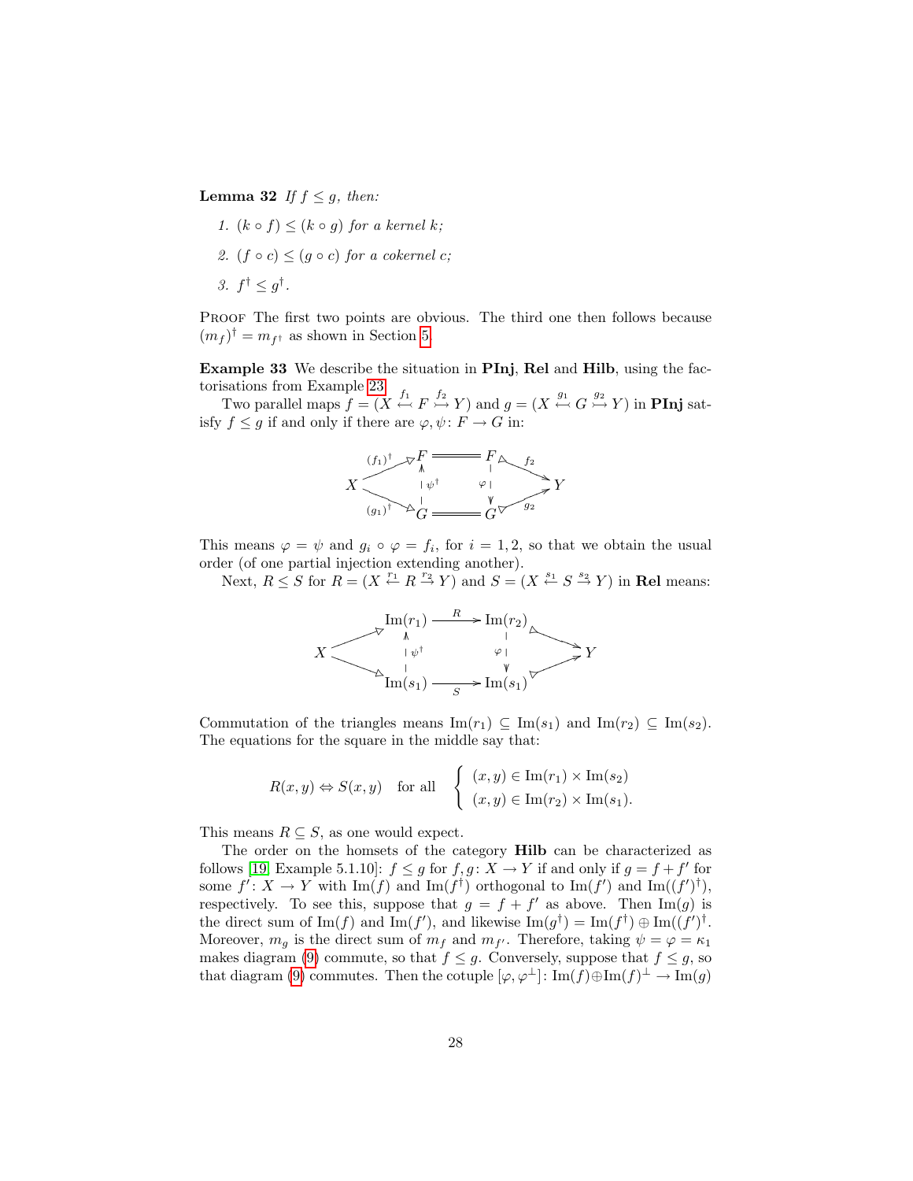**Lemma 32** *If $f \leq g$, then:*

1. *$(k \circ f) \leq (k \circ g)$ for a kernel $k$;*
2. *$(f \circ c) \leq (g \circ c)$ for a cokernel $c$;*
3. *$f^\dagger \leq g^\dagger$.*

Proof The first two points are obvious. The third one then follows because $(m_f)^\dagger = m_{f^\dagger}$ as shown in Section 5.

**Example 33** We describe the situation in **PInj**, **Rel** and **Hilb**, using the factorisations from Example 23.

Two parallel maps $f = (X \overset{f_1}{\leftarrowtail} F \overset{f_2}{\rightarrowtail} Y)$ and $g = (X \overset{g_1}{\leftarrowtail} G \overset{g_2}{\rightarrowtail} Y)$ in **PInj** satisfy $f \leq g$ if and only if there are $\varphi, \psi \colon F \to G$ in:

$$\begin{array}{ccccc} & F & = & F & \\ X \nearrow^{(f_1)^\dagger} \searrow_{(g_1)^\dagger} & \uparrow \psi^\dagger & & \downarrow \varphi & {}^{f_2}\searrow \nearrow_{g_2} Y \\ & G & = & G & \end{array}$$

This means $\varphi = \psi$ and $g_i \circ \varphi = f_i$, for $i = 1, 2$, so that we obtain the usual order (of one partial injection extending another).

Next, $R \leq S$ for $R = (X \overset{r_1}{\leftarrow} R \overset{r_2}{\rightarrow} Y)$ and $S = (X \overset{s_1}{\leftarrow} S \overset{s_2}{\rightarrow} Y)$ in **Rel** means:

$$\begin{array}{ccccc} & \mathrm{Im}(r_1) & \xrightarrow{R} & \mathrm{Im}(r_2) & \\ X & \uparrow \psi^\dagger & & \downarrow \varphi & Y \\ & \mathrm{Im}(s_1) & \xrightarrow[S]{} & \mathrm{Im}(s_1) & \end{array}$$

Commutation of the triangles means $\mathrm{Im}(r_1) \subseteq \mathrm{Im}(s_1)$ and $\mathrm{Im}(r_2) \subseteq \mathrm{Im}(s_2)$. The equations for the square in the middle say that:

$$R(x,y) \Leftrightarrow S(x,y) \quad \text{for all} \quad \begin{cases} (x,y) \in \mathrm{Im}(r_1) \times \mathrm{Im}(s_2) \\ (x,y) \in \mathrm{Im}(r_2) \times \mathrm{Im}(s_1). \end{cases}$$

This means $R \subseteq S$, as one would expect.

The order on the homsets of the category **Hilb** can be characterized as follows [19, Example 5.1.10]: $f \leq g$ for $f, g \colon X \to Y$ if and only if $g = f + f'$ for some $f' \colon X \to Y$ with $\mathrm{Im}(f)$ and $\mathrm{Im}(f^\dagger)$ orthogonal to $\mathrm{Im}(f')$ and $\mathrm{Im}((f')^\dagger)$, respectively. To see this, suppose that $g = f + f'$ as above. Then $\mathrm{Im}(g)$ is the direct sum of $\mathrm{Im}(f)$ and $\mathrm{Im}(f')$, and likewise $\mathrm{Im}(g^\dagger) = \mathrm{Im}(f^\dagger) \oplus \mathrm{Im}((f')^\dagger$. Moreover, $m_g$ is the direct sum of $m_f$ and $m_{f'}$. Therefore, taking $\psi = \varphi = \kappa_1$ makes diagram (9) commute, so that $f \leq g$. Conversely, suppose that $f \leq g$, so that diagram (9) commutes. Then the cotuple $[\varphi, \varphi^\perp] \colon \mathrm{Im}(f) \oplus \mathrm{Im}(f)^\perp \to \mathrm{Im}(g)$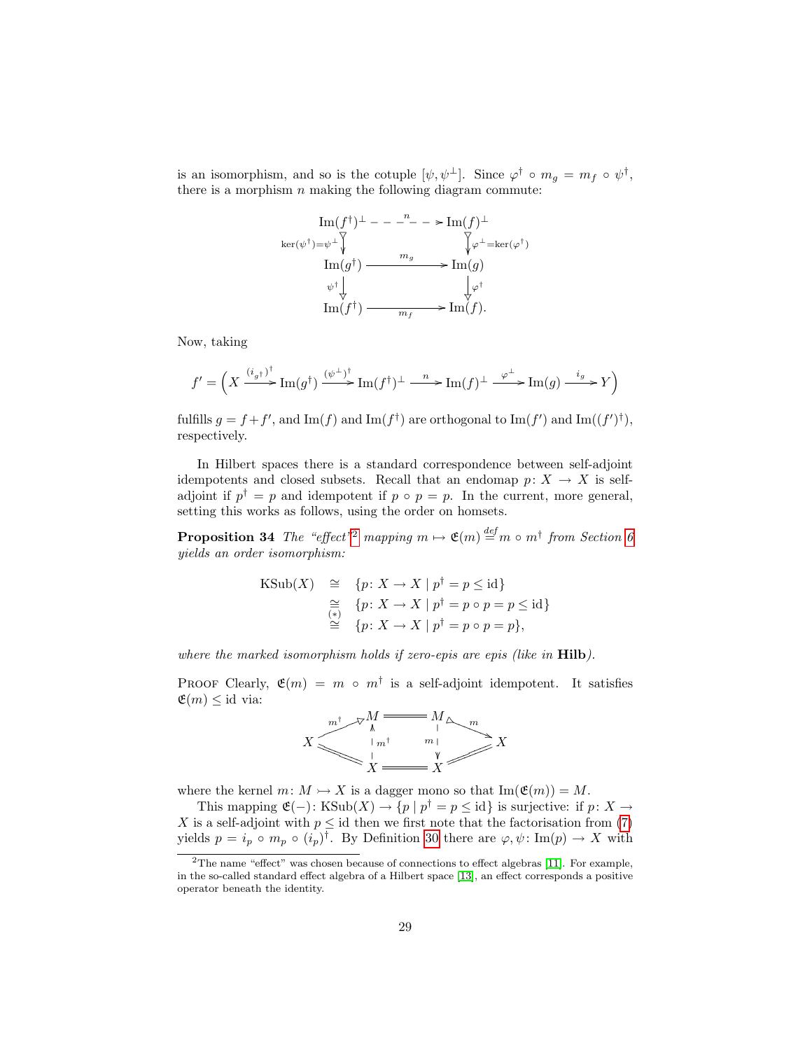is an isomorphism, and so is the cotuple $[\psi, \psi^\perp]$. Since $\varphi^\dagger \circ m_g = m_f \circ \psi^\dagger$, there is a morphism $n$ making the following diagram commute:

$$
\begin{array}{ccc}
\mathrm{Im}(f^\dagger)^\perp & \overset{n}{\dashrightarrow} & \mathrm{Im}(f)^\perp \\
{\scriptstyle \ker(\psi^\dagger)=\psi^\perp} \downarrow & & \downarrow {\scriptstyle \varphi^\perp = \ker(\varphi^\dagger)} \\
\mathrm{Im}(g^\dagger) & \xrightarrow{\quad m_g \quad} & \mathrm{Im}(g) \\
{\scriptstyle \psi^\dagger} \downarrow & & \downarrow {\scriptstyle \varphi^\dagger} \\
\mathrm{Im}(f^\dagger) & \xrightarrow[\quad m_f \quad]{} & \mathrm{Im}(f).
\end{array}
$$

Now, taking

$$
f' = \Big( X \xrightarrow{(i_{g^\dagger})^\dagger} \mathrm{Im}(g^\dagger) \xrightarrow{(\psi^\perp)^\dagger} \mathrm{Im}(f^\dagger)^\perp \xrightarrow{\ n\ } \mathrm{Im}(f)^\perp \xrightarrow{\ \varphi^\perp\ } \mathrm{Im}(g) \xrightarrow{\ i_g\ } Y \Big)
$$

fulfills $g = f + f'$, and $\mathrm{Im}(f)$ and $\mathrm{Im}(f^\dagger)$ are orthogonal to $\mathrm{Im}(f')$ and $\mathrm{Im}((f')^\dagger)$, respectively.

In Hilbert spaces there is a standard correspondence between self-adjoint idempotents and closed subsets. Recall that an endomap $p\colon X \to X$ is self-adjoint if $p^\dagger = p$ and idempotent if $p \circ p = p$. In the current, more general, setting this works as follows, using the order on homsets.

**Proposition 34** *The "effect"*[2] *mapping $m \mapsto \mathfrak{E}(m) \overset{def}{=} m \circ m^\dagger$ from Section 6 yields an order isomorphism:*

$$
\begin{array}{rcl}
\mathrm{KSub}(X) & \cong & \{p\colon X \to X \mid p^\dagger = p \le \mathrm{id}\} \\
& \cong & \{p\colon X \to X \mid p^\dagger = p \circ p = p \le \mathrm{id}\} \\
& \overset{(*)}{\cong} & \{p\colon X \to X \mid p^\dagger = p \circ p = p\},
\end{array}
$$

*where the marked isomorphism holds if zero-epis are epis (like in* **Hilb***).*

PROOF Clearly, $\mathfrak{E}(m) = m \circ m^\dagger$ is a self-adjoint idempotent. It satisfies $\mathfrak{E}(m) \le \mathrm{id}$ via:

$$
\begin{array}{ccccc}
 & M & = & M & \\
X \nearrow^{m^\dagger} & \uparrow {\scriptstyle m^\dagger} & & \downarrow {\scriptstyle m} & \searrow^{m} X \\
 & X & = & X &
\end{array}
$$

where the kernel $m\colon M \rightarrowtail X$ is a dagger mono so that $\mathrm{Im}(\mathfrak{E}(m)) = M$.

This mapping $\mathfrak{E}(-)\colon \mathrm{KSub}(X) \to \{p \mid p^\dagger = p \le \mathrm{id}\}$ is surjective: if $p\colon X \to X$ is a self-adjoint with $p \le \mathrm{id}$ then we first note that the factorisation from (7) yields $p = i_p \circ m_p \circ (i_p)^\dagger$. By Definition 30 there are $\varphi, \psi\colon \mathrm{Im}(p) \to X$ with

---

[2] The name "effect" was chosen because of connections to effect algebras [11]. For example, in the so-called standard effect algebra of a Hilbert space [13], an effect corresponds a positive operator beneath the identity.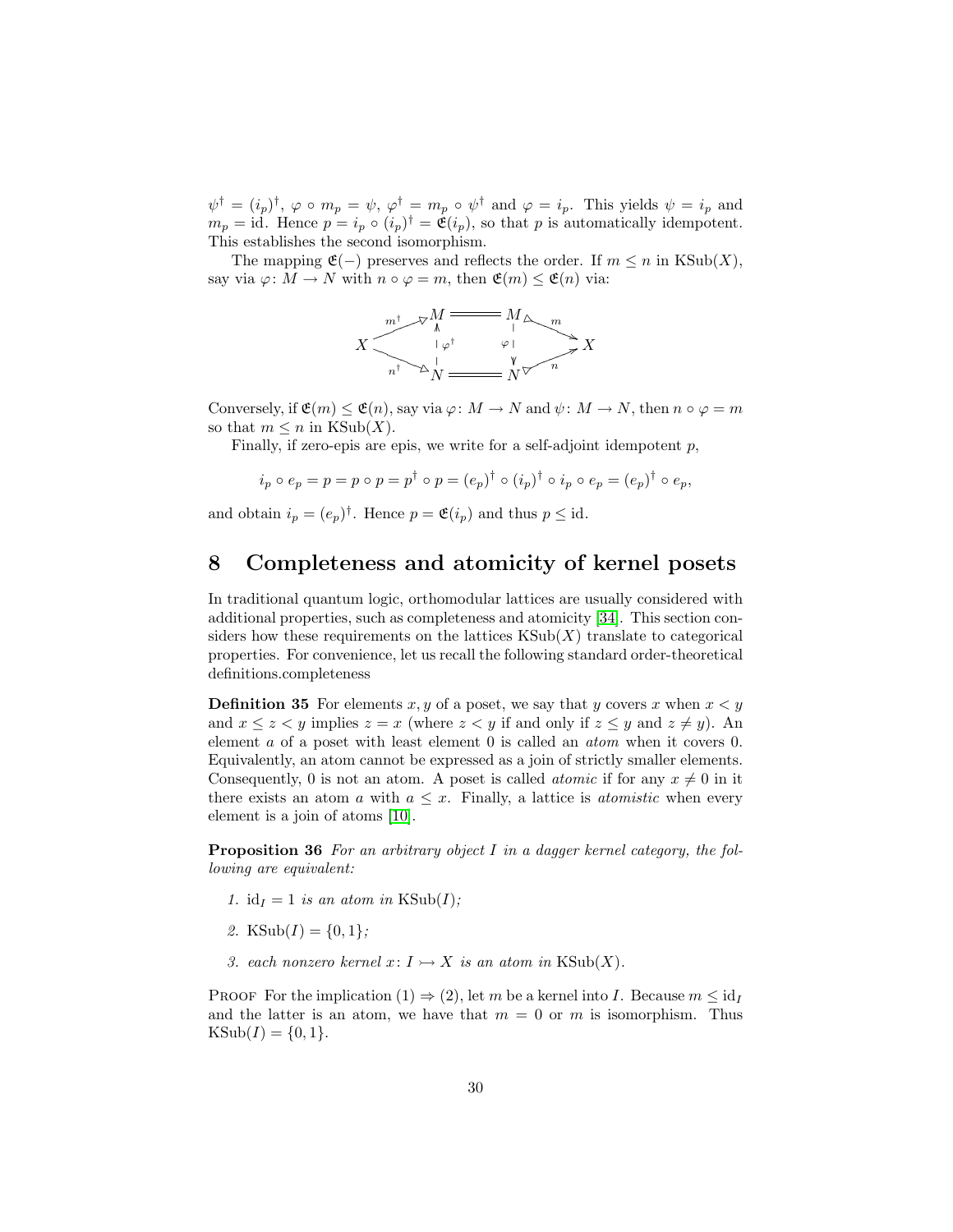$\psi^\dagger = (i_p)^\dagger$, $\varphi \circ m_p = \psi$, $\varphi^\dagger = m_p \circ \psi^\dagger$ and $\varphi = i_p$. This yields $\psi = i_p$ and $m_p = \mathrm{id}$. Hence $p = i_p \circ (i_p)^\dagger = \mathfrak{E}(i_p)$, so that $p$ is automatically idempotent. This establishes the second isomorphism.

The mapping $\mathfrak{E}(-)$ preserves and reflects the order. If $m \leq n$ in $\mathrm{KSub}(X)$, say via $\varphi\colon M \to N$ with $n \circ \varphi = m$, then $\mathfrak{E}(m) \leq \mathfrak{E}(n)$ via:

$$\begin{array}{ccccc} & M & = & M & \\ X \nearrow^{m^\dagger} & \uparrow \varphi^\dagger & & \varphi \downarrow & \searrow^{m} X \\ \searrow_{n^\dagger} & N & = & N & \nearrow_{n} \end{array}$$

Conversely, if $\mathfrak{E}(m) \leq \mathfrak{E}(n)$, say via $\varphi\colon M \to N$ and $\psi\colon M \to N$, then $n \circ \varphi = m$ so that $m \leq n$ in $\mathrm{KSub}(X)$.

Finally, if zero-epis are epis, we write for a self-adjoint idempotent $p$,

$$i_p \circ e_p = p = p \circ p = p^\dagger \circ p = (e_p)^\dagger \circ (i_p)^\dagger \circ i_p \circ e_p = (e_p)^\dagger \circ e_p,$$

and obtain $i_p = (e_p)^\dagger$. Hence $p = \mathfrak{E}(i_p)$ and thus $p \leq \mathrm{id}$.

# 8 Completeness and atomicity of kernel posets

In traditional quantum logic, orthomodular lattices are usually considered with additional properties, such as completeness and atomicity [34]. This section considers how these requirements on the lattices $\mathrm{KSub}(X)$ translate to categorical properties. For convenience, let us recall the following standard order-theoretical definitions.completeness

**Definition 35** For elements $x, y$ of a poset, we say that $y$ covers $x$ when $x < y$ and $x \leq z < y$ implies $z = x$ (where $z < y$ if and only if $z \leq y$ and $z \neq y$). An element $a$ of a poset with least element 0 is called an *atom* when it covers 0. Equivalently, an atom cannot be expressed as a join of strictly smaller elements. Consequently, 0 is not an atom. A poset is called *atomic* if for any $x \neq 0$ in it there exists an atom $a$ with $a \leq x$. Finally, a lattice is *atomistic* when every element is a join of atoms [10].

**Proposition 36** *For an arbitrary object $I$ in a dagger kernel category, the following are equivalent:*

1. *$\mathrm{id}_I = 1$ is an atom in $\mathrm{KSub}(I)$;*
2. *$\mathrm{KSub}(I) = \{0, 1\}$;*
3. *each nonzero kernel $x\colon I \rightarrowtail X$ is an atom in $\mathrm{KSub}(X)$.*

Proof For the implication (1) $\Rightarrow$ (2), let $m$ be a kernel into $I$. Because $m \leq \mathrm{id}_I$ and the latter is an atom, we have that $m = 0$ or $m$ is isomorphism. Thus $\mathrm{KSub}(I) = \{0, 1\}$.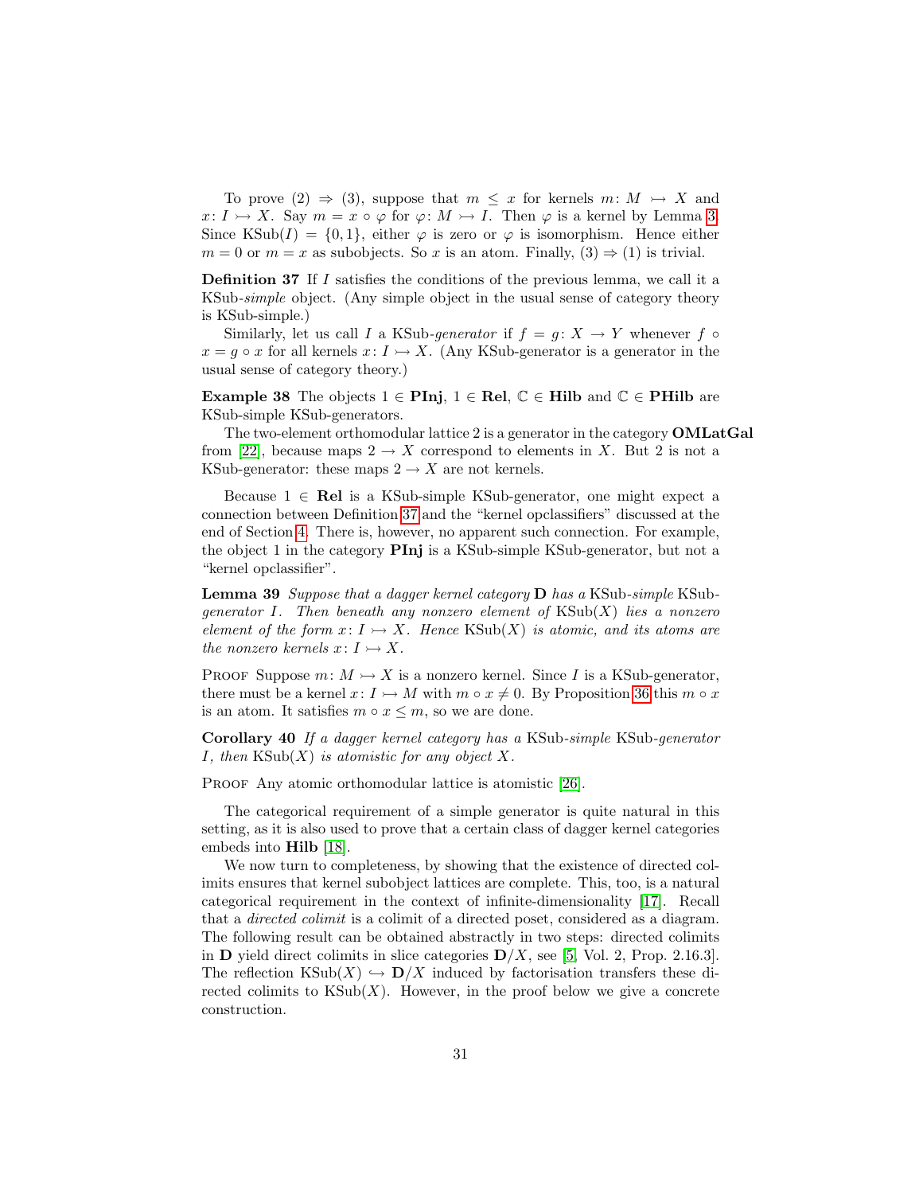To prove (2) $\Rightarrow$ (3), suppose that $m \leq x$ for kernels $m\colon M \rightarrowtail X$ and $x\colon I \rightarrowtail X$. Say $m = x \circ \varphi$ for $\varphi\colon M \rightarrowtail I$. Then $\varphi$ is a kernel by Lemma 3. Since $\mathrm{KSub}(I) = \{0, 1\}$, either $\varphi$ is zero or $\varphi$ is isomorphism. Hence either $m = 0$ or $m = x$ as subobjects. So $x$ is an atom. Finally, (3) $\Rightarrow$ (1) is trivial.

**Definition 37** If $I$ satisfies the conditions of the previous lemma, we call it a KSub-*simple* object. (Any simple object in the usual sense of category theory is KSub-simple.)

Similarly, let us call $I$ a KSub-*generator* if $f = g\colon X \to Y$ whenever $f \circ x = g \circ x$ for all kernels $x\colon I \rightarrowtail X$. (Any KSub-generator is a generator in the usual sense of category theory.)

**Example 38** The objects $1 \in \mathbf{PInj}$, $1 \in \mathbf{Rel}$, $\mathbb{C} \in \mathbf{Hilb}$ and $\mathbb{C} \in \mathbf{PHilb}$ are KSub-simple KSub-generators.

The two-element orthomodular lattice 2 is a generator in the category **OMLatGal** from [22], because maps $2 \to X$ correspond to elements in $X$. But 2 is not a KSub-generator: these maps $2 \to X$ are not kernels.

Because $1 \in \mathbf{Rel}$ is a KSub-simple KSub-generator, one might expect a connection between Definition 37 and the "kernel opclassifiers" discussed at the end of Section 4. There is, however, no apparent such connection. For example, the object 1 in the category **PInj** is a KSub-simple KSub-generator, but not a "kernel opclassifier".

**Lemma 39** *Suppose that a dagger kernel category* $\mathbf{D}$ *has a* KSub-*simple* KSub-*generator* $I$. *Then beneath any nonzero element of* $\mathrm{KSub}(X)$ *lies a nonzero element of the form* $x\colon I \rightarrowtail X$. *Hence* $\mathrm{KSub}(X)$ *is atomic, and its atoms are the nonzero kernels* $x\colon I \rightarrowtail X$.

Proof Suppose $m\colon M \rightarrowtail X$ is a nonzero kernel. Since $I$ is a KSub-generator, there must be a kernel $x\colon I \rightarrowtail M$ with $m \circ x \neq 0$. By Proposition 36 this $m \circ x$ is an atom. It satisfies $m \circ x \leq m$, so we are done.

**Corollary 40** *If a dagger kernel category has a* KSub-*simple* KSub-*generator* $I$, *then* $\mathrm{KSub}(X)$ *is atomistic for any object* $X$.

Proof Any atomic orthomodular lattice is atomistic [26].

The categorical requirement of a simple generator is quite natural in this setting, as it is also used to prove that a certain class of dagger kernel categories embeds into **Hilb** [18].

We now turn to completeness, by showing that the existence of directed colimits ensures that kernel subobject lattices are complete. This, too, is a natural categorical requirement in the context of infinite-dimensionality [17]. Recall that a *directed colimit* is a colimit of a directed poset, considered as a diagram. The following result can be obtained abstractly in two steps: directed colimits in $\mathbf{D}$ yield direct colimits in slice categories $\mathbf{D}/X$, see [5, Vol. 2, Prop. 2.16.3]. The reflection $\mathrm{KSub}(X) \hookrightarrow \mathbf{D}/X$ induced by factorisation transfers these directed colimits to $\mathrm{KSub}(X)$. However, in the proof below we give a concrete construction.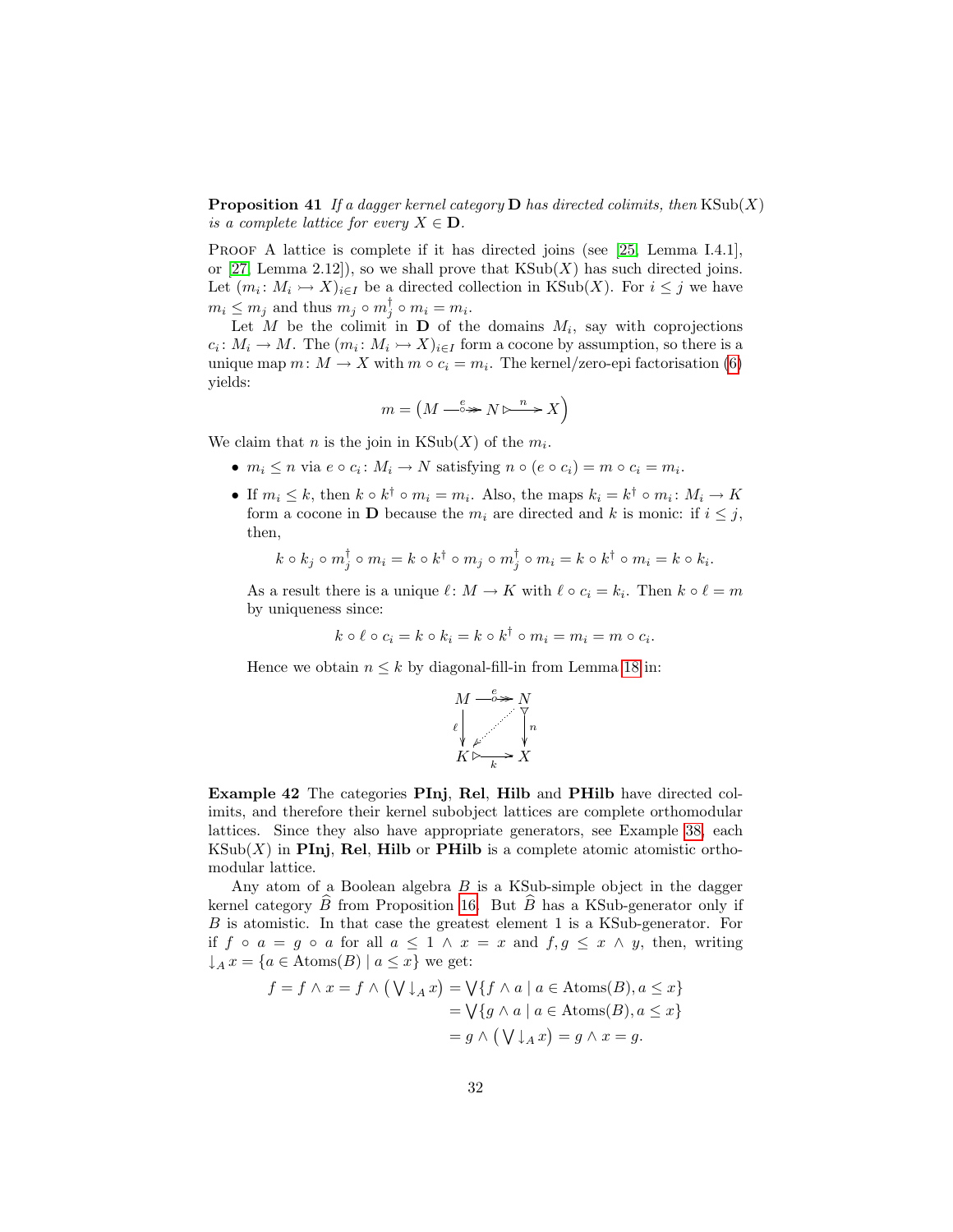**Proposition 41** *If a dagger kernel category* $\mathbf{D}$ *has directed colimits, then* $\mathrm{KSub}(X)$ *is a complete lattice for every* $X \in \mathbf{D}$.

Proof A lattice is complete if it has directed joins (see [25, Lemma I.4.1], or [27, Lemma 2.12]), so we shall prove that $\mathrm{KSub}(X)$ has such directed joins. Let $(m_i \colon M_i \rightarrowtail X)_{i \in I}$ be a directed collection in $\mathrm{KSub}(X)$. For $i \leq j$ we have $m_i \leq m_j$ and thus $m_j \circ m_j^\dagger \circ m_i = m_i$.

Let $M$ be the colimit in $\mathbf{D}$ of the domains $M_i$, say with coprojections $c_i \colon M_i \to M$. The $(m_i \colon M_i \rightarrowtail X)_{i \in I}$ form a cocone by assumption, so there is a unique map $m \colon M \to X$ with $m \circ c_i = m_i$. The kernel/zero-epi factorisation (6) yields:

$$m = \big(M \overset{e}{\twoheadrightarrow} N \rightarrowtail^{n} X\big)$$

We claim that $n$ is the join in $\mathrm{KSub}(X)$ of the $m_i$.

- $m_i \leq n$ via $e \circ c_i \colon M_i \to N$ satisfying $n \circ (e \circ c_i) = m \circ c_i = m_i$.
- If $m_i \leq k$, then $k \circ k^\dagger \circ m_i = m_i$. Also, the maps $k_i = k^\dagger \circ m_i \colon M_i \to K$ form a cocone in $\mathbf{D}$ because the $m_i$ are directed and $k$ is monic: if $i \leq j$, then,

  $$k \circ k_j \circ m_j^\dagger \circ m_i = k \circ k^\dagger \circ m_j \circ m_j^\dagger \circ m_i = k \circ k^\dagger \circ m_i = k \circ k_i.$$

  As a result there is a unique $\ell \colon M \to K$ with $\ell \circ c_i = k_i$. Then $k \circ \ell = m$ by uniqueness since:

  $$k \circ \ell \circ c_i = k \circ k_i = k \circ k^\dagger \circ m_i = m_i = m \circ c_i.$$

  Hence we obtain $n \leq k$ by diagonal-fill-in from Lemma 18 in:

  $$\begin{array}{ccc} M & \overset{e}{\twoheadrightarrow} & N \\ {\scriptstyle \ell}\downarrow & \swarrow & \downarrow{\scriptstyle n} \\ K & \underset{k}{\rightarrowtail} & X \end{array}$$

**Example 42** The categories $\mathbf{PInj}$, $\mathbf{Rel}$, $\mathbf{Hilb}$ and $\mathbf{PHilb}$ have directed colimits, and therefore their kernel subobject lattices are complete orthomodular lattices. Since they also have appropriate generators, see Example 38, each $\mathrm{KSub}(X)$ in $\mathbf{PInj}$, $\mathbf{Rel}$, $\mathbf{Hilb}$ or $\mathbf{PHilb}$ is a complete atomic atomistic orthomodular lattice.

Any atom of a Boolean algebra $B$ is a KSub-simple object in the dagger kernel category $\widehat{B}$ from Proposition 16. But $\widehat{B}$ has a KSub-generator only if $B$ is atomistic. In that case the greatest element 1 is a KSub-generator. For if $f \circ a = g \circ a$ for all $a \leq 1 \wedge x = x$ and $f, g \leq x \wedge y$, then, writing $\downarrow_A x = \{a \in \mathrm{Atoms}(B) \mid a \leq x\}$ we get:

$$\begin{aligned} f = f \wedge x = f \wedge \big(\textstyle\bigvee \downarrow_A x\big) &= \textstyle\bigvee \{f \wedge a \mid a \in \mathrm{Atoms}(B), a \leq x\} \\ &= \textstyle\bigvee \{g \wedge a \mid a \in \mathrm{Atoms}(B), a \leq x\} \\ &= g \wedge \big(\textstyle\bigvee \downarrow_A x\big) = g \wedge x = g. \end{aligned}$$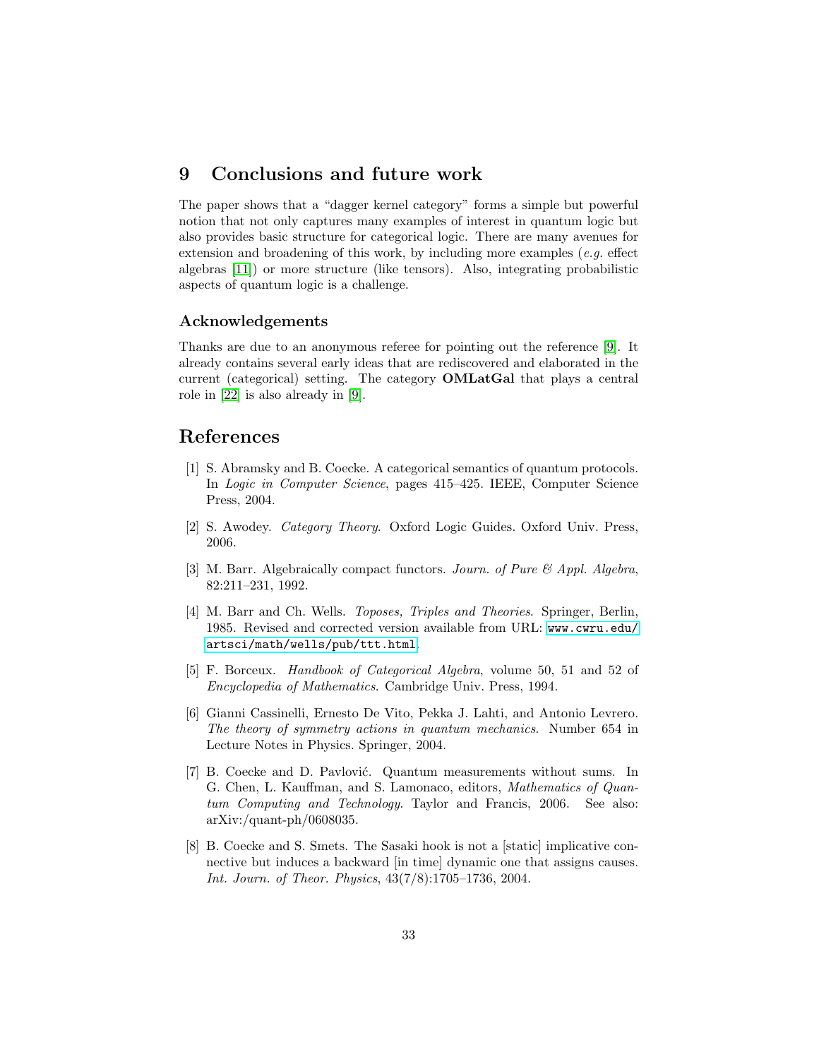## 9 Conclusions and future work

The paper shows that a "dagger kernel category" forms a simple but powerful notion that not only captures many examples of interest in quantum logic but also provides basic structure for categorical logic. There are many avenues for extension and broadening of this work, by including more examples (*e.g.* effect algebras [11]) or more structure (like tensors). Also, integrating probabilistic aspects of quantum logic is a challenge.

### Acknowledgements

Thanks are due to an anonymous referee for pointing out the reference [9]. It already contains several early ideas that are rediscovered and elaborated in the current (categorical) setting. The category **OMLatGal** that plays a central role in [22] is also already in [9].

## References

[1] S. Abramsky and B. Coecke. A categorical semantics of quantum protocols. In *Logic in Computer Science*, pages 415–425. IEEE, Computer Science Press, 2004.

[2] S. Awodey. *Category Theory*. Oxford Logic Guides. Oxford Univ. Press, 2006.

[3] M. Barr. Algebraically compact functors. *Journ. of Pure & Appl. Algebra*, 82:211–231, 1992.

[4] M. Barr and Ch. Wells. *Toposes, Triples and Theories*. Springer, Berlin, 1985. Revised and corrected version available from URL: `www.cwru.edu/artsci/math/wells/pub/ttt.html`.

[5] F. Borceux. *Handbook of Categorical Algebra*, volume 50, 51 and 52 of *Encyclopedia of Mathematics*. Cambridge Univ. Press, 1994.

[6] Gianni Cassinelli, Ernesto De Vito, Pekka J. Lahti, and Antonio Levrero. *The theory of symmetry actions in quantum mechanics*. Number 654 in Lecture Notes in Physics. Springer, 2004.

[7] B. Coecke and D. Pavlović. Quantum measurements without sums. In G. Chen, L. Kauffman, and S. Lamonaco, editors, *Mathematics of Quantum Computing and Technology*. Taylor and Francis, 2006. See also: arXiv:/quant-ph/0608035.

[8] B. Coecke and S. Smets. The Sasaki hook is not a [static] implicative connective but induces a backward [in time] dynamic one that assigns causes. *Int. Journ. of Theor. Physics*, 43(7/8):1705–1736, 2004.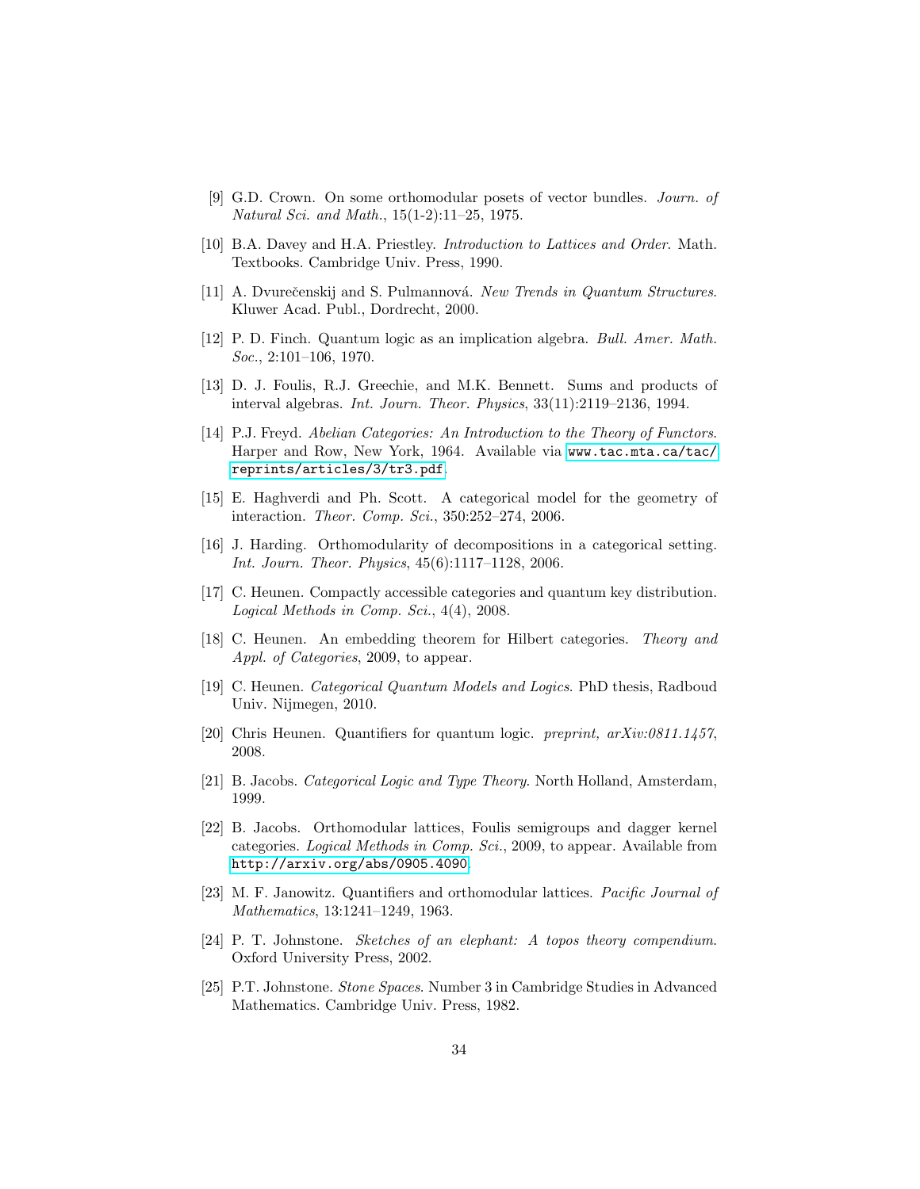[9] G.D. Crown. On some orthomodular posets of vector bundles. *Journ. of Natural Sci. and Math.*, 15(1-2):11–25, 1975.

[10] B.A. Davey and H.A. Priestley. *Introduction to Lattices and Order*. Math. Textbooks. Cambridge Univ. Press, 1990.

[11] A. Dvurečenskij and S. Pulmannová. *New Trends in Quantum Structures*. Kluwer Acad. Publ., Dordrecht, 2000.

[12] P. D. Finch. Quantum logic as an implication algebra. *Bull. Amer. Math. Soc.*, 2:101–106, 1970.

[13] D. J. Foulis, R.J. Greechie, and M.K. Bennett. Sums and products of interval algebras. *Int. Journ. Theor. Physics*, 33(11):2119–2136, 1994.

[14] P.J. Freyd. *Abelian Categories: An Introduction to the Theory of Functors*. Harper and Row, New York, 1964. Available via `www.tac.mta.ca/tac/reprints/articles/3/tr3.pdf`.

[15] E. Haghverdi and Ph. Scott. A categorical model for the geometry of interaction. *Theor. Comp. Sci.*, 350:252–274, 2006.

[16] J. Harding. Orthomodularity of decompositions in a categorical setting. *Int. Journ. Theor. Physics*, 45(6):1117–1128, 2006.

[17] C. Heunen. Compactly accessible categories and quantum key distribution. *Logical Methods in Comp. Sci.*, 4(4), 2008.

[18] C. Heunen. An embedding theorem for Hilbert categories. *Theory and Appl. of Categories*, 2009, to appear.

[19] C. Heunen. *Categorical Quantum Models and Logics*. PhD thesis, Radboud Univ. Nijmegen, 2010.

[20] Chris Heunen. Quantifiers for quantum logic. *preprint, arXiv:0811.1457*, 2008.

[21] B. Jacobs. *Categorical Logic and Type Theory*. North Holland, Amsterdam, 1999.

[22] B. Jacobs. Orthomodular lattices, Foulis semigroups and dagger kernel categories. *Logical Methods in Comp. Sci.*, 2009, to appear. Available from `http://arxiv.org/abs/0905.4090`.

[23] M. F. Janowitz. Quantifiers and orthomodular lattices. *Pacific Journal of Mathematics*, 13:1241–1249, 1963.

[24] P. T. Johnstone. *Sketches of an elephant: A topos theory compendium*. Oxford University Press, 2002.

[25] P.T. Johnstone. *Stone Spaces*. Number 3 in Cambridge Studies in Advanced Mathematics. Cambridge Univ. Press, 1982.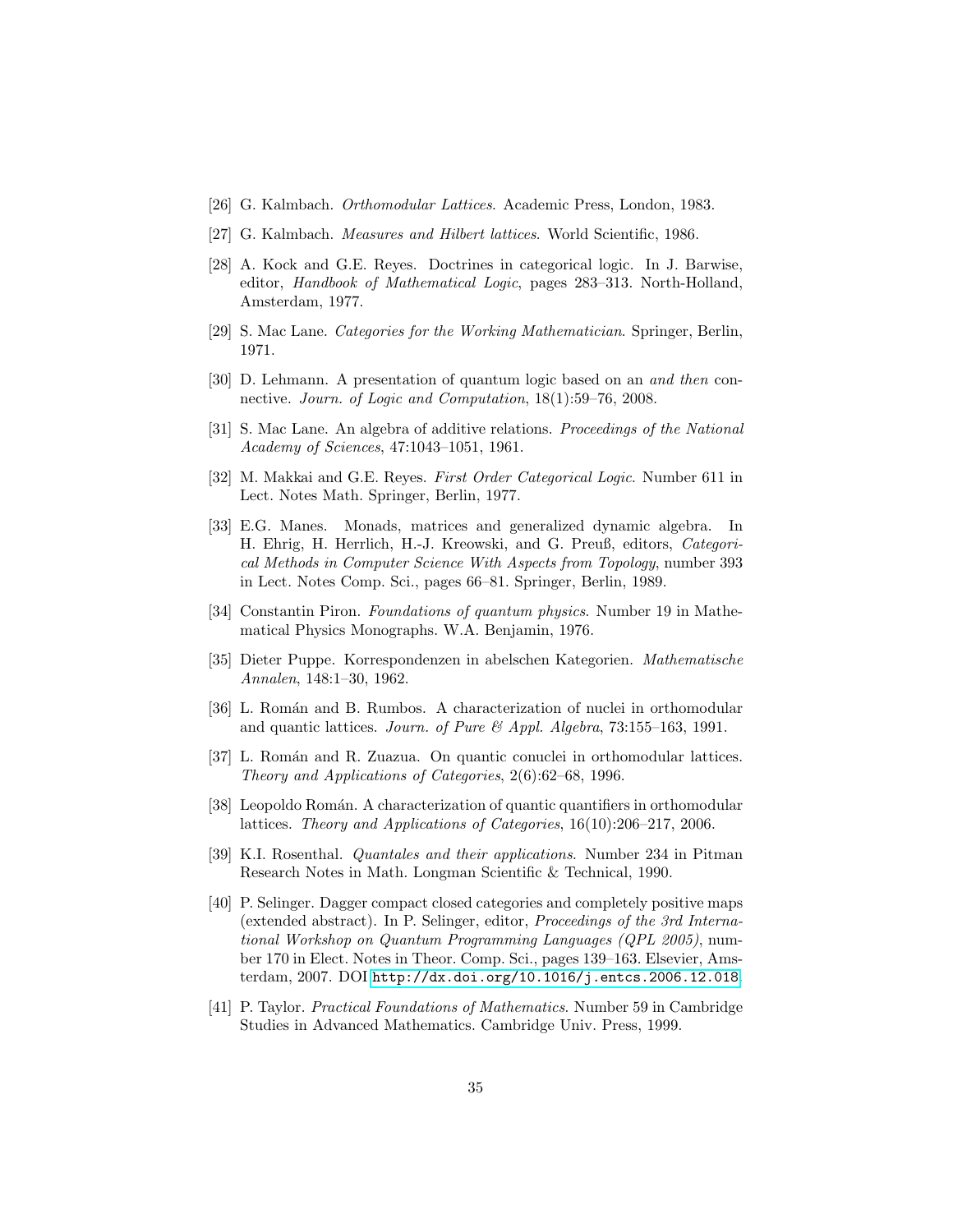[26] G. Kalmbach. *Orthomodular Lattices*. Academic Press, London, 1983.

[27] G. Kalmbach. *Measures and Hilbert lattices*. World Scientific, 1986.

[28] A. Kock and G.E. Reyes. Doctrines in categorical logic. In J. Barwise, editor, *Handbook of Mathematical Logic*, pages 283–313. North-Holland, Amsterdam, 1977.

[29] S. Mac Lane. *Categories for the Working Mathematician*. Springer, Berlin, 1971.

[30] D. Lehmann. A presentation of quantum logic based on an *and then* connective. *Journ. of Logic and Computation*, 18(1):59–76, 2008.

[31] S. Mac Lane. An algebra of additive relations. *Proceedings of the National Academy of Sciences*, 47:1043–1051, 1961.

[32] M. Makkai and G.E. Reyes. *First Order Categorical Logic*. Number 611 in Lect. Notes Math. Springer, Berlin, 1977.

[33] E.G. Manes. Monads, matrices and generalized dynamic algebra. In H. Ehrig, H. Herrlich, H.-J. Kreowski, and G. Preuß, editors, *Categorical Methods in Computer Science With Aspects from Topology*, number 393 in Lect. Notes Comp. Sci., pages 66–81. Springer, Berlin, 1989.

[34] Constantin Piron. *Foundations of quantum physics*. Number 19 in Mathematical Physics Monographs. W.A. Benjamin, 1976.

[35] Dieter Puppe. Korrespondenzen in abelschen Kategorien. *Mathematische Annalen*, 148:1–30, 1962.

[36] L. Román and B. Rumbos. A characterization of nuclei in orthomodular and quantic lattices. *Journ. of Pure & Appl. Algebra*, 73:155–163, 1991.

[37] L. Román and R. Zuazua. On quantic conuclei in orthomodular lattices. *Theory and Applications of Categories*, 2(6):62–68, 1996.

[38] Leopoldo Román. A characterization of quantic quantifiers in orthomodular lattices. *Theory and Applications of Categories*, 16(10):206–217, 2006.

[39] K.I. Rosenthal. *Quantales and their applications*. Number 234 in Pitman Research Notes in Math. Longman Scientific & Technical, 1990.

[40] P. Selinger. Dagger compact closed categories and completely positive maps (extended abstract). In P. Selinger, editor, *Proceedings of the 3rd International Workshop on Quantum Programming Languages (QPL 2005)*, number 170 in Elect. Notes in Theor. Comp. Sci., pages 139–163. Elsevier, Amsterdam, 2007. DOI `http://dx.doi.org/10.1016/j.entcs.2006.12.018`.

[41] P. Taylor. *Practical Foundations of Mathematics*. Number 59 in Cambridge Studies in Advanced Mathematics. Cambridge Univ. Press, 1999.